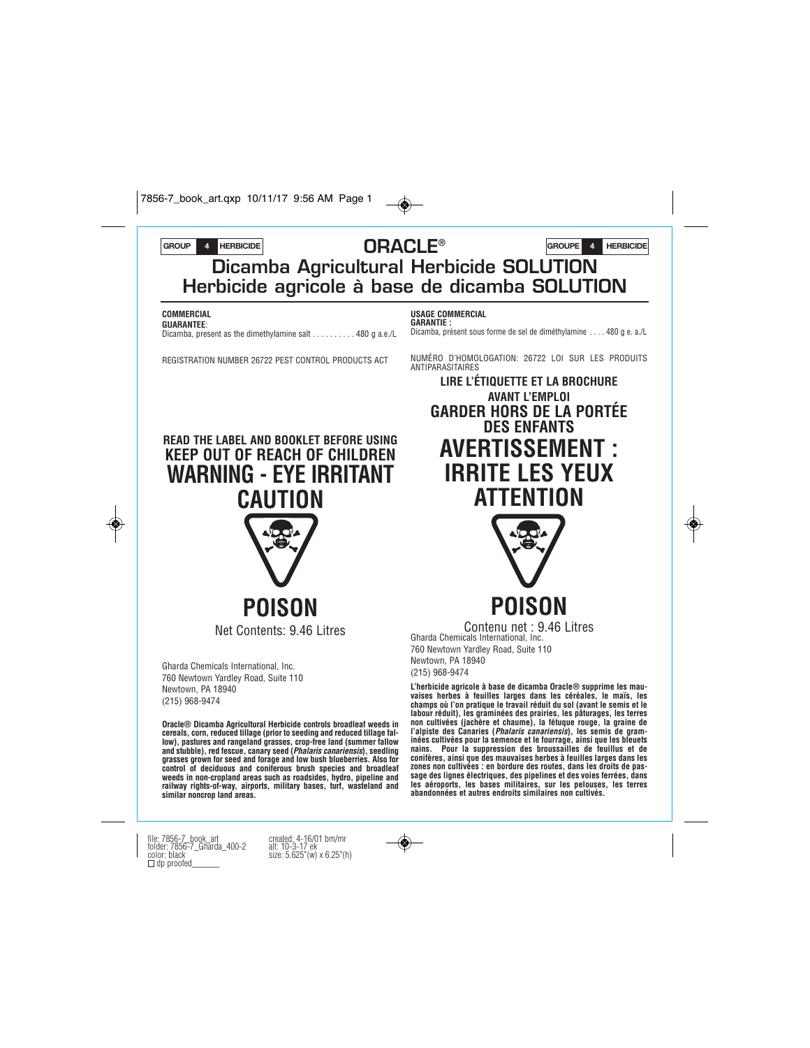GROUP 4 HERBICIDE

# ORACLE®

GROUPE 4 HERBICIDE

## Dicamba Agricultural Herbicide SOLUTION
## Herbicide agricole à base de dicamba SOLUTION

**COMMERCIAL**

**GUARANTEE**:
Dicamba, present as the dimethylamine salt . . . . . . . . . . 480 g a.e./L

REGISTRATION NUMBER 26722 PEST CONTROL PRODUCTS ACT

**READ THE LABEL AND BOOKLET BEFORE USING**

**KEEP OUT OF REACH OF CHILDREN**

**WARNING - EYE IRRITANT**

**CAUTION**

**POISON**

Net Contents: 9.46 Litres

Gharda Chemicals International, Inc.
760 Newtown Yardley Road, Suite 110
Newtown, PA 18940
(215) 968-9474

**Oracle® Dicamba Agricultural Herbicide controls broadleaf weeds in cereals, corn, reduced tillage (prior to seeding and reduced tillage fallow), pastures and rangeland grasses, crop-free land (summer fallow and stubble), red fescue, canary seed (*Phalaris canariensis*), seedling grasses grown for seed and forage and low bush blueberries. Also for control of deciduous and coniferous brush species and broadleaf weeds in non-cropland areas such as roadsides, hydro, pipeline and railway rights-of-way, airports, military bases, turf, wasteland and similar noncrop land areas.**

**USAGE COMMERCIAL**

**GARANTIE :**
Dicamba, présent sous forme de sel de diméthylamine . . . . 480 g e. a./L

NUMÉRO D'HOMOLOGATION: 26722 LOI SUR LES PRODUITS ANTIPARASITAIRES

**LIRE L'ÉTIQUETTE ET LA BROCHURE AVANT L'EMPLOI**

**GARDER HORS DE LA PORTÉE DES ENFANTS**

**AVERTISSEMENT : IRRITE LES YEUX**

**ATTENTION**

**POISON**

Contenu net : 9.46 Litres

Gharda Chemicals International, Inc.
760 Newtown Yardley Road, Suite 110
Newtown, PA 18940
(215) 968-9474

**L'herbicide agricole à base de dicamba Oracle® supprime les mauvaises herbes à feuilles larges dans les céréales, le maïs, les champs où l'on pratique le travail réduit du sol (avant le semis et le labour réduit), les graminées des prairies, les pâturages, les terres non cultivées (jachère et chaume), la fétuque rouge, la graine de l'alpiste des Canaries (*Phalaris canariensis*), les semis de graminées cultivées pour la semence et le fourrage, ainsi que les bleuets nains. Pour la suppression des broussailles de feuillus et de conifères, ainsi que des mauvaises herbes à feuilles larges dans les zones non cultivées : en bordure des routes, dans les droits de passage des lignes électriques, des pipelines et des voies ferrées, dans les aéroports, les bases militaires, sur les pelouses, les terres abandonnées et autres endroits similaires non cultivés.**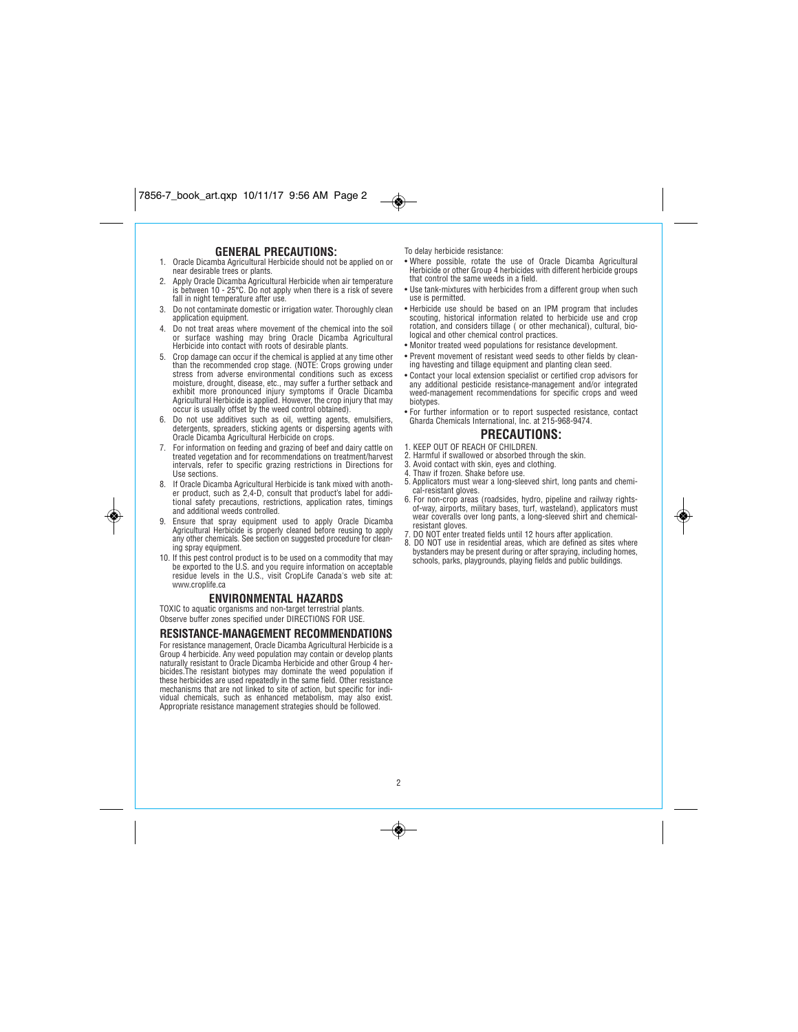## GENERAL PRECAUTIONS:

1. Oracle Dicamba Agricultural Herbicide should not be applied on or near desirable trees or plants.
2. Apply Oracle Dicamba Agricultural Herbicide when air temperature is between 10 - 25°C. Do not apply when there is a risk of severe fall in night temperature after use.
3. Do not contaminate domestic or irrigation water. Thoroughly clean application equipment.
4. Do not treat areas where movement of the chemical into the soil or surface washing may bring Oracle Dicamba Agricultural Herbicide into contact with roots of desirable plants.
5. Crop damage can occur if the chemical is applied at any time other than the recommended crop stage. (NOTE: Crops growing under stress from adverse environmental conditions such as excess moisture, drought, disease, etc., may suffer a further setback and exhibit more pronounced injury symptoms if Oracle Dicamba Agricultural Herbicide is applied. However, the crop injury that may occur is usually offset by the weed control obtained).
6. Do not use additives such as oil, wetting agents, emulsifiers, detergents, spreaders, sticking agents or dispersing agents with Oracle Dicamba Agricultural Herbicide on crops.
7. For information on feeding and grazing of beef and dairy cattle on treated vegetation and for recommendations on treatment/harvest intervals, refer to specific grazing restrictions in Directions for Use sections.
8. If Oracle Dicamba Agricultural Herbicide is tank mixed with another product, such as 2,4-D, consult that product's label for additional safety precautions, restrictions, application rates, timings and additional weeds controlled.
9. Ensure that spray equipment used to apply Oracle Dicamba Agricultural Herbicide is properly cleaned before reusing to apply any other chemicals. See section on suggested procedure for cleaning spray equipment.
10. If this pest control product is to be used on a commodity that may be exported to the U.S. and you require information on acceptable residue levels in the U.S., visit CropLife Canada's web site at: www.croplife.ca

## ENVIRONMENTAL HAZARDS

TOXIC to aquatic organisms and non-target terrestrial plants.
Observe buffer zones specified under DIRECTIONS FOR USE.

## RESISTANCE-MANAGEMENT RECOMMENDATIONS

For resistance management, Oracle Dicamba Agricultural Herbicide is a Group 4 herbicide. Any weed population may contain or develop plants naturally resistant to Oracle Dicamba Herbicide and other Group 4 herbicides.The resistant biotypes may dominate the weed population if these herbicides are used repeatedly in the same field. Other resistance mechanisms that are not linked to site of action, but specific for individual chemicals, such as enhanced metabolism, may also exist. Appropriate resistance management strategies should be followed.

To delay herbicide resistance:

- Where possible, rotate the use of Oracle Dicamba Agricultural Herbicide or other Group 4 herbicides with different herbicide groups that control the same weeds in a field.
- Use tank-mixtures with herbicides from a different group when such use is permitted.
- Herbicide use should be based on an IPM program that includes scouting, historical information related to herbicide use and crop rotation, and considers tillage ( or other mechanical), cultural, biological and other chemical control practices.
- Monitor treated weed populations for resistance development.
- Prevent movement of resistant weed seeds to other fields by cleaning harvesting and tillage equipment and planting clean seed.
- Contact your local extension specialist or certified crop advisors for any additional pesticide resistance-management and/or integrated weed-management recommendations for specific crops and weed biotypes.
- For further information or to report suspected resistance, contact Gharda Chemicals International, Inc. at 215-968-9474.

## PRECAUTIONS:

1. KEEP OUT OF REACH OF CHILDREN.
2. Harmful if swallowed or absorbed through the skin.
3. Avoid contact with skin, eyes and clothing.
4. Thaw if frozen. Shake before use.
5. Applicators must wear a long-sleeved shirt, long pants and chemical-resistant gloves.
6. For non-crop areas (roadsides, hydro, pipeline and railway rights-of-way, airports, military bases, turf, wasteland), applicators must wear coveralls over long pants, a long-sleeved shirt and chemical-resistant gloves.
7. DO NOT enter treated fields until 12 hours after application.
8. DO NOT use in residential areas, which are defined as sites where bystanders may be present during or after spraying, including homes, schools, parks, playgrounds, playing fields and public buildings.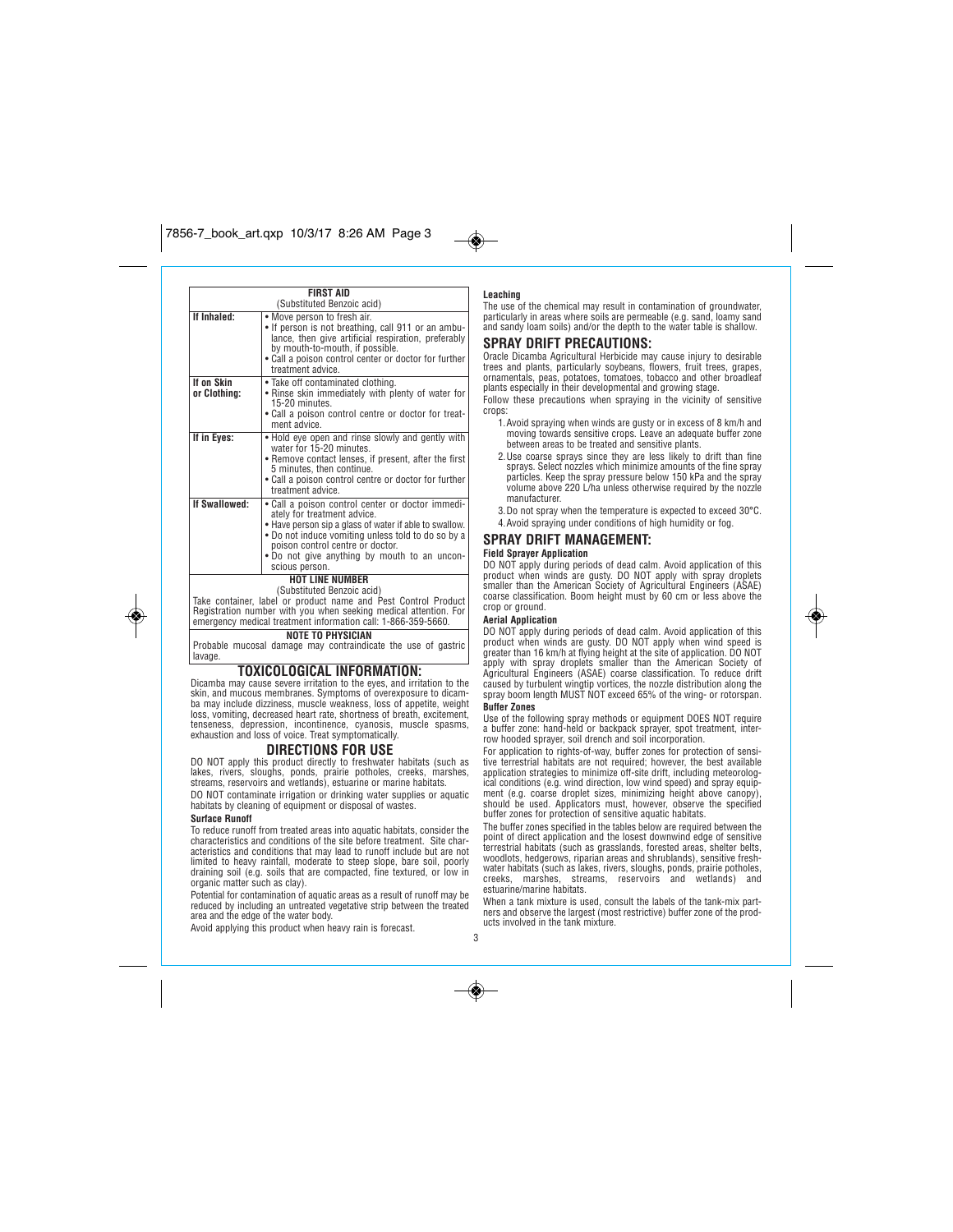| FIRST AID (Substituted Benzoic acid) | |
|---|---|
| **If Inhaled:** | • Move person to fresh air. • If person is not breathing, call 911 or an ambulance, then give artificial respiration, preferably by mouth-to-mouth, if possible. • Call a poison control center or doctor for further treatment advice. |
| **If on Skin or Clothing:** | • Take off contaminated clothing. • Rinse skin immediately with plenty of water for 15-20 minutes. • Call a poison control centre or doctor for treatment advice. |
| **If in Eyes:** | • Hold eye open and rinse slowly and gently with water for 15-20 minutes. • Remove contact lenses, if present, after the first 5 minutes, then continue. • Call a poison control centre or doctor for further treatment advice. |
| **If Swallowed:** | • Call a poison control center or doctor immediately for treatment advice. • Have person sip a glass of water if able to swallow. • Do not induce vomiting unless told to do so by a poison control centre or doctor. • Do not give anything by mouth to an unconscious person. |

**HOT LINE NUMBER**
(Substituted Benzoic acid)

Take container, label or product name and Pest Control Product Registration number with you when seeking medical attention. For emergency medical treatment information call: 1-866-359-5660.

**NOTE TO PHYSICIAN**

Probable mucosal damage may contraindicate the use of gastric lavage.

## TOXICOLOGICAL INFORMATION:

Dicamba may cause severe irritation to the eyes, and irritation to the skin, and mucous membranes. Symptoms of overexposure to dicamba may include dizziness, muscle weakness, loss of appetite, weight loss, vomiting, decreased heart rate, shortness of breath, excitement, tenseness, depression, incontinence, cyanosis, muscle spasms, exhaustion and loss of voice. Treat symptomatically.

## DIRECTIONS FOR USE

DO NOT apply this product directly to freshwater habitats (such as lakes, rivers, sloughs, ponds, prairie potholes, creeks, marshes, streams, reservoirs and wetlands), estuarine or marine habitats.

DO NOT contaminate irrigation or drinking water supplies or aquatic habitats by cleaning of equipment or disposal of wastes.

### Surface Runoff

To reduce runoff from treated areas into aquatic habitats, consider the characteristics and conditions of the site before treatment. Site characteristics and conditions that may lead to runoff include but are not limited to heavy rainfall, moderate to steep slope, bare soil, poorly draining soil (e.g. soils that are compacted, fine textured, or low in organic matter such as clay).

Potential for contamination of aquatic areas as a result of runoff may be reduced by including an untreated vegetative strip between the treated area and the edge of the water body.

Avoid applying this product when heavy rain is forecast.

### Leaching

The use of the chemical may result in contamination of groundwater, particularly in areas where soils are permeable (e.g. sand, loamy sand and sandy loam soils) and/or the depth to the water table is shallow.

## SPRAY DRIFT PRECAUTIONS:

Oracle Dicamba Agricultural Herbicide may cause injury to desirable trees and plants, particularly soybeans, flowers, fruit trees, grapes, ornamentals, peas, potatoes, tomatoes, tobacco and other broadleaf plants especially in their developmental and growing stage.

Follow these precautions when spraying in the vicinity of sensitive crops:

1. Avoid spraying when winds are gusty or in excess of 8 km/h and moving towards sensitive crops. Leave an adequate buffer zone between areas to be treated and sensitive plants.
2. Use coarse sprays since they are less likely to drift than fine sprays. Select nozzles which minimize amounts of the fine spray particles. Keep the spray pressure below 150 kPa and the spray volume above 220 L/ha unless otherwise required by the nozzle manufacturer.
3. Do not spray when the temperature is expected to exceed 30°C.
4. Avoid spraying under conditions of high humidity or fog.

## SPRAY DRIFT MANAGEMENT:

### Field Sprayer Application

DO NOT apply during periods of dead calm. Avoid application of this product when winds are gusty. DO NOT apply with spray droplets smaller than the American Society of Agricultural Engineers (ASAE) coarse classification. Boom height must by 60 cm or less above the crop or ground.

### Aerial Application

DO NOT apply during periods of dead calm. Avoid application of this product when winds are gusty. DO NOT apply when wind speed is greater than 16 km/h at flying height at the site of application. DO NOT apply with spray droplets smaller than the American Society of Agricultural Engineers (ASAE) coarse classification. To reduce drift caused by turbulent wingtip vortices, the nozzle distribution along the spray boom length MUST NOT exceed 65% of the wing- or rotorspan.

### Buffer Zones

Use of the following spray methods or equipment DOES NOT require a buffer zone: hand-held or backpack sprayer, spot treatment, inter-row hooded sprayer, soil drench and soil incorporation.

For application to rights-of-way, buffer zones for protection of sensitive terrestrial habitats are not required; however, the best available application strategies to minimize off-site drift, including meteorological conditions (e.g. wind direction, low wind speed) and spray equipment (e.g. coarse droplet sizes, minimizing height above canopy), should be used. Applicators must, however, observe the specified buffer zones for protection of sensitive aquatic habitats.

The buffer zones specified in the tables below are required between the point of direct application and the losest downwind edge of sensitive terrestrial habitats (such as grasslands, forested areas, shelter belts, woodlots, hedgerows, riparian areas and shrublands), sensitive freshwater habitats (such as lakes, rivers, sloughs, ponds, prairie potholes, creeks, marshes, streams, reservoirs and wetlands) and estuarine/marine habitats.

When a tank mixture is used, consult the labels of the tank-mix partners and observe the largest (most restrictive) buffer zone of the products involved in the tank mixture.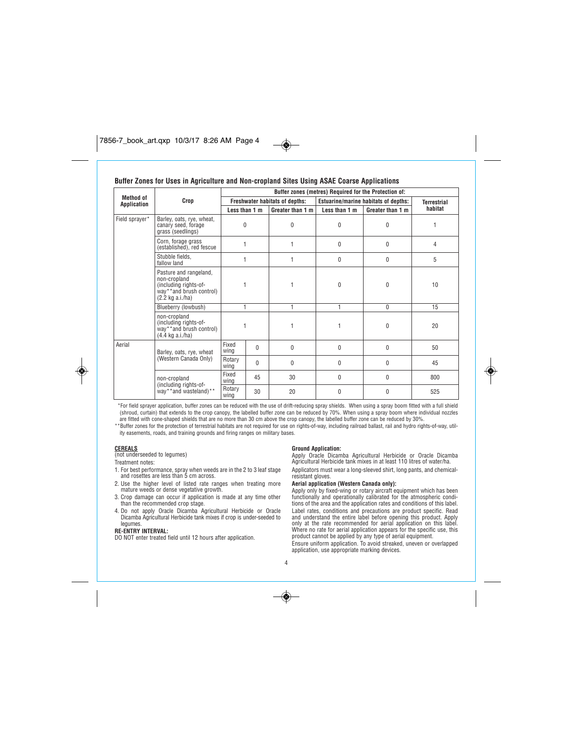## Buffer Zones for Uses in Agriculture and Non-cropland Sites Using ASAE Coarse Applications

| Method of Application | Crop | Buffer zones (metres) Required for the Protection of: | | | | | |
|---|---|---|---|---|---|---|---|
| | | Freshwater habitats of depths: | | | Estuarine/marine habitats of depths: | | Terrestrial habitat |
| | | Less than 1 m | | Greater than 1 m | Less than 1 m | Greater than 1 m | |
| Field sprayer* | Barley, oats, rye, wheat, canary seed, forage grass (seedlings) | 0 | | 0 | 0 | 0 | 1 |
| | Corn, forage grass (established), red fescue | 1 | | 1 | 0 | 0 | 4 |
| | Stubble fields, fallow land | 1 | | 1 | 0 | 0 | 5 |
| | Pasture and rangeland, non-cropland (including rights-of-way**and brush control) (2.2 kg a.i./ha) | 1 | | 1 | 0 | 0 | 10 |
| | Blueberry (lowbush) | 1 | | 1 | 1 | 0 | 15 |
| | non-cropland (including rights-of-way**and brush control) (4.4 kg a.i./ha) | 1 | | 1 | 1 | 0 | 20 |
| Aerial | Barley, oats, rye, wheat (Western Canada Only) | Fixed wing | 0 | 0 | 0 | 0 | 50 |
| | | Rotary wing | 0 | 0 | 0 | 0 | 45 |
| | non-cropland (including rights-of-way**and wasteland)** | Fixed wing | 45 | 30 | 0 | 0 | 800 |
| | | Rotary wing | 30 | 20 | 0 | 0 | 525 |

*For field sprayer application, buffer zones can be reduced with the use of drift-reducing spray shields. When using a spray boom fitted with a full shield (shroud, curtain) that extends to the crop canopy, the labelled buffer zone can be reduced by 70%. When using a spray boom where individual nozzles are fitted with cone-shaped shields that are no more than 30 cm above the crop canopy, the labelled buffer zone can be reduced by 30%.

**Buffer zones for the protection of terrestrial habitats are not required for use on rights-of-way, including railroad ballast, rail and hydro rights-of-way, utility easements, roads, and training grounds and firing ranges on military bases.

### CEREALS

(not underseeded to legumes)

Treatment notes:

1. For best performance, spray when weeds are in the 2 to 3 leaf stage and rosettes are less than 5 cm across.
2. Use the higher level of listed rate ranges when treating more mature weeds or dense vegetative growth.
3. Crop damage can occur if application is made at any time other than the recommended crop stage.
4. Do not apply Oracle Dicamba Agricultural Herbicide or Oracle Dicamba Agricultural Herbicide tank mixes if crop is under-seeded to legumes.

**RE-ENTRY INTERVAL:**

DO NOT enter treated field until 12 hours after application.

**Ground Application:**

Apply Oracle Dicamba Agricultural Herbicide or Oracle Dicamba Agricultural Herbicide tank mixes in at least 110 litres of water/ha.

Applicators must wear a long-sleeved shirt, long pants, and chemical-resistant gloves.

**Aerial application (Western Canada only):**

Apply only by fixed-wing or rotary aircraft equipment which has been functionally and operationally calibrated for the atmospheric conditions of the area and the application rates and conditions of this label.

Label rates, conditions and precautions are product specific. Read and understand the entire label before opening this product. Apply only at the rate recommended for aerial application on this label. Where no rate for aerial application appears for the specific use, this product cannot be applied by any type of aerial equipment.

Ensure uniform application. To avoid streaked, uneven or overlapped application, use appropriate marking devices.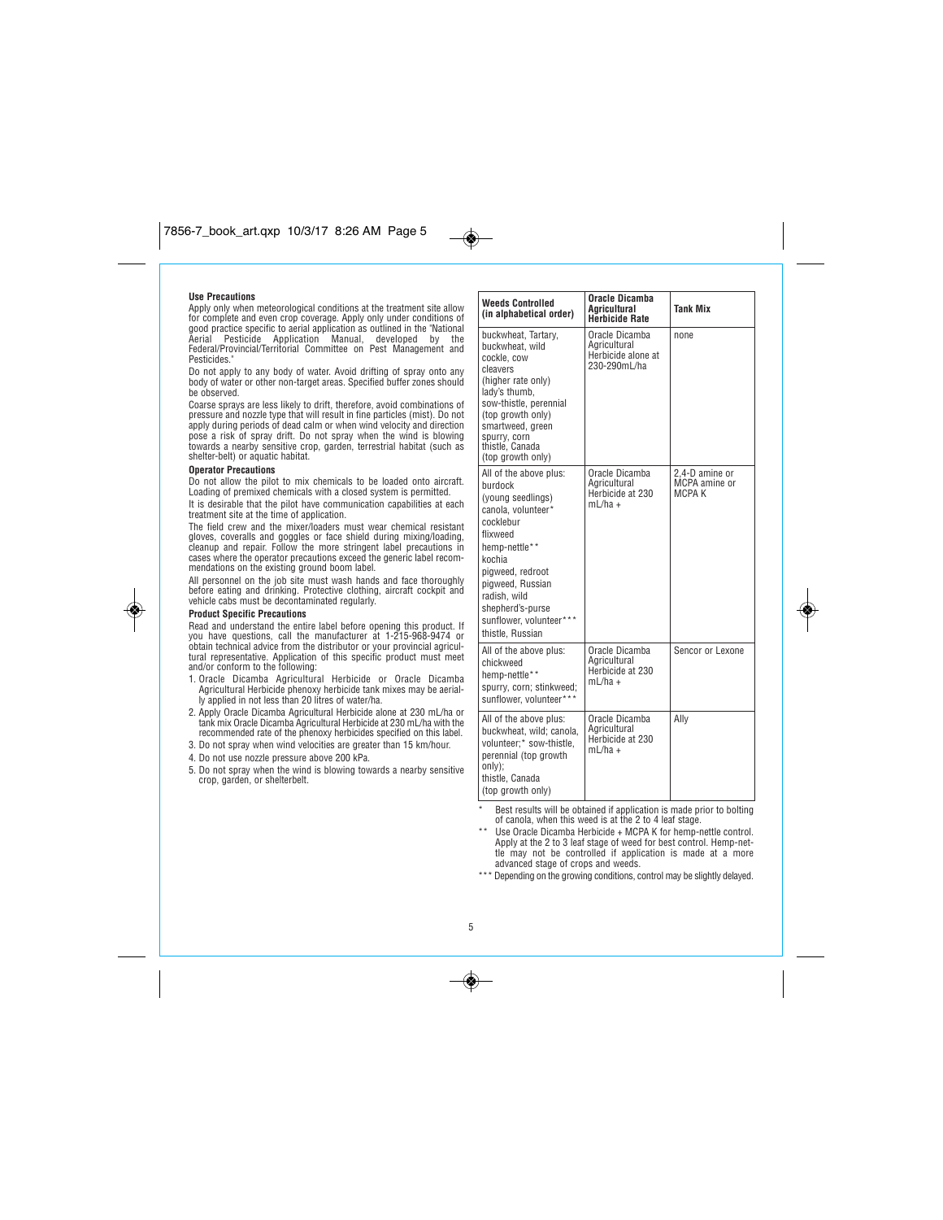### Use Precautions

Apply only when meteorological conditions at the treatment site allow for complete and even crop coverage. Apply only under conditions of good practice specific to aerial application as outlined in the "National Aerial Pesticide Application Manual, developed by the Federal/Provincial/Territorial Committee on Pest Management and Pesticides."

Do not apply to any body of water. Avoid drifting of spray onto any body of water or other non-target areas. Specified buffer zones should be observed.

Coarse sprays are less likely to drift, therefore, avoid combinations of pressure and nozzle type that will result in fine particles (mist). Do not apply during periods of dead calm or when wind velocity and direction pose a risk of spray drift. Do not spray when the wind is blowing towards a nearby sensitive crop, garden, terrestrial habitat (such as shelter-belt) or aquatic habitat.

### Operator Precautions

Do not allow the pilot to mix chemicals to be loaded onto aircraft. Loading of premixed chemicals with a closed system is permitted.

It is desirable that the pilot have communication capabilities at each treatment site at the time of application.

The field crew and the mixer/loaders must wear chemical resistant gloves, coveralls and goggles or face shield during mixing/loading, cleanup and repair. Follow the more stringent label precautions in cases where the operator precautions exceed the generic label recommendations on the existing ground boom label.

All personnel on the job site must wash hands and face thoroughly before eating and drinking. Protective clothing, aircraft cockpit and vehicle cabs must be decontaminated regularly.

### Product Specific Precautions

Read and understand the entire label before opening this product. If you have questions, call the manufacturer at 1-215-968-9474 or obtain technical advice from the distributor or your provincial agricultural representative. Application of this specific product must meet and/or conform to the following:

1. Oracle Dicamba Agricultural Herbicide or Oracle Dicamba Agricultural Herbicide phenoxy herbicide tank mixes may be aerially applied in not less than 20 litres of water/ha.
2. Apply Oracle Dicamba Agricultural Herbicide alone at 230 mL/ha or tank mix Oracle Dicamba Agricultural Herbicide at 230 mL/ha with the recommended rate of the phenoxy herbicides specified on this label.
3. Do not spray when wind velocities are greater than 15 km/hour.
4. Do not use nozzle pressure above 200 kPa.
5. Do not spray when the wind is blowing towards a nearby sensitive crop, garden, or shelterbelt.

| Weeds Controlled (in alphabetical order) | Oracle Dicamba Agricultural Herbicide Rate | Tank Mix |
|---|---|---|
| buckwheat, Tartary, buckwheat, wild cockle, cow cleavers (higher rate only) lady's thumb, sow-thistle, perennial (top growth only) smartweed, green spurry, corn thistle, Canada (top growth only) | Oracle Dicamba Agricultural Herbicide alone at 230-290mL/ha | none |
| All of the above plus: burdock (young seedlings) canola, volunteer* cocklebur flixweed hemp-nettle** kochia pigweed, redroot pigweed, Russian radish, wild shepherd's-purse sunflower, volunteer*** thistle, Russian | Oracle Dicamba Agricultural Herbicide at 230 mL/ha + | 2,4-D amine or MCPA amine or MCPA K |
| All of the above plus: chickweed hemp-nettle** spurry, corn; stinkweed; sunflower, volunteer*** | Oracle Dicamba Agricultural Herbicide at 230 mL/ha + | Sencor or Lexone |
| All of the above plus: buckwheat, wild; canola, volunteer;* sow-thistle, perennial (top growth only); thistle, Canada (top growth only) | Oracle Dicamba Agricultural Herbicide at 230 mL/ha + | Ally |

\* Best results will be obtained if application is made prior to bolting of canola, when this weed is at the 2 to 4 leaf stage.

\*\* Use Oracle Dicamba Herbicide + MCPA K for hemp-nettle control. Apply at the 2 to 3 leaf stage of weed for best control. Hemp-nettle may not be controlled if application is made at a more advanced stage of crops and weeds.

\*\*\* Depending on the growing conditions, control may be slightly delayed.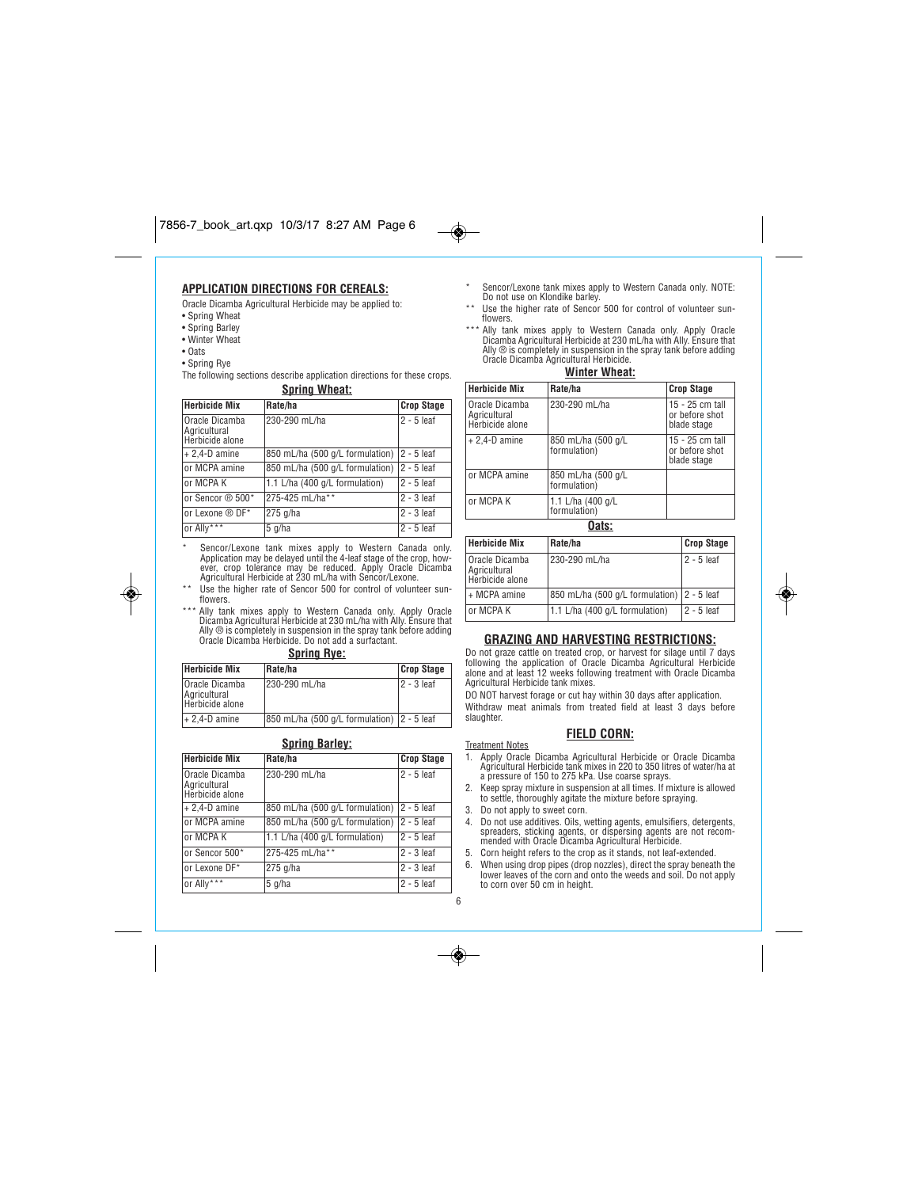## APPLICATION DIRECTIONS FOR CEREALS:

Oracle Dicamba Agricultural Herbicide may be applied to:

- Spring Wheat
- Spring Barley
- Winter Wheat
- Oats
- Spring Rye

The following sections describe application directions for these crops.

### Spring Wheat:

| Herbicide Mix | Rate/ha | Crop Stage |
|---|---|---|
| Oracle Dicamba Agricultural Herbicide alone | 230-290 mL/ha | 2 - 5 leaf |
| + 2,4-D amine | 850 mL/ha (500 g/L formulation) | 2 - 5 leaf |
| or MCPA amine | 850 mL/ha (500 g/L formulation) | 2 - 5 leaf |
| or MCPA K | 1.1 L/ha (400 g/L formulation) | 2 - 5 leaf |
| or Sencor ® 500* | 275-425 mL/ha** | 2 - 3 leaf |
| or Lexone ® DF* | 275 g/ha | 2 - 3 leaf |
| or Ally*** | 5 g/ha | 2 - 5 leaf |

\* Sencor/Lexone tank mixes apply to Western Canada only. Application may be delayed until the 4-leaf stage of the crop, however, crop tolerance may be reduced. Apply Oracle Dicamba Agricultural Herbicide at 230 mL/ha with Sencor/Lexone.

\*\* Use the higher rate of Sencor 500 for control of volunteer sunflowers.

\*\*\* Ally tank mixes apply to Western Canada only. Apply Oracle Dicamba Agricultural Herbicide at 230 mL/ha with Ally. Ensure that Ally ® is completely in suspension in the spray tank before adding Oracle Dicamba Herbicide. Do not add a surfactant.

### Spring Rye:

| Herbicide Mix | Rate/ha | Crop Stage |
|---|---|---|
| Oracle Dicamba Agricultural Herbicide alone | 230-290 mL/ha | 2 - 3 leaf |
| + 2,4-D amine | 850 mL/ha (500 g/L formulation) | 2 - 5 leaf |

### Spring Barley:

| Herbicide Mix | Rate/ha | Crop Stage |
|---|---|---|
| Oracle Dicamba Agricultural Herbicide alone | 230-290 mL/ha | 2 - 5 leaf |
| + 2,4-D amine | 850 mL/ha (500 g/L formulation) | 2 - 5 leaf |
| or MCPA amine | 850 mL/ha (500 g/L formulation) | 2 - 5 leaf |
| or MCPA K | 1.1 L/ha (400 g/L formulation) | 2 - 5 leaf |
| or Sencor 500* | 275-425 mL/ha** | 2 - 3 leaf |
| or Lexone DF* | 275 g/ha | 2 - 3 leaf |
| or Ally*** | 5 g/ha | 2 - 5 leaf |

\* Sencor/Lexone tank mixes apply to Western Canada only. NOTE: Do not use on Klondike barley.

\*\* Use the higher rate of Sencor 500 for control of volunteer sunflowers.

\*\*\* Ally tank mixes apply to Western Canada only. Apply Oracle Dicamba Agricultural Herbicide at 230 mL/ha with Ally. Ensure that Ally ® is completely in suspension in the spray tank before adding Oracle Dicamba Agricultural Herbicide.

### Winter Wheat:

| Herbicide Mix | Rate/ha | Crop Stage |
|---|---|---|
| Oracle Dicamba Agricultural Herbicide alone | 230-290 mL/ha | 15 - 25 cm tall or before shot blade stage |
| + 2,4-D amine | 850 mL/ha (500 g/L formulation) | 15 - 25 cm tall or before shot blade stage |
| or MCPA amine | 850 mL/ha (500 g/L formulation) | |
| or MCPA K | 1.1 L/ha (400 g/L formulation) | |

### Oats:

| Herbicide Mix | Rate/ha | Crop Stage |
|---|---|---|
| Oracle Dicamba Agricultural Herbicide alone | 230-290 mL/ha | 2 - 5 leaf |
| + MCPA amine | 850 mL/ha (500 g/L formulation) | 2 - 5 leaf |
| or MCPA K | 1.1 L/ha (400 g/L formulation) | 2 - 5 leaf |

## GRAZING AND HARVESTING RESTRICTIONS:

Do not graze cattle on treated crop, or harvest for silage until 7 days following the application of Oracle Dicamba Agricultural Herbicide alone and at least 12 weeks following treatment with Oracle Dicamba Agricultural Herbicide tank mixes.

DO NOT harvest forage or cut hay within 30 days after application.

Withdraw meat animals from treated field at least 3 days before slaughter.

## FIELD CORN:

Treatment Notes

1. Apply Oracle Dicamba Agricultural Herbicide or Oracle Dicamba Agricultural Herbicide tank mixes in 220 to 350 litres of water/ha at a pressure of 150 to 275 kPa. Use coarse sprays.
2. Keep spray mixture in suspension at all times. If mixture is allowed to settle, thoroughly agitate the mixture before spraying.
3. Do not apply to sweet corn.
4. Do not use additives. Oils, wetting agents, emulsifiers, detergents, spreaders, sticking agents, or dispersing agents are not recommended with Oracle Dicamba Agricultural Herbicide.
5. Corn height refers to the crop as it stands, not leaf-extended.
6. When using drop pipes (drop nozzles), direct the spray beneath the lower leaves of the corn and onto the weeds and soil. Do not apply to corn over 50 cm in height.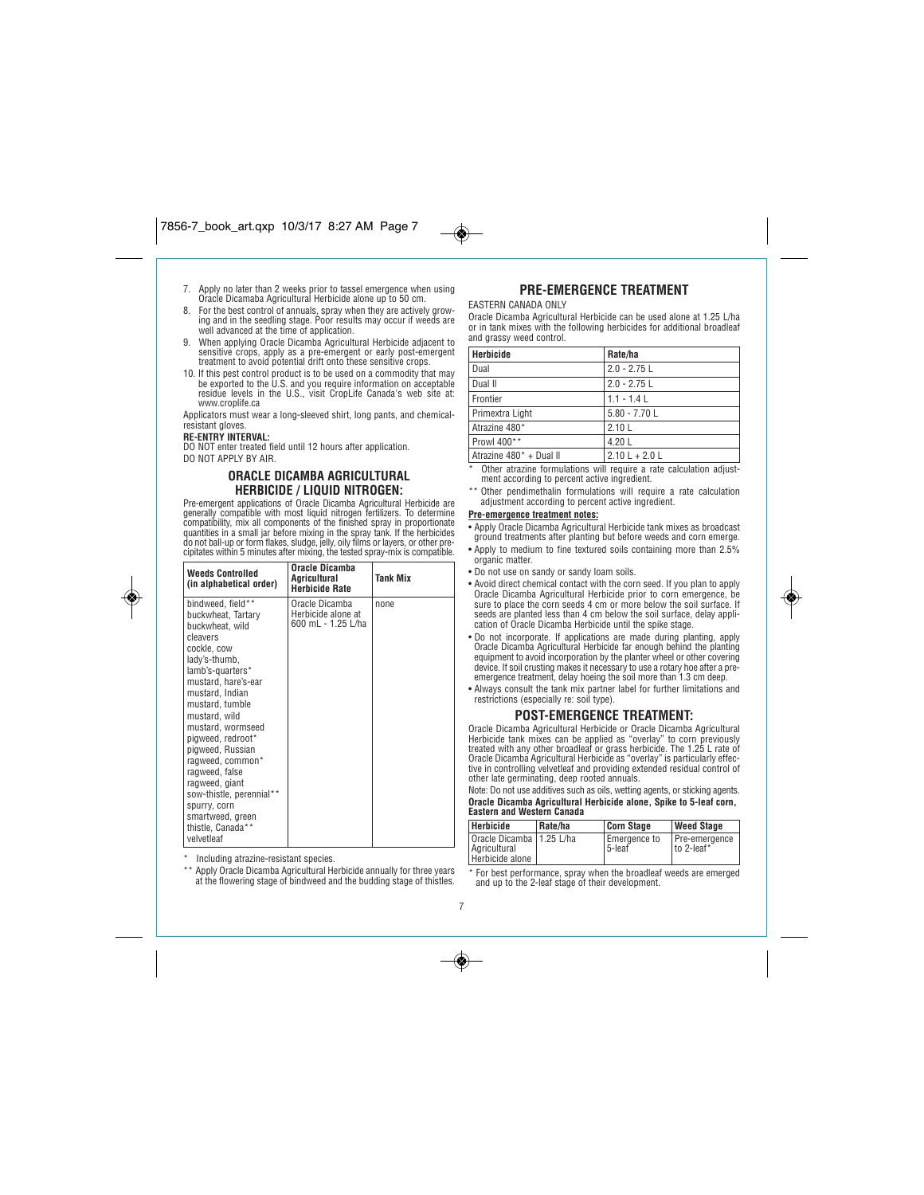7. Apply no later than 2 weeks prior to tassel emergence when using Oracle Dicamaba Agricultural Herbicide alone up to 50 cm.
8. For the best control of annuals, spray when they are actively growing and in the seedling stage. Poor results may occur if weeds are well advanced at the time of application.
9. When applying Oracle Dicamba Agricultural Herbicide adjacent to sensitive crops, apply as a pre-emergent or early post-emergent treatment to avoid potential drift onto these sensitive crops.
10. If this pest control product is to be used on a commodity that may be exported to the U.S. and you require information on acceptable residue levels in the U.S., visit CropLife Canada's web site at: www.croplife.ca

Applicators must wear a long-sleeved shirt, long pants, and chemical-resistant gloves.

**RE-ENTRY INTERVAL:**

DO NOT enter treated field until 12 hours after application.

DO NOT APPLY BY AIR.

## ORACLE DICAMBA AGRICULTURAL HERBICIDE / LIQUID NITROGEN:

Pre-emergent applications of Oracle Dicamba Agricultural Herbicide are generally compatible with most liquid nitrogen fertilizers. To determine compatibility, mix all components of the finished spray in proportionate quantities in a small jar before mixing in the spray tank. If the herbicides do not ball-up or form flakes, sludge, jelly, oily films or layers, or other precipitates within 5 minutes after mixing, the tested spray-mix is compatible.

| Weeds Controlled (in alphabetical order) | Oracle Dicamba Agricultural Herbicide Rate | Tank Mix |
|---|---|---|
| bindweed, field**<br>buckwheat, Tartary<br>buckwheat, wild<br>cleavers<br>cockle, cow<br>lady's-thumb,<br>lamb's-quarters*<br>mustard, hare's-ear<br>mustard, Indian<br>mustard, tumble<br>mustard, wild<br>mustard, wormseed<br>pigweed, redroot*<br>pigweed, Russian<br>ragweed, common*<br>ragweed, false<br>ragweed, giant<br>sow-thistle, perennial**<br>spurry, corn<br>smartweed, green<br>thistle, Canada**<br>velvetleaf | Oracle Dicamba Herbicide alone at 600 mL - 1.25 L/ha | none |

\* Including atrazine-resistant species.

\*\* Apply Oracle Dicamba Agricultural Herbicide annually for three years at the flowering stage of bindweed and the budding stage of thistles.

## PRE-EMERGENCE TREATMENT

EASTERN CANADA ONLY

Oracle Dicamba Agricultural Herbicide can be used alone at 1.25 L/ha or in tank mixes with the following herbicides for additional broadleaf and grassy weed control.

| Herbicide | Rate/ha |
|---|---|
| Dual | 2.0 - 2.75 L |
| Dual II | 2.0 - 2.75 L |
| Frontier | 1.1 - 1.4 L |
| Primextra Light | 5.80 - 7.70 L |
| Atrazine 480* | 2.10 L |
| Prowl 400** | 4.20 L |
| Atrazine 480* + Dual II | 2.10 L + 2.0 L |

\* Other atrazine formulations will require a rate calculation adjustment according to percent active ingredient.

\*\* Other pendimethalin formulations will require a rate calculation adjustment according to percent active ingredient.

**Pre-emergence treatment notes:**

- Apply Oracle Dicamba Agricultural Herbicide tank mixes as broadcast ground treatments after planting but before weeds and corn emerge.
- Apply to medium to fine textured soils containing more than 2.5% organic matter.
- Do not use on sandy or sandy loam soils.
- Avoid direct chemical contact with the corn seed. If you plan to apply Oracle Dicamba Agricultural Herbicide prior to corn emergence, be sure to place the corn seeds 4 cm or more below the soil surface. If seeds are planted less than 4 cm below the soil surface, delay application of Oracle Dicamba Herbicide until the spike stage.
- Do not incorporate. If applications are made during planting, apply Oracle Dicamba Agricultural Herbicide far enough behind the planting equipment to avoid incorporation by the planter wheel or other covering device. If soil crusting makes it necessary to use a rotary hoe after a pre-emergence treatment, delay hoeing the soil more than 1.3 cm deep.
- Always consult the tank mix partner label for further limitations and restrictions (especially re: soil type).

## POST-EMERGENCE TREATMENT:

Oracle Dicamba Agricultural Herbicide or Oracle Dicamba Agricultural Herbicide tank mixes can be applied as "overlay" to corn previously treated with any other broadleaf or grass herbicide. The 1.25 L rate of Oracle Dicamba Agricultural Herbicide as "overlay" is particularly effective in controlling velvetleaf and providing extended residual control of other late germinating, deep rooted annuals.

Note: Do not use additives such as oils, wetting agents, or sticking agents.

**Oracle Dicamba Agricultural Herbicide alone, Spike to 5-leaf corn, Eastern and Western Canada**

| Herbicide | Rate/ha | Corn Stage | Weed Stage |
|---|---|---|---|
| Oracle Dicamba Agricultural Herbicide alone | 1.25 L/ha | Emergence to 5-leaf | Pre-emergence to 2-leaf* |

\* For best performance, spray when the broadleaf weeds are emerged and up to the 2-leaf stage of their development.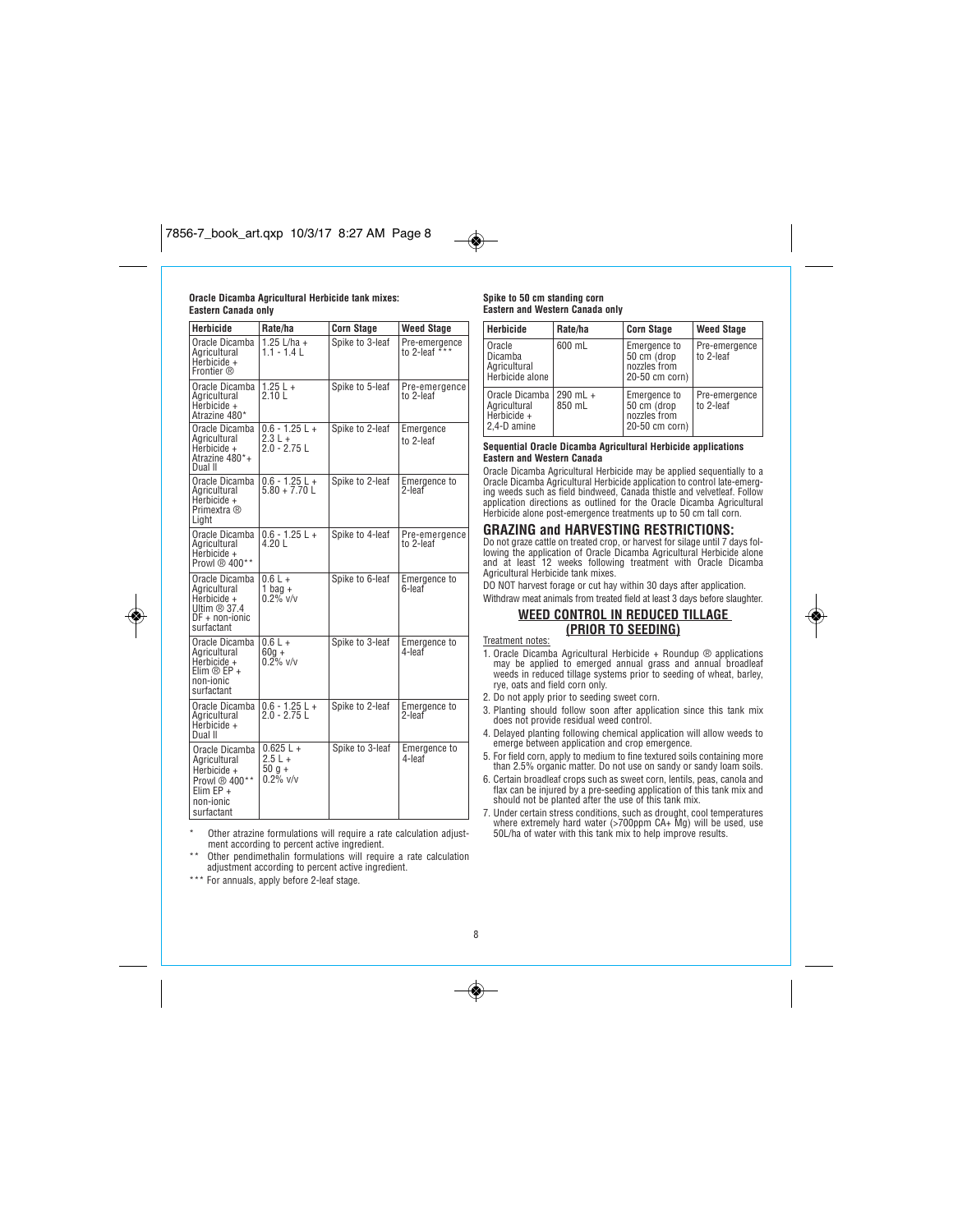**Oracle Dicamba Agricultural Herbicide tank mixes: Eastern Canada only**

| Herbicide | Rate/ha | Corn Stage | Weed Stage |
|---|---|---|---|
| Oracle Dicamba Agricultural Herbicide + Frontier ® | 1.25 L/ha + 1.1 - 1.4 L | Spike to 3-leaf | Pre-emergence to 2-leaf *** |
| Oracle Dicamba Agricultural Herbicide + Atrazine 480* | 1.25 L + 2.10 L | Spike to 5-leaf | Pre-emergence to 2-leaf |
| Oracle Dicamba Agricultural Herbicide + Atrazine 480*+ Dual II | 0.6 - 1.25 L + 2.3 L + 2.0 - 2.75 L | Spike to 2-leaf | Emergence to 2-leaf |
| Oracle Dicamba Agricultural Herbicide + Primextra ® Light | 0.6 - 1.25 L + 5.80 + 7.70 L | Spike to 2-leaf | Emergence to 2-leaf |
| Oracle Dicamba Agricultural Herbicide + Prowl ® 400** | 0.6 - 1.25 L + 4.20 L | Spike to 4-leaf | Pre-emergence to 2-leaf |
| Oracle Dicamba Agricultural Herbicide + Ultim ® 37.4 DF + non-ionic surfactant | 0.6 L + 1 bag + 0.2% v/v | Spike to 6-leaf | Emergence to 6-leaf |
| Oracle Dicamba Agricultural Herbicide + Elim ® EP + non-ionic surfactant | 0.6 L + 60g + 0.2% v/v | Spike to 3-leaf | Emergence to 4-leaf |
| Oracle Dicamba Agricultural Herbicide + Dual II | 0.6 - 1.25 L + 2.0 - 2.75 L | Spike to 2-leaf | Emergence to 2-leaf |
| Oracle Dicamba Agricultural Herbicide + Prowl ® 400** Elim EP + non-ionic surfactant | 0.625 L + 2.5 L + 50 g + 0.2% v/v | Spike to 3-leaf | Emergence to 4-leaf |

\* Other atrazine formulations will require a rate calculation adjustment according to percent active ingredient.

\*\* Other pendimethalin formulations will require a rate calculation adjustment according to percent active ingredient.

\*\*\* For annuals, apply before 2-leaf stage.

**Spike to 50 cm standing corn Eastern and Western Canada only**

| Herbicide | Rate/ha | Corn Stage | Weed Stage |
|---|---|---|---|
| Oracle Dicamba Agricultural Herbicide alone | 600 mL | Emergence to 50 cm (drop nozzles from 20-50 cm corn) | Pre-emergence to 2-leaf |
| Oracle Dicamba Agricultural Herbicide + 2,4-D amine | 290 mL + 850 mL | Emergence to 50 cm (drop nozzles from 20-50 cm corn) | Pre-emergence to 2-leaf |

**Sequential Oracle Dicamba Agricultural Herbicide applications Eastern and Western Canada**

Oracle Dicamba Agricultural Herbicide may be applied sequentially to a Oracle Dicamba Agricultural Herbicide application to control late-emerging weeds such as field bindweed, Canada thistle and velvetleaf. Follow application directions as outlined for the Oracle Dicamba Agricultural Herbicide alone post-emergence treatments up to 50 cm tall corn.

## GRAZING and HARVESTING RESTRICTIONS:

Do not graze cattle on treated crop, or harvest for silage until 7 days following the application of Oracle Dicamba Agricultural Herbicide alone and at least 12 weeks following treatment with Oracle Dicamba Agricultural Herbicide tank mixes.

DO NOT harvest forage or cut hay within 30 days after application.

Withdraw meat animals from treated field at least 3 days before slaughter.

## WEED CONTROL IN REDUCED TILLAGE (PRIOR TO SEEDING)

Treatment notes:

1. Oracle Dicamba Agricultural Herbicide + Roundup ® applications may be applied to emerged annual grass and annual broadleaf weeds in reduced tillage systems prior to seeding of wheat, barley, rye, oats and field corn only.
2. Do not apply prior to seeding sweet corn.
3. Planting should follow soon after application since this tank mix does not provide residual weed control.
4. Delayed planting following chemical application will allow weeds to emerge between application and crop emergence.
5. For field corn, apply to medium to fine textured soils containing more than 2.5% organic matter. Do not use on sandy or sandy loam soils.
6. Certain broadleaf crops such as sweet corn, lentils, peas, canola and flax can be injured by a pre-seeding application of this tank mix and should not be planted after the use of this tank mix.
7. Under certain stress conditions, such as drought, cool temperatures where extremely hard water (>700ppm CA+ Mg) will be used, use 50L/ha of water with this tank mix to help improve results.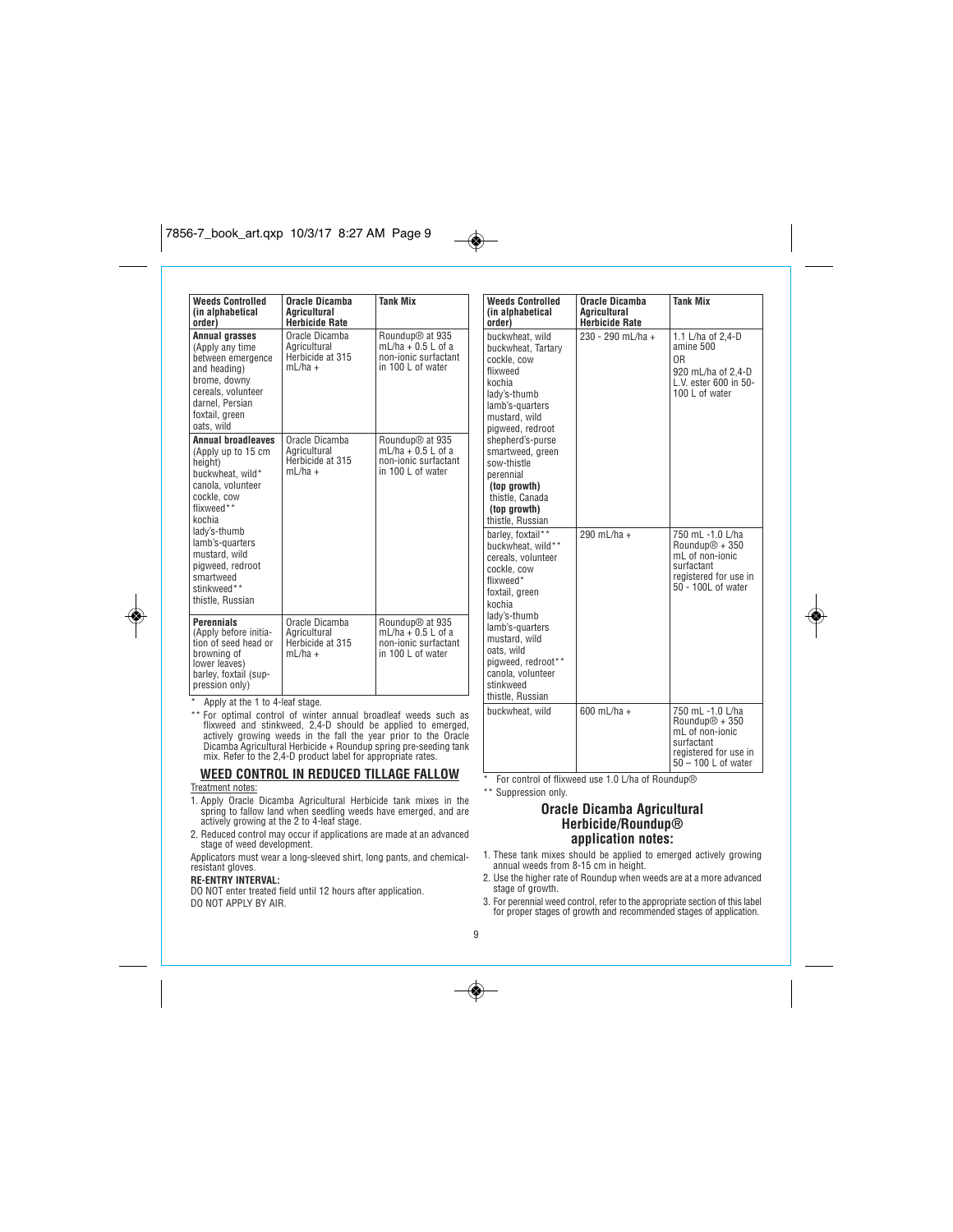| Weeds Controlled (in alphabetical order) | Oracle Dicamba Agricultural Herbicide Rate | Tank Mix |
|---|---|---|
| **Annual grasses** (Apply any time between emergence and heading) brome, downy cereals, volunteer darnel, Persian foxtail, green oats, wild | Oracle Dicamba Agricultural Herbicide at 315 mL/ha + | Roundup® at 935 mL/ha + 0.5 L of a non-ionic surfactant in 100 L of water |
| **Annual broadleaves** (Apply up to 15 cm height) buckwheat, wild* canola, volunteer cockle, cow flixweed** kochia lady's-thumb lamb's-quarters mustard, wild pigweed, redroot smartweed stinkweed** thistle, Russian | Oracle Dicamba Agricultural Herbicide at 315 mL/ha + | Roundup® at 935 mL/ha + 0.5 L of a non-ionic surfactant in 100 L of water |
| **Perennials** (Apply before initiation of seed head or browning of lower leaves) barley, foxtail (suppression only) | Oracle Dicamba Agricultural Herbicide at 315 mL/ha + | Roundup® at 935 mL/ha + 0.5 L of a non-ionic surfactant in 100 L of water |

\* Apply at the 1 to 4-leaf stage.

\*\* For optimal control of winter annual broadleaf weeds such as flixweed and stinkweed, 2,4-D should be applied to emerged, actively growing weeds in the fall the year prior to the Oracle Dicamba Agricultural Herbicide + Roundup spring pre-seeding tank mix. Refer to the 2,4-D product label for appropriate rates.

## WEED CONTROL IN REDUCED TILLAGE FALLOW

Treatment notes:

1. Apply Oracle Dicamba Agricultural Herbicide tank mixes in the spring to fallow land when seedling weeds have emerged, and are actively growing at the 2 to 4-leaf stage.
2. Reduced control may occur if applications are made at an advanced stage of weed development.

Applicators must wear a long-sleeved shirt, long pants, and chemical-resistant gloves.

**RE-ENTRY INTERVAL:**

DO NOT enter treated field until 12 hours after application.

DO NOT APPLY BY AIR.

| Weeds Controlled (in alphabetical order) | Oracle Dicamba Agricultural Herbicide Rate | Tank Mix |
|---|---|---|
| buckwheat, wild buckwheat, Tartary cockle, cow flixweed kochia lady's-thumb lamb's-quarters mustard, wild pigweed, redroot shepherd's-purse smartweed, green sow-thistle perennial **(top growth)** thistle, Canada **(top growth)** thistle, Russian | 230 - 290 mL/ha + | 1.1 L/ha of 2,4-D amine 500 OR 920 mL/ha of 2,4-D L.V. ester 600 in 50-100 L of water |
| barley, foxtail** buckwheat, wild** cereals, volunteer cockle, cow flixweed* foxtail, green kochia lady's-thumb lamb's-quarters mustard, wild oats, wild pigweed, redroot** canola, volunteer stinkweed thistle, Russian | 290 mL/ha + | 750 mL -1.0 L/ha Roundup® + 350 mL of non-ionic surfactant registered for use in 50 - 100L of water |
| buckwheat, wild | 600 mL/ha + | 750 mL -1.0 L/ha Roundup® + 350 mL of non-ionic surfactant registered for use in 50 – 100 L of water |

\* For control of flixweed use 1.0 L/ha of Roundup®

\*\* Suppression only.

### Oracle Dicamba Agricultural Herbicide/Roundup® application notes:

1. These tank mixes should be applied to emerged actively growing annual weeds from 8-15 cm in height.
2. Use the higher rate of Roundup when weeds are at a more advanced stage of growth.
3. For perennial weed control, refer to the appropriate section of this label for proper stages of growth and recommended stages of application.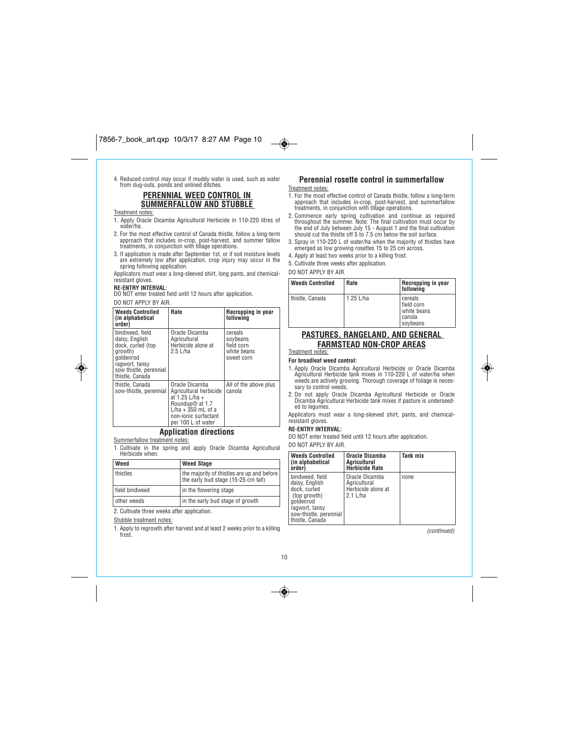4. Reduced control may occur if muddy water is used, such as water from dug-outs, ponds and unlined ditches.

## PERENNIAL WEED CONTROL IN SUMMERFALLOW AND STUBBLE

Treatment notes:

1. Apply Oracle Dicamba Agricultural Herbicide in 110-220 litres of water/ha.
2. For the most effective control of Canada thistle, follow a long-term approach that includes in-crop, post-harvest, and summer fallow treatments, in conjunction with tillage operations.
3. If application is made after September 1st, or if soil moisture levels are extremely low after application, crop injury may occur in the spring following application.

Applicators must wear a long-sleeved shirt, long pants, and chemical-resistant gloves.

**RE-ENTRY INTERVAL:**

DO NOT enter treated field until 12 hours after application.

DO NOT APPLY BY AIR.

| Weeds Controlled (in alphabetical order) | Rate | Recropping in year following |
|---|---|---|
| bindweed, field<br>daisy, English<br>dock, curled (top growth)<br>goldenrod<br>ragwort, tansy<br>sow thistle, perennial<br>thistle, Canada | Oracle Dicamba Agricultural Herbicide alone at 2.5 L/ha | cereals<br>soybeans<br>field corn<br>white beans<br>sweet corn |
| thistle, Canada<br>sow-thistle, perennial | Oracle Dicamba Agricultural herbicide at 1.25 L/ha + Roundup® at 1.7 L/ha + 350 mL of a non-ionic surfactant per 100 L of water | All of the above plus canola |

### Application directions

Summerfallow treatment notes:

1. Cultivate in the spring and apply Oracle Dicamba Agricultural Herbicide when:

| Weed | Weed Stage |
|---|---|
| thistles | the majority of thistles are up and before the early bud stage (15-25 cm tall) |
| field bindweed | in the flowering stage |
| other weeds | in the early bud stage of growth |

2. Cultivate three weeks after application.

Stubble treatment notes:

1. Apply to regrowth after harvest and at least 2 weeks prior to a killing frost.

### Perennial rosette control in summerfallow

Treatment notes:

1. For the most effective control of Canada thistle, follow a long-term approach that includes in-crop, post-harvest, and summerfallow treatments, in conjunction with tillage operations.
2. Commence early spring cultivation and continue as required throughout the summer. Note: The final cultivation must occur by the end of July between July 15 - August 1 and the final cultivation should cut the thistle off 5 to 7.5 cm below the soil surface.
3. Spray in 110-220 L of water/ha when the majority of thistles have emerged as low growing rosettes 15 to 25 cm across.
4. Apply at least two weeks prior to a killing frost.
5. Cultivate three weeks after application.

DO NOT APPLY BY AIR.

| Weeds Controlled | Rate | Recropping in year following |
|---|---|---|
| thistle, Canada | 1.25 L/ha | cereals<br>field corn<br>white beans<br>canola<br>soybeans |

## PASTURES, RANGELAND, AND GENERAL FARMSTEAD NON-CROP AREAS

Treatment notes:

**For broadleaf weed control:**

1. Apply Oracle Dicamba Agricultural Herbicide or Oracle Dicamba Agricultural Herbicide tank mixes in 110-220 L of water/ha when weeds are actively growing. Thorough coverage of foliage is necessary to control weeds.
2. Do not apply Oracle Dicamba Agricultural Herbicide or Oracle Dicamba Agricultural Herbicide tank mixes if pasture is underseeded to legumes.

Applicators must wear a long-sleeved shirt, pants, and chemical-resistant gloves.

**RE-ENTRY INTERVAL:**

DO NOT enter treated field until 12 hours after application.

DO NOT APPLY BY AIR.

| Weeds Controlled (in alphabetical order) | Oracle Dicamba Agricultural Herbicide Rate | Tank mix |
|---|---|---|
| bindweed, field<br>daisy, English<br>dock, curled (top growth)<br>goldenrod<br>ragwort, tansy<br>sow-thistle, perennial<br>thistle, Canada | Oracle Dicamba Agricultural Herbicide alone at 2.1 L/ha | none |

*(continued)*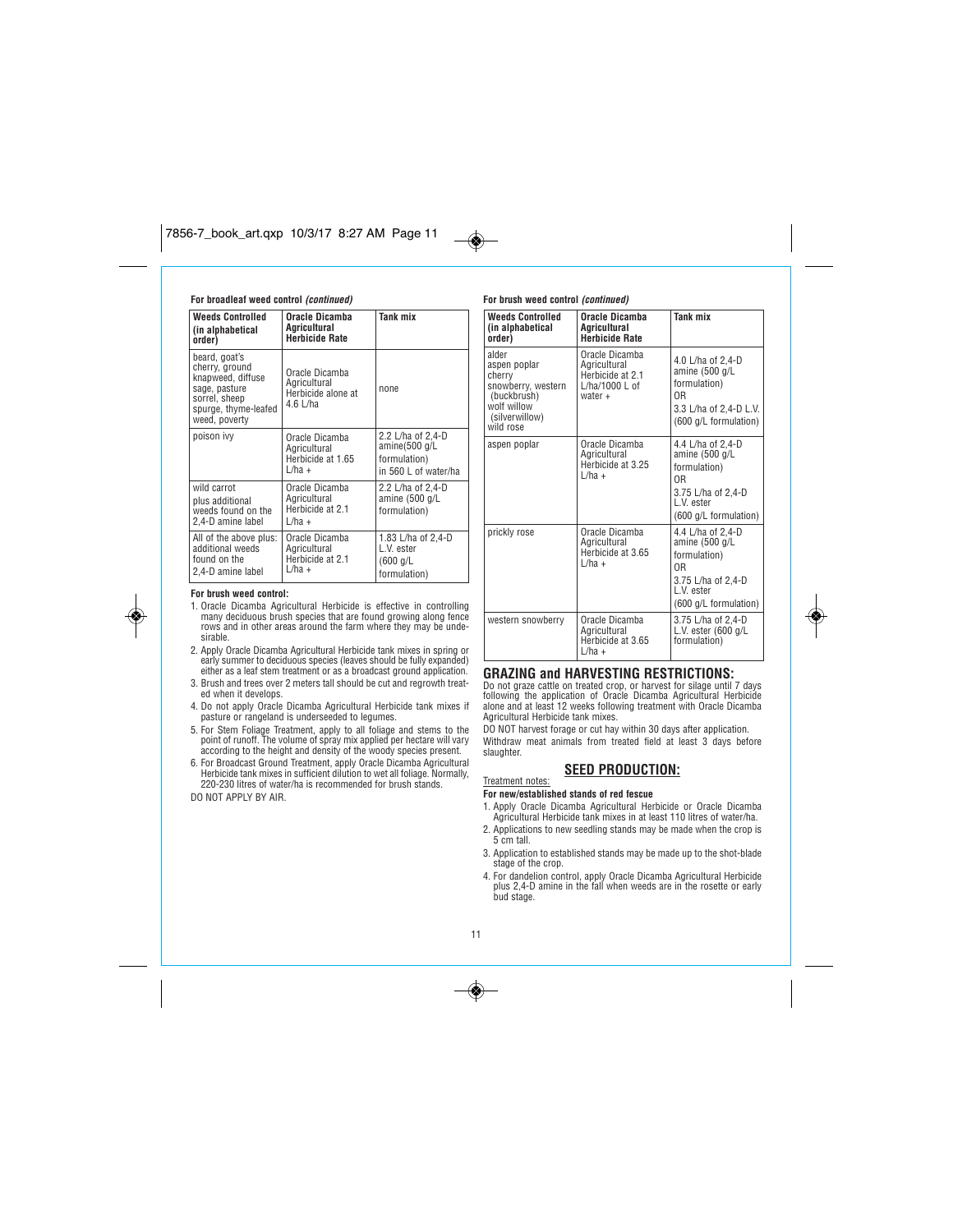**For broadleaf weed control** ***(continued)***

| Weeds Controlled (in alphabetical order) | Oracle Dicamba Agricultural Herbicide Rate | Tank mix |
|---|---|---|
| beard, goat's cherry, ground knapweed, diffuse sage, pasture sorrel, sheep spurge, thyme-leafed weed, poverty | Oracle Dicamba Agricultural Herbicide alone at 4.6 L/ha | none |
| poison ivy | Oracle Dicamba Agricultural Herbicide at 1.65 L/ha + | 2.2 L/ha of 2,4-D amine(500 g/L formulation) in 560 L of water/ha |
| wild carrot plus additional weeds found on the 2,4-D amine label | Oracle Dicamba Agricultural Herbicide at 2.1 L/ha + | 2.2 L/ha of 2,4-D amine (500 g/L formulation) |
| All of the above plus: additional weeds found on the 2,4-D amine label | Oracle Dicamba Agricultural Herbicide at 2.1 L/ha + | 1.83 L/ha of 2,4-D L.V. ester (600 g/L formulation) |

**For brush weed control:**

1. Oracle Dicamba Agricultural Herbicide is effective in controlling many deciduous brush species that are found growing along fence rows and in other areas around the farm where they may be undesirable.
2. Apply Oracle Dicamba Agricultural Herbicide tank mixes in spring or early summer to deciduous species (leaves should be fully expanded) either as a leaf stem treatment or as a broadcast ground application.
3. Brush and trees over 2 meters tall should be cut and regrowth treated when it develops.
4. Do not apply Oracle Dicamba Agricultural Herbicide tank mixes if pasture or rangeland is underseeded to legumes.
5. For Stem Foliage Treatment, apply to all foliage and stems to the point of runoff. The volume of spray mix applied per hectare will vary according to the height and density of the woody species present.
6. For Broadcast Ground Treatment, apply Oracle Dicamba Agricultural Herbicide tank mixes in sufficient dilution to wet all foliage. Normally, 220-230 litres of water/ha is recommended for brush stands.

DO NOT APPLY BY AIR.

**For brush weed control** ***(continued)***

| Weeds Controlled (in alphabetical order) | Oracle Dicamba Agricultural Herbicide Rate | Tank mix |
|---|---|---|
| alder<br>aspen poplar<br>cherry<br>snowberry, western (buckbrush)<br>wolf willow (silverwillow)<br>wild rose | Oracle Dicamba Agricultural Herbicide at 2.1 L/ha/1000 L of water + | 4.0 L/ha of 2,4-D amine (500 g/L formulation)<br>OR<br>3.3 L/ha of 2,4-D L.V. (600 g/L formulation) |
| aspen poplar | Oracle Dicamba Agricultural Herbicide at 3.25 L/ha + | 4.4 L/ha of 2,4-D amine (500 g/L formulation)<br>OR<br>3.75 L/ha of 2,4-D L.V. ester (600 g/L formulation) |
| prickly rose | Oracle Dicamba Agricultural Herbicide at 3.65 L/ha + | 4.4 L/ha of 2,4-D amine (500 g/L formulation)<br>OR<br>3.75 L/ha of 2,4-D L.V. ester (600 g/L formulation) |
| western snowberry | Oracle Dicamba Agricultural Herbicide at 3.65 L/ha + | 3.75 L/ha of 2,4-D L.V. ester (600 g/L formulation) |

## GRAZING and HARVESTING RESTRICTIONS:

Do not graze cattle on treated crop, or harvest for silage until 7 days following the application of Oracle Dicamba Agricultural Herbicide alone and at least 12 weeks following treatment with Oracle Dicamba Agricultural Herbicide tank mixes.

DO NOT harvest forage or cut hay within 30 days after application.

Withdraw meat animals from treated field at least 3 days before slaughter.

## SEED PRODUCTION:

Treatment notes:

**For new/established stands of red fescue**

1. Apply Oracle Dicamba Agricultural Herbicide or Oracle Dicamba Agricultural Herbicide tank mixes in at least 110 litres of water/ha.
2. Applications to new seedling stands may be made when the crop is 5 cm tall.
3. Application to established stands may be made up to the shot-blade stage of the crop.
4. For dandelion control, apply Oracle Dicamba Agricultural Herbicide plus 2,4-D amine in the fall when weeds are in the rosette or early bud stage.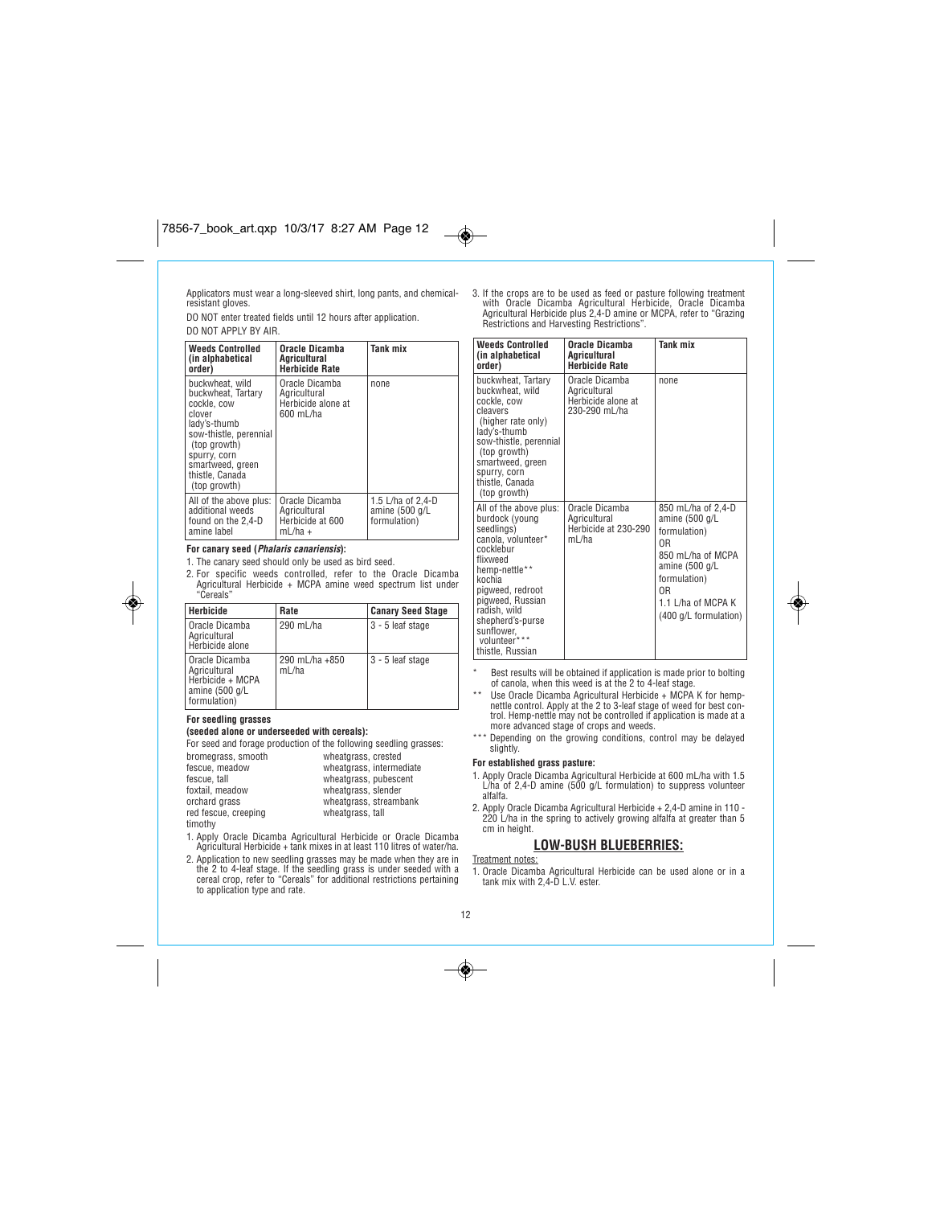Applicators must wear a long-sleeved shirt, long pants, and chemical-resistant gloves.

DO NOT enter treated fields until 12 hours after application.

DO NOT APPLY BY AIR.

| Weeds Controlled (in alphabetical order) | Oracle Dicamba Agricultural Herbicide Rate | Tank mix |
|---|---|---|
| buckwheat, wild<br>buckwheat, Tartary<br>cockle, cow<br>clover<br>lady's-thumb<br>sow-thistle, perennial (top growth)<br>spurry, corn<br>smartweed, green<br>thistle, Canada (top growth) | Oracle Dicamba Agricultural Herbicide alone at 600 mL/ha | none |
| All of the above plus: additional weeds found on the 2,4-D amine label | Oracle Dicamba Agricultural Herbicide at 600 mL/ha + | 1.5 L/ha of 2,4-D amine (500 g/L formulation) |

**For canary seed (*Phalaris canariensis*):**

1. The canary seed should only be used as bird seed.
2. For specific weeds controlled, refer to the Oracle Dicamba Agricultural Herbicide + MCPA amine weed spectrum list under "Cereals"

| Herbicide | Rate | Canary Seed Stage |
|---|---|---|
| Oracle Dicamba Agricultural Herbicide alone | 290 mL/ha | 3 - 5 leaf stage |
| Oracle Dicamba Agricultural Herbicide + MCPA amine (500 g/L formulation) | 290 mL/ha +850 mL/ha | 3 - 5 leaf stage |

**For seedling grasses**

**(seeded alone or underseeded with cereals):**

For seed and forage production of the following seedling grasses:

| | |
|---|---|
| bromegrass, smooth | wheatgrass, crested |
| fescue, meadow | wheatgrass, intermediate |
| fescue, tall | wheatgrass, pubescent |
| foxtail, meadow | wheatgrass, slender |
| orchard grass | wheatgrass, streambank |
| red fescue, creeping | wheatgrass, tall |
| timothy | |

1. Apply Oracle Dicamba Agricultural Herbicide or Oracle Dicamba Agricultural Herbicide + tank mixes in at least 110 litres of water/ha.
2. Application to new seedling grasses may be made when they are in the 2 to 4-leaf stage. If the seedling grass is under seeded with a cereal crop, refer to "Cereals" for additional restrictions pertaining to application type and rate.
3. If the crops are to be used as feed or pasture following treatment with Oracle Dicamba Agricultural Herbicide, Oracle Dicamba Agricultural Herbicide plus 2,4-D amine or MCPA, refer to "Grazing Restrictions and Harvesting Restrictions".

| Weeds Controlled (in alphabetical order) | Oracle Dicamba Agricultural Herbicide Rate | Tank mix |
|---|---|---|
| buckwheat, Tartary<br>buckwheat, wild<br>cockle, cow<br>cleavers (higher rate only)<br>lady's-thumb<br>sow-thistle, perennial (top growth)<br>smartweed, green<br>spurry, corn<br>thistle, Canada (top growth) | Oracle Dicamba Agricultural Herbicide alone at 230-290 mL/ha | none |
| All of the above plus:<br>burdock (young seedlings)<br>canola, volunteer*<br>cocklebur<br>flixweed<br>hemp-nettle**<br>kochia<br>pigweed, redroot<br>pigweed, Russian<br>radish, wild<br>shepherd's-purse<br>sunflower, volunteer***<br>thistle, Russian | Oracle Dicamba Agricultural Herbicide at 230-290 mL/ha | 850 mL/ha of 2,4-D amine (500 g/L formulation)<br>OR<br>850 mL/ha of MCPA amine (500 g/L formulation)<br>OR<br>1.1 L/ha of MCPA K (400 g/L formulation) |

\* Best results will be obtained if application is made prior to bolting of canola, when this weed is at the 2 to 4-leaf stage.

\*\* Use Oracle Dicamba Agricultural Herbicide + MCPA K for hemp-nettle control. Apply at the 2 to 3-leaf stage of weed for best control. Hemp-nettle may not be controlled if application is made at a more advanced stage of crops and weeds.

\*\*\* Depending on the growing conditions, control may be delayed slightly.

**For established grass pasture:**

1. Apply Oracle Dicamba Agricultural Herbicide at 600 mL/ha with 1.5 L/ha of 2,4-D amine (500 g/L formulation) to suppress volunteer alfalfa.
2. Apply Oracle Dicamba Agricultural Herbicide + 2,4-D amine in 110 - 220 L/ha in the spring to actively growing alfalfa at greater than 5 cm in height.

## LOW-BUSH BLUEBERRIES:

Treatment notes:

1. Oracle Dicamba Agricultural Herbicide can be used alone or in a tank mix with 2,4-D L.V. ester.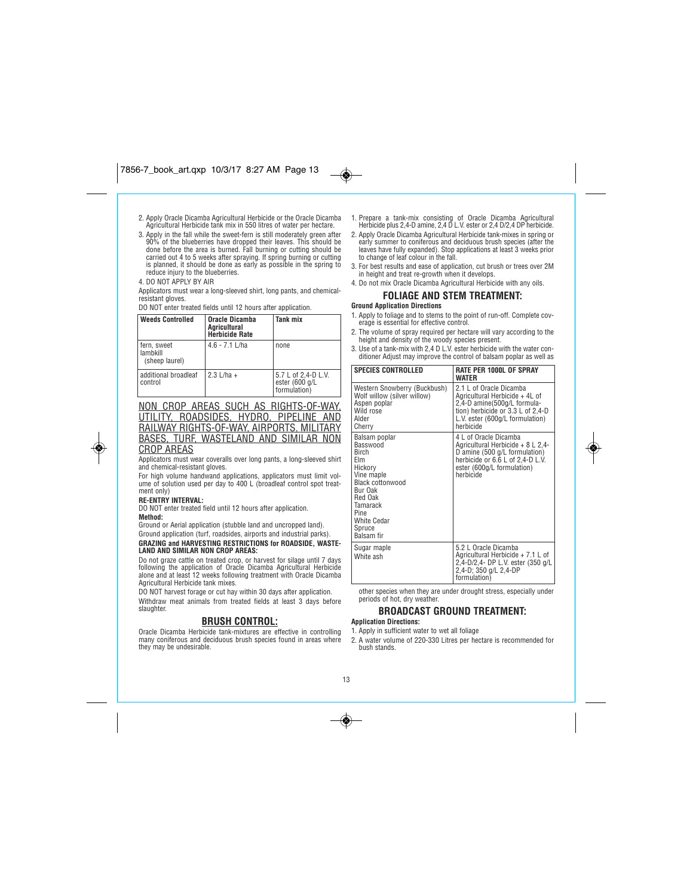2. Apply Oracle Dicamba Agricultural Herbicide or the Oracle Dicamba Agricultural Herbicide tank mix in 550 litres of water per hectare.
3. Apply in the fall while the sweet-fern is still moderately green after 90% of the blueberries have dropped their leaves. This should be done before the area is burned. Fall burning or cutting should be carried out 4 to 5 weeks after spraying. If spring burning or cutting is planned, it should be done as early as possible in the spring to reduce injury to the blueberries.
4. DO NOT APPLY BY AIR

Applicators must wear a long-sleeved shirt, long pants, and chemical-resistant gloves.

DO NOT enter treated fields until 12 hours after application.

| Weeds Controlled | Oracle Dicamba Agricultural Herbicide Rate | Tank mix |
|---|---|---|
| fern, sweet<br>lambkill<br>(sheep laurel) | 4.6 - 7.1 L/ha | none |
| additional broadleaf control | 2.3 L/ha + | 5.7 L of 2,4-D L.V. ester (600 g/L formulation) |

## NON CROP AREAS SUCH AS RIGHTS-OF-WAY, UTILITY, ROADSIDES, HYDRO, PIPELINE AND RAILWAY RIGHTS-OF-WAY, AIRPORTS, MILITARY BASES, TURF, WASTELAND AND SIMILAR NON CROP AREAS

Applicators must wear coveralls over long pants, a long-sleeved shirt and chemical-resistant gloves.

For high volume handwand applications, applicators must limit volume of solution used per day to 400 L (broadleaf control spot treatment only)

**RE-ENTRY INTERVAL:**

DO NOT enter treated field until 12 hours after application.

**Method:**

Ground or Aerial application (stubble land and uncropped land).

Ground application (turf, roadsides, airports and industrial parks).

**GRAZING and HARVESTING RESTRICTIONS for ROADSIDE, WASTELAND AND SIMILAR NON CROP AREAS:**

Do not graze cattle on treated crop, or harvest for silage until 7 days following the application of Oracle Dicamba Agricultural Herbicide alone and at least 12 weeks following treatment with Oracle Dicamba Agricultural Herbicide tank mixes.

DO NOT harvest forage or cut hay within 30 days after application.

Withdraw meat animals from treated fields at least 3 days before slaughter.

## BRUSH CONTROL:

Oracle Dicamba Herbicide tank-mixtures are effective in controlling many coniferous and deciduous brush species found in areas where they may be undesirable.

1. Prepare a tank-mix consisting of Oracle Dicamba Agricultural Herbicide plus 2,4-D amine, 2,4 D L.V. ester or 2,4 D/2,4 DP herbicide.
2. Apply Oracle Dicamba Agricultural Herbicide tank-mixes in spring or early summer to coniferous and deciduous brush species (after the leaves have fully expanded). Stop applications at least 3 weeks prior to change of leaf colour in the fall.
3. For best results and ease of application, cut brush or trees over 2M in height and treat re-growth when it develops.
4. Do not mix Oracle Dicamba Agricultural Herbicide with any oils.

## FOLIAGE AND STEM TREATMENT:

**Ground Application Directions**

1. Apply to foliage and to stems to the point of run-off. Complete coverage is essential for effective control.
2. The volume of spray required per hectare will vary according to the height and density of the woody species present.
3. Use of a tank-mix with 2,4 D L.V. ester herbicide with the water conditioner Adjust may improve the control of balsam poplar as well as other species when they are under drought stress, especially under periods of hot, dry weather.

| SPECIES CONTROLLED | RATE PER 1000L OF SPRAY WATER |
|---|---|
| Western Snowberry (Buckbush)<br>Wolf willow (silver willow)<br>Aspen poplar<br>Wild rose<br>Alder<br>Cherry | 2.1 L of Oracle Dicamba Agricultural Herbicide + 4L of 2,4-D amine(500g/L formulation) herbicide or 3.3 L of 2,4-D L.V. ester (600g/L formulation) herbicide |
| Balsam poplar<br>Basswood<br>Birch<br>Elm<br>Hickory<br>Vine maple<br>Black cottonwood<br>Bur Oak<br>Red Oak<br>Tamarack<br>Pine<br>White Cedar<br>Spruce<br>Balsam fir | 4 L of Oracle Dicamba Agricultural Herbicide + 8 L 2,4-D amine (500 g/L formulation) herbicide or 6.6 L of 2,4-D L.V. ester (600g/L formulation) herbicide |
| Sugar maple<br>White ash | 5.2 L Oracle Dicamba Agricultural Herbicide + 7.1 L of 2,4-D/2,4- DP L.V. ester (350 g/L 2,4-D; 350 g/L 2,4-DP formulation) |

## BROADCAST GROUND TREATMENT:

**Application Directions:**

1. Apply in sufficient water to wet all foliage
2. A water volume of 220-330 Litres per hectare is recommended for bush stands.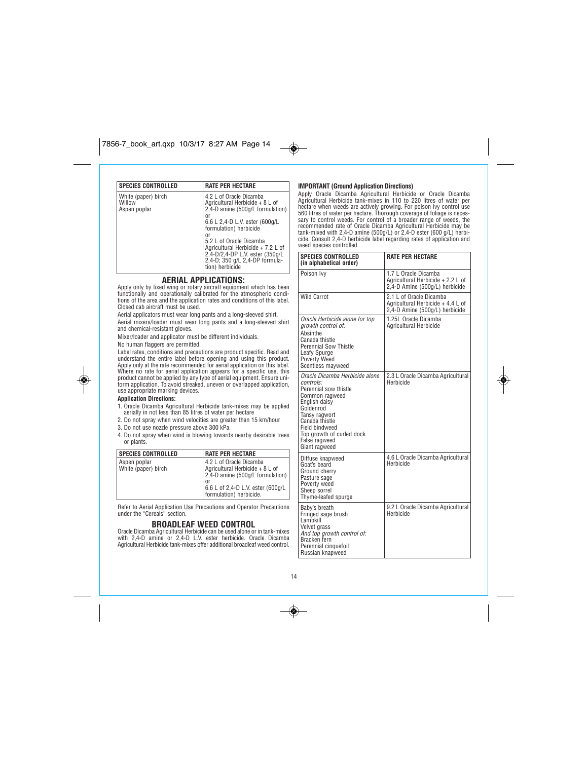| SPECIES CONTROLLED | RATE PER HECTARE |
|---|---|
| White (paper) birch<br>Willow<br>Aspen poplar | 4.2 L of Oracle Dicamba Agricultural Herbicide + 8 L of 2,4-D amine (500g/L formulation)<br>or<br>6.6 L 2,4-D L.V. ester (600g/L formulation) herbicide<br>or<br>5.2 L of Oracle Dicamba Agricultural Herbicide + 7.2 L of 2,4-D/2,4-DP L.V. ester (350g/L 2,4-D; 350 g/L 2,4-DP formulation) herbicide |

## AERIAL APPLICATIONS:

Apply only by fixed wing or rotary aircraft equipment which has been functionally and operationally calibrated for the atmospheric conditions of the area and the application rates and conditions of this label. Closed cab aircraft must be used.

Aerial applicators must wear long pants and a long-sleeved shirt.

Aerial mixers/loader must wear long pants and a long-sleeved shirt and chemical-resistant gloves.

Mixer/loader and applicator must be different individuals.

No human flaggers are permitted.

Label rates, conditions and precautions are product specific. Read and understand the entire label before opening and using this product. Apply only at the rate recommended for aerial application on this label. Where no rate for aerial application appears for a specific use, this product cannot be applied by any type of aerial equipment. Ensure uniform application. To avoid streaked, uneven or overlapped application, use appropriate marking devices.

**Application Directions:**

1. Oracle Dicamba Agricultural Herbicide tank-mixes may be applied aerially in not less than 85 litres of water per hectare
2. Do not spray when wind velocities are greater than 15 km/hour
3. Do not use nozzle pressure above 300 kPa.
4. Do not spray when wind is blowing towards nearby desirable trees or plants.

| SPECIES CONTROLLED | RATE PER HECTARE |
|---|---|
| Aspen poplar<br>White (paper) birch | 4.2 L of Oracle Dicamba Agricultural Herbicide + 8 L of 2,4-D amine (500g/L formulation)<br>or<br>6.6 L of 2,4-D L.V. ester (600g/L formulation) herbicide. |

Refer to Aerial Application Use Precautions and Operator Precautions under the "Cereals" section.

## BROADLEAF WEED CONTROL

Oracle Dicamba Agricultural Herbicide can be used alone or in tank-mixes with 2,4-D amine or 2,4-D L.V. ester herbicide. Oracle Dicamba Agricultural Herbicide tank-mixes offer additional broadleaf weed control.

**IMPORTANT (Ground Application Directions)**

Apply Oracle Dicamba Agricultural Herbicide or Oracle Dicamba Agricultural Herbicide tank-mixes in 110 to 220 litres of water per hectare when weeds are actively growing. For poison ivy control use 560 litres of water per hectare. Thorough coverage of foliage is necessary to control weeds. For control of a broader range of weeds, the recommended rate of Oracle Dicamba Agricultural Herbicide may be tank-mixed with 2,4-D amine (500g/L) or 2,4-D ester (600 g/L) herbicide. Consult 2,4-D herbicide label regarding rates of application and weed species controlled.

| SPECIES CONTROLLED (in alphabetical order) | RATE PER HECTARE |
|---|---|
| Poison Ivy | 1.7 L Oracle Dicamba Agricultural Herbicide + 2.2 L of 2,4-D Amine (500g/L) herbicide |
| Wild Carrot | 2.1 L of Oracle Dicamba Agricultural Herbicide + 4.4 L of 2,4-D Amine (500g/L) herbicide |
| *Oracle Herbicide alone for top growth control of:*<br>Absinthe<br>Canada thistle<br>Perennial Sow Thistle<br>Leafy Spurge<br>Poverty Weed<br>Scentless mayweed | 1.25L Oracle Dicamba Agricultural Herbicide |
| *Oracle Dicamba Herbicide alone controls:*<br>Perennial sow thistle<br>Common ragweed<br>English daisy<br>Goldenrod<br>Tansy ragwort<br>Canada thistle<br>Field bindweed<br>Top growth of curled dock<br>False ragweed<br>Giant ragweed | 2.3 L Oracle Dicamba Agricultural Herbicide |
| Diffuse knapweed<br>Goat's beard<br>Ground cherry<br>Pasture sage<br>Poverty weed<br>Sheep sorrel<br>Thyme-leafed spurge | 4.6 L Oracle Dicamba Agricultural Herbicide |
| Baby's breath<br>Fringed sage brush<br>Lambkill<br>Velvet grass<br>*And top growth control of:*<br>Bracken fern<br>Perennial cinquefoil<br>Russian knapweed | 9.2 L Oracle Dicamba Agricultural Herbicide |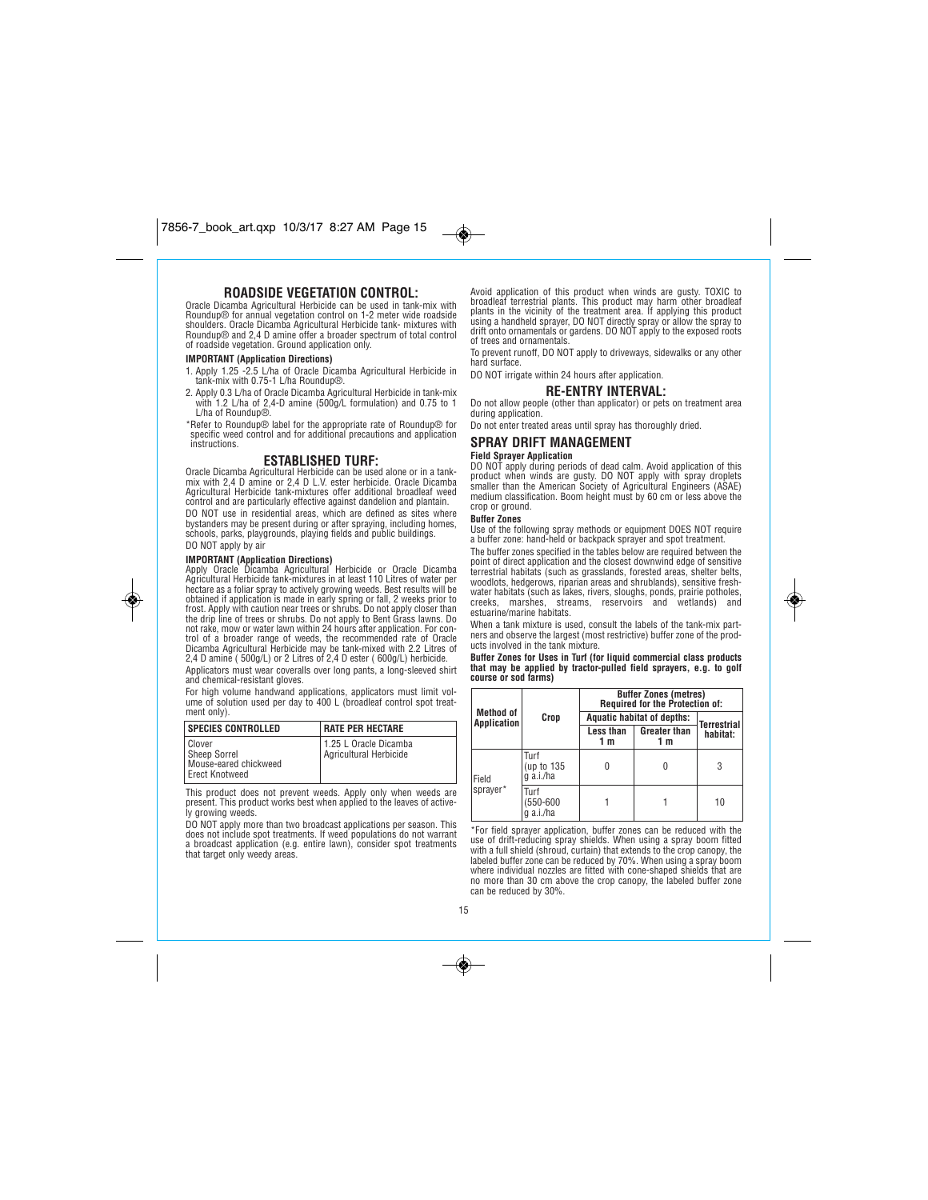## ROADSIDE VEGETATION CONTROL:

Oracle Dicamba Agricultural Herbicide can be used in tank-mix with Roundup® for annual vegetation control on 1-2 meter wide roadside shoulders. Oracle Dicamba Agricultural Herbicide tank- mixtures with Roundup® and 2,4 D amine offer a broader spectrum of total control of roadside vegetation. Ground application only.

**IMPORTANT (Application Directions)**

1. Apply 1.25 -2.5 L/ha of Oracle Dicamba Agricultural Herbicide in tank-mix with 0.75-1 L/ha Roundup®.
2. Apply 0.3 L/ha of Oracle Dicamba Agricultural Herbicide in tank-mix with 1.2 L/ha of 2,4-D amine (500g/L formulation) and 0.75 to 1 L/ha of Roundup®.

*Refer to Roundup® label for the appropriate rate of Roundup® for specific weed control and for additional precautions and application instructions.

## ESTABLISHED TURF:

Oracle Dicamba Agricultural Herbicide can be used alone or in a tank-mix with 2,4 D amine or 2,4 D L.V. ester herbicide. Oracle Dicamba Agricultural Herbicide tank-mixtures offer additional broadleaf weed control and are particularly effective against dandelion and plantain.

DO NOT use in residential areas, which are defined as sites where bystanders may be present during or after spraying, including homes, schools, parks, playgrounds, playing fields and public buildings.

DO NOT apply by air

**IMPORTANT (Application Directions)**

Apply Oracle Dicamba Agricultural Herbicide or Oracle Dicamba Agricultural Herbicide tank-mixtures in at least 110 Litres of water per hectare as a foliar spray to actively growing weeds. Best results will be obtained if application is made in early spring or fall, 2 weeks prior to frost. Apply with caution near trees or shrubs. Do not apply closer than the drip line of trees or shrubs. Do not apply to Bent Grass lawns. Do not rake, mow or water lawn within 24 hours after application. For control of a broader range of weeds, the recommended rate of Oracle Dicamba Agricultural Herbicide may be tank-mixed with 2.2 Litres of 2,4 D amine ( 500g/L) or 2 Litres of 2,4 D ester ( 600g/L) herbicide.

Applicators must wear coveralls over long pants, a long-sleeved shirt and chemical-resistant gloves.

For high volume handwand applications, applicators must limit volume of solution used per day to 400 L (broadleaf control spot treatment only).

| SPECIES CONTROLLED | RATE PER HECTARE |
|---|---|
| Clover<br>Sheep Sorrel<br>Mouse-eared chickweed<br>Erect Knotweed | 1.25 L Oracle Dicamba Agricultural Herbicide |

This product does not prevent weeds. Apply only when weeds are present. This product works best when applied to the leaves of actively growing weeds.

DO NOT apply more than two broadcast applications per season. This does not include spot treatments. If weed populations do not warrant a broadcast application (e.g. entire lawn), consider spot treatments that target only weedy areas.

Avoid application of this product when winds are gusty. TOXIC to broadleaf terrestrial plants. This product may harm other broadleaf plants in the vicinity of the treatment area. If applying this product using a handheld sprayer, DO NOT directly spray or allow the spray to drift onto ornamentals or gardens. DO NOT apply to the exposed roots of trees and ornamentals.

To prevent runoff, DO NOT apply to driveways, sidewalks or any other hard surface.

DO NOT irrigate within 24 hours after application.

## RE-ENTRY INTERVAL:

Do not allow people (other than applicator) or pets on treatment area during application.

Do not enter treated areas until spray has thoroughly dried.

## SPRAY DRIFT MANAGEMENT

**Field Sprayer Application**

DO NOT apply during periods of dead calm. Avoid application of this product when winds are gusty. DO NOT apply with spray droplets smaller than the American Society of Agricultural Engineers (ASAE) medium classification. Boom height must by 60 cm or less above the crop or ground.

**Buffer Zones**

Use of the following spray methods or equipment DOES NOT require a buffer zone: hand-held or backpack sprayer and spot treatment.

The buffer zones specified in the tables below are required between the point of direct application and the closest downwind edge of sensitive terrestrial habitats (such as grasslands, forested areas, shelter belts, woodlots, hedgerows, riparian areas and shrublands), sensitive freshwater habitats (such as lakes, rivers, sloughs, ponds, prairie potholes, creeks, marshes, streams, reservoirs and wetlands) and estuarine/marine habitats.

When a tank mixture is used, consult the labels of the tank-mix partners and observe the largest (most restrictive) buffer zone of the products involved in the tank mixture.

**Buffer Zones for Uses in Turf (for liquid commercial class products that may be applied by tractor-pulled field sprayers, e.g. to golf course or sod farms)**

| Method of Application | Crop | Buffer Zones (metres) Required for the Protection of: | | |
|---|---|---|---|---|
| | | Aquatic habitat of depths: | | Terrestrial habitat: |
| | | Less than 1 m | Greater than 1 m | |
| Field sprayer* | Turf (up to 135 g a.i./ha | 0 | 0 | 3 |
| | Turf (550-600 g a.i./ha | 1 | 1 | 10 |

*For field sprayer application, buffer zones can be reduced with the use of drift-reducing spray shields. When using a spray boom fitted with a full shield (shroud, curtain) that extends to the crop canopy, the labeled buffer zone can be reduced by 70%. When using a spray boom where individual nozzles are fitted with cone-shaped shields that are no more than 30 cm above the crop canopy, the labeled buffer zone can be reduced by 30%.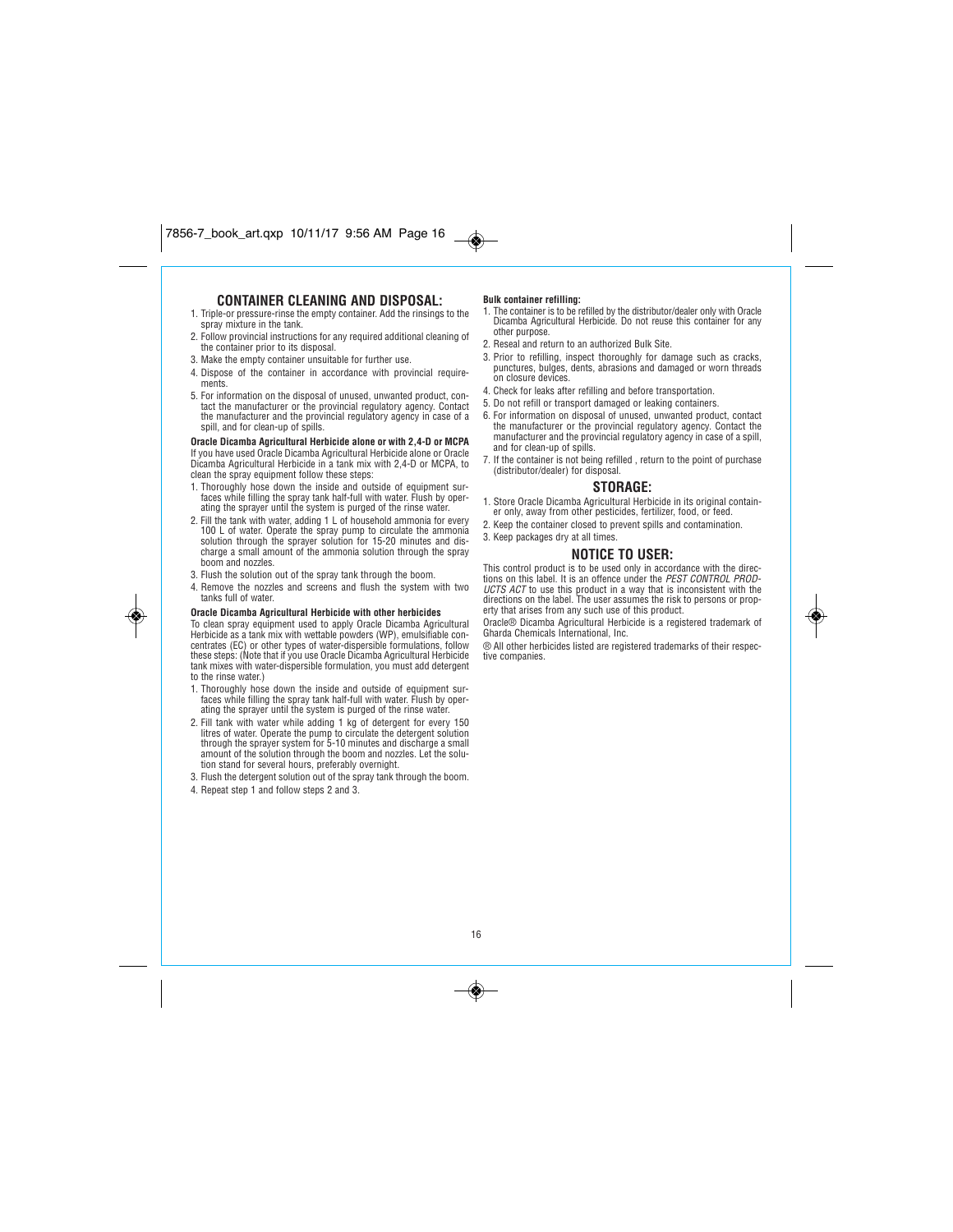## CONTAINER CLEANING AND DISPOSAL:

1. Triple-or pressure-rinse the empty container. Add the rinsings to the spray mixture in the tank.
2. Follow provincial instructions for any required additional cleaning of the container prior to its disposal.
3. Make the empty container unsuitable for further use.
4. Dispose of the container in accordance with provincial requirements.
5. For information on the disposal of unused, unwanted product, contact the manufacturer or the provincial regulatory agency. Contact the manufacturer and the provincial regulatory agency in case of a spill, and for clean-up of spills.

**Oracle Dicamba Agricultural Herbicide alone or with 2,4-D or MCPA**

If you have used Oracle Dicamba Agricultural Herbicide alone or Oracle Dicamba Agricultural Herbicide in a tank mix with 2,4-D or MCPA, to clean the spray equipment follow these steps:

1. Thoroughly hose down the inside and outside of equipment surfaces while filling the spray tank half-full with water. Flush by operating the sprayer until the system is purged of the rinse water.
2. Fill the tank with water, adding 1 L of household ammonia for every 100 L of water. Operate the spray pump to circulate the ammonia solution through the sprayer solution for 15-20 minutes and discharge a small amount of the ammonia solution through the spray boom and nozzles.
3. Flush the solution out of the spray tank through the boom.
4. Remove the nozzles and screens and flush the system with two tanks full of water.

**Oracle Dicamba Agricultural Herbicide with other herbicides**

To clean spray equipment used to apply Oracle Dicamba Agricultural Herbicide as a tank mix with wettable powders (WP), emulsifiable concentrates (EC) or other types of water-dispersible formulations, follow these steps: (Note that if you use Oracle Dicamba Agricultural Herbicide tank mixes with water-dispersible formulation, you must add detergent to the rinse water.)

1. Thoroughly hose down the inside and outside of equipment surfaces while filling the spray tank half-full with water. Flush by operating the sprayer until the system is purged of the rinse water.
2. Fill tank with water while adding 1 kg of detergent for every 150 litres of water. Operate the pump to circulate the detergent solution through the sprayer system for 5-10 minutes and discharge a small amount of the solution through the boom and nozzles. Let the solution stand for several hours, preferably overnight.
3. Flush the detergent solution out of the spray tank through the boom.
4. Repeat step 1 and follow steps 2 and 3.

**Bulk container refilling:**

1. The container is to be refilled by the distributor/dealer only with Oracle Dicamba Agricultural Herbicide. Do not reuse this container for any other purpose.
2. Reseal and return to an authorized Bulk Site.
3. Prior to refilling, inspect thoroughly for damage such as cracks, punctures, bulges, dents, abrasions and damaged or worn threads on closure devices.
4. Check for leaks after refilling and before transportation.
5. Do not refill or transport damaged or leaking containers.
6. For information on disposal of unused, unwanted product, contact the manufacturer or the provincial regulatory agency. Contact the manufacturer and the provincial regulatory agency in case of a spill, and for clean-up of spills.
7. If the container is not being refilled , return to the point of purchase (distributor/dealer) for disposal.

## STORAGE:

1. Store Oracle Dicamba Agricultural Herbicide in its original container only, away from other pesticides, fertilizer, food, or feed.
2. Keep the container closed to prevent spills and contamination.
3. Keep packages dry at all times.

## NOTICE TO USER:

This control product is to be used only in accordance with the directions on this label. It is an offence under the *PEST CONTROL PRODUCTS ACT* to use this product in a way that is inconsistent with the directions on the label. The user assumes the risk to persons or property that arises from any such use of this product.

Oracle® Dicamba Agricultural Herbicide is a registered trademark of Gharda Chemicals International, Inc.

® All other herbicides listed are registered trademarks of their respective companies.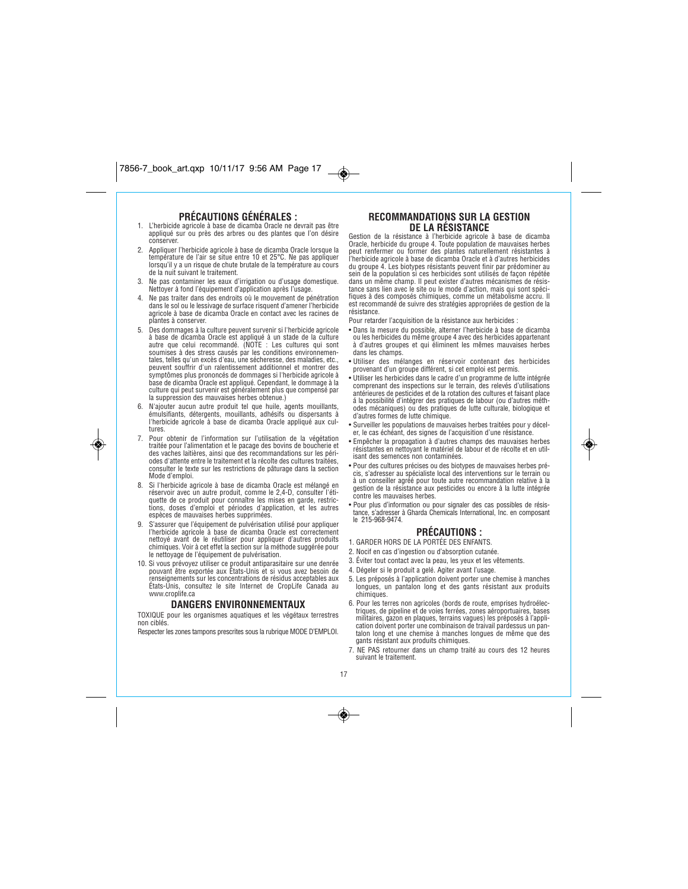## PRÉCAUTIONS GÉNÉRALES :

1. L'herbicide agricole à base de dicamba Oracle ne devrait pas être appliqué sur ou près des arbres ou des plantes que l'on désire conserver.
2. Appliquer l'herbicide agricole à base de dicamba Oracle lorsque la température de l'air se situe entre 10 et 25°C. Ne pas appliquer lorsqu'il y a un risque de chute brutale de la température au cours de la nuit suivant le traitement.
3. Ne pas contaminer les eaux d'irrigation ou d'usage domestique. Nettoyer à fond l'équipement d'application après l'usage.
4. Ne pas traiter dans des endroits où le mouvement de pénétration dans le sol ou le lessivage de surface risquent d'amener l'herbicide agricole à base de dicamba Oracle en contact avec les racines de plantes à conserver.
5. Des dommages à la culture peuvent survenir si l'herbicide agricole à base de dicamba Oracle est appliqué à un stade de la culture autre que celui recommandé. (NOTE : Les cultures qui sont soumises à des stress causés par les conditions environnementales, telles qu'un excès d'eau, une sécheresse, des maladies, etc., peuvent souffrir d'un ralentissement additionnel et montrer des symptômes plus prononcés de dommages si l'herbicide agricole à base de dicamba Oracle est appliqué. Cependant, le dommage à la culture qui peut survenir est généralement plus que compensé par la suppression des mauvaises herbes obtenue.)
6. N'ajouter aucun autre produit tel que huile, agents mouillants, émulsifiants, détergents, mouillants, adhésifs ou dispersants à l'herbicide agricole à base de dicamba Oracle appliqué aux cultures.
7. Pour obtenir de l'information sur l'utilisation de la végétation traitée pour l'alimentation et le pacage des bovins de boucherie et des vaches laitières, ainsi que des recommandations sur les périodes d'attente entre le traitement et la récolte des cultures traitées, consulter le texte sur les restrictions de pâturage dans la section Mode d'emploi.
8. Si l'herbicide agricole à base de dicamba Oracle est mélangé en réservoir avec un autre produit, comme le 2,4-D, consulter l'étiquette de ce produit pour connaître les mises en garde, restrictions, doses d'emploi et périodes d'application, et les autres espèces de mauvaises herbes supprimées.
9. S'assurer que l'équipement de pulvérisation utilisé pour appliquer l'herbicide agricole à base de dicamba Oracle est correctement nettoyé avant de le réutiliser pour appliquer d'autres produits chimiques. Voir à cet effet la section sur la méthode suggérée pour le nettoyage de l'équipement de pulvérisation.
10. Si vous prévoyez utiliser ce produit antiparasitaire sur une denrée pouvant être exportée aux États-Unis et si vous avez besoin de renseignements sur les concentrations de résidus acceptables aux États-Unis, consultez le site Internet de CropLife Canada au www.croplife.ca

## DANGERS ENVIRONNEMENTAUX

TOXIQUE pour les organismes aquatiques et les végétaux terrestres non ciblés.

Respecter les zones tampons prescrites sous la rubrique MODE D'EMPLOI.

## RECOMMANDATIONS SUR LA GESTION DE LA RÉSISTANCE

Gestion de la résistance à l'herbicide agricole à base de dicamba Oracle, herbicide du groupe 4. Toute population de mauvaises herbes peut renfermer ou former des plantes naturellement résistantes à l'herbicide agricole à base de dicamba Oracle et à d'autres herbicides du groupe 4. Les biotypes résistants peuvent finir par prédominer au sein de la population si ces herbicides sont utilisés de façon répétée dans un même champ. Il peut exister d'autres mécanismes de résistance sans lien avec le site ou le mode d'action, mais qui sont spécifiques à des composés chimiques, comme un métabolisme accru. Il est recommandé de suivre des stratégies appropriées de gestion de la résistance.

Pour retarder l'acquisition de la résistance aux herbicides :

- Dans la mesure du possible, alterner l'herbicide à base de dicamba ou les herbicides du même groupe 4 avec des herbicides appartenant à d'autres groupes et qui éliminent les mêmes mauvaises herbes dans les champs.
- Utiliser des mélanges en réservoir contenant des herbicides provenant d'un groupe différent, si cet emploi est permis.
- Utiliser les herbicides dans le cadre d'un programme de lutte intégrée comprenant des inspections sur le terrain, des relevés d'utilisations antérieures de pesticides et de la rotation des cultures et faisant place à la possibilité d'intégrer des pratiques de labour (ou d'autres méthodes mécaniques) ou des pratiques de lutte culturale, biologique et d'autres formes de lutte chimique.
- Surveiller les populations de mauvaises herbes traitées pour y déceler, le cas échéant, des signes de l'acquisition d'une résistance.
- Empêcher la propagation à d'autres champs des mauvaises herbes résistantes en nettoyant le matériel de labour et de récolte et en utilisant des semences non contaminées.
- Pour des cultures précises ou des biotypes de mauvaises herbes précis, s'adresser au spécialiste local des interventions sur le terrain ou à un conseiller agréé pour toute autre recommandation relative à la gestion de la résistance aux pesticides ou encore à la lutte intégrée contre les mauvaises herbes.
- Pour plus d'information ou pour signaler des cas possibles de résistance, s'adresser à Gharda Chemicals International, Inc. en composant le 215-968-9474.

## PRÉCAUTIONS :

1. GARDER HORS DE LA PORTÉE DES ENFANTS.
2. Nocif en cas d'ingestion ou d'absorption cutanée.
3. Éviter tout contact avec la peau, les yeux et les vêtements.
4. Dégeler si le produit a gelé. Agiter avant l'usage.
5. Les préposés à l'application doivent porter une chemise à manches longues, un pantalon long et des gants résistant aux produits chimiques.
6. Pour les terres non agricoles (bords de route, emprises hydroélectriques, de pipeline et de voies ferrées, zones aéroportuaires, bases militaires, gazon en plaques, terrains vagues) les préposés à l'application doivent porter une combinaison de travail pardessus un pantalon long et une chemise à manches longues de même que des gants résistant aux produits chimiques.
7. NE PAS retourner dans un champ traité au cours des 12 heures suivant le traitement.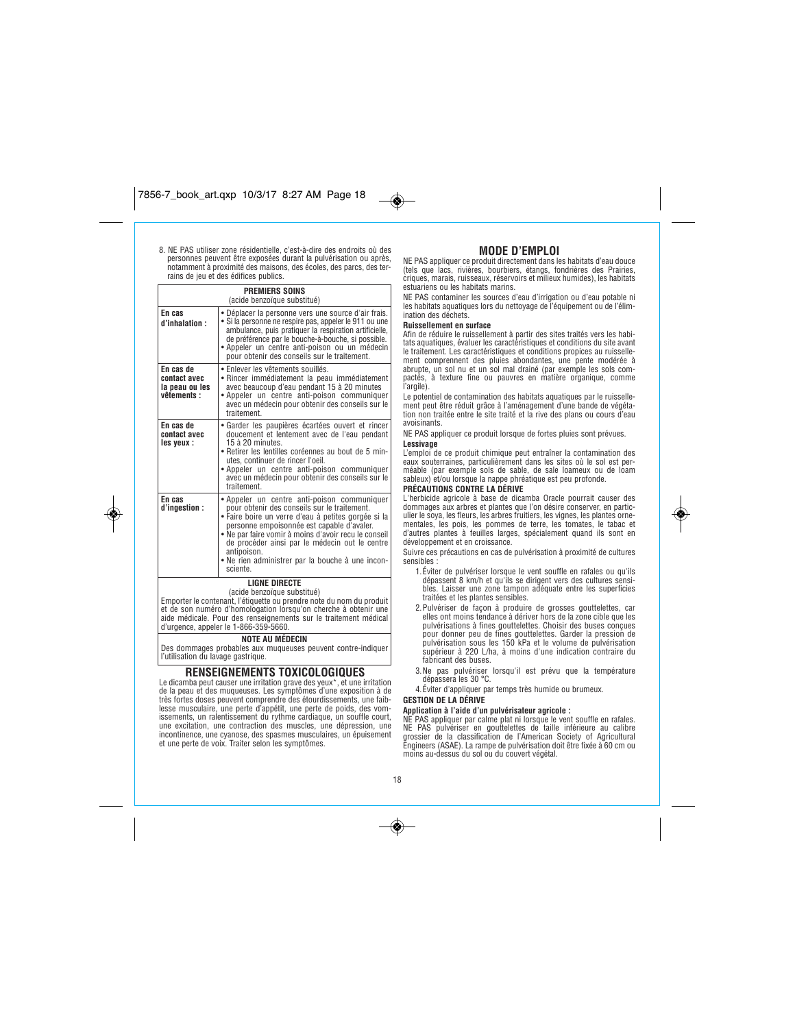8. NE PAS utiliser zone résidentielle, c'est-à-dire des endroits où des personnes peuvent être exposées durant la pulvérisation ou après, notamment à proximité des maisons, des écoles, des parcs, des terrains de jeu et des édifices publics.

| PREMIERS SOINS (acide benzoïque substitué) | |
|---|---|
| **En cas d'inhalation :** | • Déplacer la personne vers une source d'air frais. • Si la personne ne respire pas, appeler le 911 ou une ambulance, puis pratiquer la respiration artificielle, de préférence par le bouche-à-bouche, si possible. • Appeler un centre anti-poison ou un médecin pour obtenir des conseils sur le traitement. |
| **En cas de contact avec la peau ou les vêtements :** | • Enlever les vêtements souillés. • Rincer immédiatement la peau immédiatement avec beaucoup d'eau pendant 15 à 20 minutes • Appeler un centre anti-poison communiquer avec un médecin pour obtenir des conseils sur le traitement. |
| **En cas de contact avec les yeux :** | • Garder les paupières écartées ouvert et rincer doucement et lentement avec de l'eau pendant 15 à 20 minutes. • Retirer les lentilles coréennes au bout de 5 minutes, continuer de rincer l'oeil. • Appeler un centre anti-poison communiquer avec un médecin pour obtenir des conseils sur le traitement. |
| **En cas d'ingestion :** | • Appeler un centre anti-poison communiquer pour obtenir des conseils sur le traitement. • Faire boire un verre d'eau à petites gorgée si la personne empoisonnée est capable d'avaler. • Ne par faire vomir à moins d'avoir recu le conseil de procéder ainsi par le médecin out le centre antipoison. • Ne rien administrer par la bouche à une inconsciente. |

**LIGNE DIRECTE**
(acide benzoïque substitué)

Emporter le contenant, l'étiquette ou prendre note du nom du produit et de son numéro d'homologation lorsqu'on cherche à obtenir une aide médicale. Pour des renseignements sur le traitement médical d'urgence, appeler le 1-866-359-5660.

**NOTE AU MÉDECIN**

Des dommages probables aux muqueuses peuvent contre-indiquer l'utilisation du lavage gastrique.

## RENSEIGNEMENTS TOXICOLOGIQUES

Le dicamba peut causer une irritation grave des yeux*, et une irritation de la peau et des muqueuses. Les symptômes d'une exposition à de très fortes doses peuvent comprendre des étourdissements, une faiblesse musculaire, une perte d'appétit, une perte de poids, des vomissements, un ralentissement du rythme cardiaque, un souffle court, une excitation, une contraction des muscles, une dépression, une incontinence, une cyanose, des spasmes musculaires, un épuisement et une perte de voix. Traiter selon les symptômes.

## MODE D'EMPLOI

NE PAS appliquer ce produit directement dans les habitats d'eau douce (tels que lacs, rivières, bourbiers, étangs, fondrières des Prairies, criques, marais, ruisseaux, réservoirs et milieux humides), les habitats estuariens ou les habitats marins.

NE PAS contaminer les sources d'eau d'irrigation ou d'eau potable ni les habitats aquatiques lors du nettoyage de l'équipement ou de l'élimination des déchets.

**Ruissellement en surface**

Afin de réduire le ruissellement à partir des sites traités vers les habitats aquatiques, évaluer les caractéristiques et conditions du site avant le traitement. Les caractéristiques et conditions propices au ruissellement comprennent des pluies abondantes, une pente modérée à abrupte, un sol nu et un sol mal drainé (par exemple les sols compactés, à texture fine ou pauvres en matière organique, comme l'argile).

Le potentiel de contamination des habitats aquatiques par le ruissellement peut être réduit grâce à l'aménagement d'une bande de végétation non traitée entre le site traité et la rive des plans ou cours d'eau avoisinants.

NE PAS appliquer ce produit lorsque de fortes pluies sont prévues.

**Lessivage**

L'emploi de ce produit chimique peut entraîner la contamination des eaux souterraines, particulièrement dans les sites où le sol est perméable (par exemple sols de sable, de sale loameux ou de loam sableux) et/ou lorsque la nappe phréatique est peu profonde.

**PRÉCAUTIONS CONTRE LA DÉRIVE**

L'herbicide agricole à base de dicamba Oracle pourrait causer des dommages aux arbres et plantes que l'on désire conserver, en particulier le soya, les fleurs, les arbres fruitiers, les vignes, les plantes ornementales, les pois, les pommes de terre, les tomates, le tabac et d'autres plantes à feuilles larges, spécialement quand ils sont en développement et en croissance.

Suivre ces précautions en cas de pulvérisation à proximité de cultures sensibles :

1. Éviter de pulvériser lorsque le vent souffle en rafales ou qu'ils dépassent 8 km/h et qu'ils se dirigent vers des cultures sensibles. Laisser une zone tampon adéquate entre les superficies traitées et les plantes sensibles.
2. Pulvériser de façon à produire de grosses gouttelettes, car elles ont moins tendance à dériver hors de la zone cible que les pulvérisations à fines gouttelettes. Choisir des buses conçues pour donner peu de fines gouttelettes. Garder la pression de pulvérisation sous les 150 kPa et le volume de pulvérisation supérieur à 220 L/ha, à moins d'une indication contraire du fabricant des buses.
3. Ne pas pulvériser lorsqu'il est prévu que la température dépassera les 30 °C.
4. Éviter d'appliquer par temps très humide ou brumeux.

**GESTION DE LA DÉRIVE**

**Application à l'aide d'un pulvérisateur agricole :**

NE PAS appliquer par calme plat ni lorsque le vent souffle en rafales. NE PAS pulvériser en gouttelettes de taille inférieure au calibre grossier de la classification de l'American Society of Agricultural Engineers (ASAE). La rampe de pulvérisation doit être fixée à 60 cm ou moins au-dessus du sol ou du couvert végétal.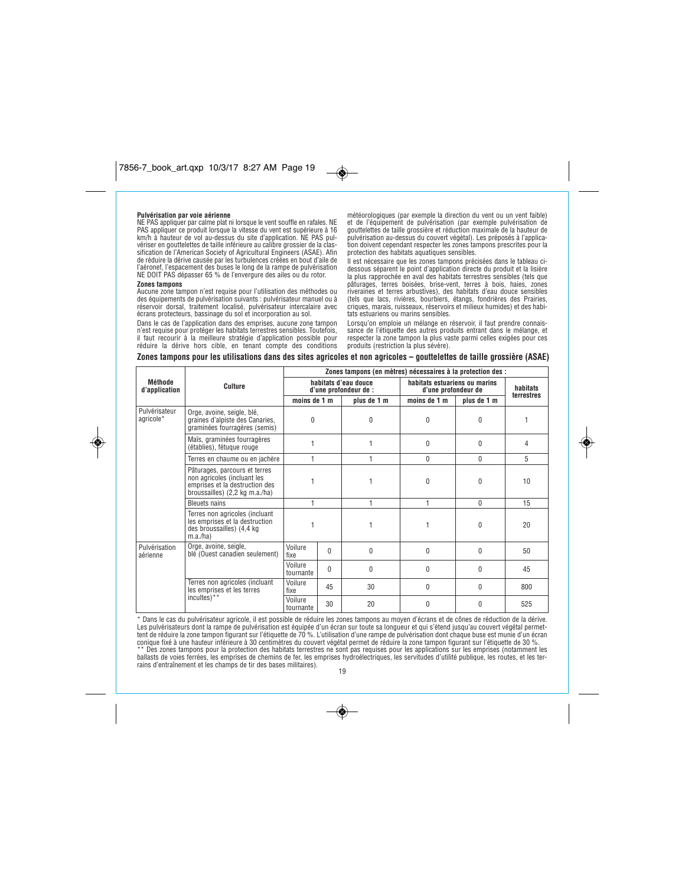**Pulvérisation par voie aérienne**

NE PAS appliquer par calme plat ni lorsque le vent souffle en rafales. NE PAS appliquer ce produit lorsque la vitesse du vent est supérieure à 16 km/h à hauteur de vol au-dessus du site d'application. NE PAS pulvériser en gouttelettes de taille inférieure au calibre grossier de la classification de l'American Society of Agricultural Engineers (ASAE). Afin de réduire la dérive causée par les turbulences créées en bout d'aile de l'aéronef, l'espacement des buses le long de la rampe de pulvérisation NE DOIT PAS dépasser 65 % de l'envergure des ailes ou du rotor.

**Zones tampons**

Aucune zone tampon n'est requise pour l'utilisation des méthodes ou des équipements de pulvérisation suivants : pulvérisateur manuel ou à réservoir dorsal, traitement localisé, pulvérisateur intercalaire avec écrans protecteurs, bassinage du sol et incorporation au sol.

Dans le cas de l'application dans des emprises, aucune zone tampon n'est requise pour protéger les habitats terrestres sensibles. Toutefois, il faut recourir à la meilleure stratégie d'application possible pour réduire la dérive hors cible, en tenant compte des conditions météorologiques (par exemple la direction du vent ou un vent faible) et de l'équipement de pulvérisation (par exemple pulvérisation de gouttelettes de taille grossière et réduction maximale de la hauteur de pulvérisation au-dessus du couvert végétal). Les préposés à l'application doivent cependant respecter les zones tampons prescrites pour la protection des habitats aquatiques sensibles.

Il est nécessaire que les zones tampons précisées dans le tableau ci-dessous séparent le point d'application directe du produit et la lisière la plus rapprochée en aval des habitats terrestres sensibles (tels que pâturages, terres boisées, brise-vent, terres à bois, haies, zones riveraines et terres arbustives), des habitats d'eau douce sensibles (tels que lacs, rivières, bourbiers, étangs, fondrières des Prairies, criques, marais, ruisseaux, réservoirs et milieux humides) et des habitats estuariens ou marins sensibles.

Lorsqu'on emploie un mélange en réservoir, il faut prendre connaissance de l'étiquette des autres produits entrant dans le mélange, et respecter la zone tampon la plus vaste parmi celles exigées pour ces produits (restriction la plus sévère).

**Zones tampons pour les utilisations dans des sites agricoles et non agricoles – gouttelettes de taille grossière (ASAE)**

| Méthode d'application | Culture | Zones tampons (en mètres) nécessaires à la protection des : | | | | | |
|---|---|---|---|---|---|---|---|
| | | habitats d'eau douce d'une profondeur de : | | | habitats estuariens ou marins d'une profondeur de | | habitats terrestres |
| | | moins de 1 m | | plus de 1 m | moins de 1 m | plus de 1 m | |
| Pulvérisateur agricole* | Orge, avoine, seigle, blé, graines d'alpiste des Canaries, graminées fourragères (semis) | 0 | | 0 | 0 | 0 | 1 |
| | Maïs, graminées fourragères (établies), fétuque rouge | 1 | | 1 | 0 | 0 | 4 |
| | Terres en chaume ou en jachère | 1 | | 1 | 0 | 0 | 5 |
| | Pâturages, parcours et terres non agricoles (incluant les emprises et la destruction des broussailles) (2,2 kg m.a./ha) | 1 | | 1 | 0 | 0 | 10 |
| | Bleuets nains | 1 | | 1 | 1 | 0 | 15 |
| | Terres non agricoles (incluant les emprises et la destruction des broussailles) (4,4 kg m.a./ha) | 1 | | 1 | 1 | 0 | 20 |
| Pulvérisation aérienne | Orge, avoine, seigle, blé (Ouest canadien seulement) | Voilure fixe | 0 | 0 | 0 | 0 | 50 |
| | | Voilure tournante | 0 | 0 | 0 | 0 | 45 |
| | Terres non agricoles (incluant les emprises et les terres incultes)** | Voilure fixe | 45 | 30 | 0 | 0 | 800 |
| | | Voilure tournante | 30 | 20 | 0 | 0 | 525 |

\* Dans le cas du pulvérisateur agricole, il est possible de réduire les zones tampons au moyen d'écrans et de cônes de réduction de la dérive. Les pulvérisateurs dont la rampe de pulvérisation est équipée d'un écran sur toute sa longueur et qui s'étend jusqu'au couvert végétal permettent de réduire la zone tampon figurant sur l'étiquette de 70 %. L'utilisation d'une rampe de pulvérisation dont chaque buse est munie d'un écran conique fixé à une hauteur inférieure à 30 centimètres du couvert végétal permet de réduire la zone tampon figurant sur l'étiquette de 30 %.

\*\* Des zones tampons pour la protection des habitats terrestres ne sont pas requises pour les applications sur les emprises (notamment les ballasts de voies ferrées, les emprises de chemins de fer, les emprises hydroélectriques, les servitudes d'utilité publique, les routes, et les terrains d'entraînement et les champs de tir des bases militaires).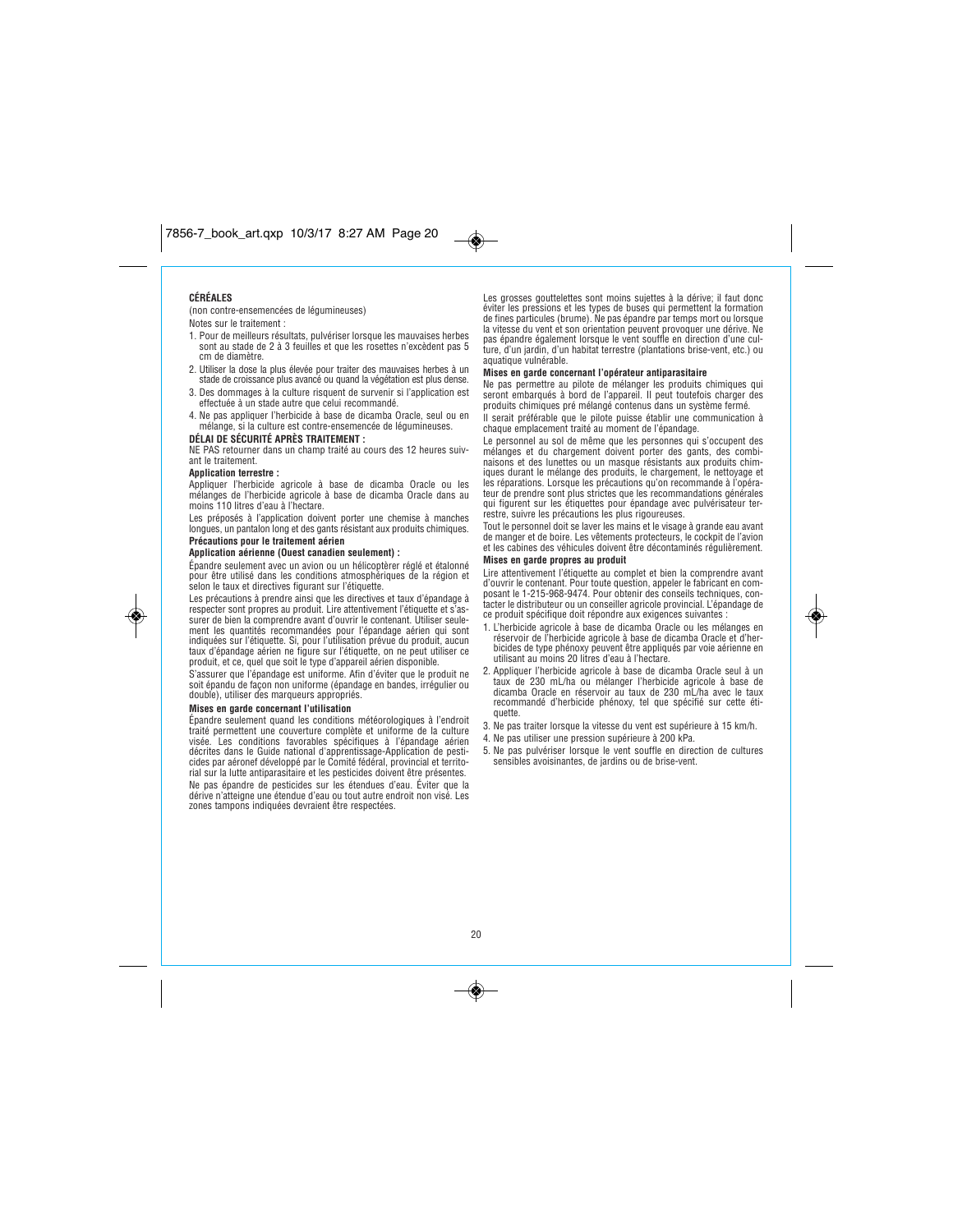**CÉRÉALES**

(non contre-ensemencées de légumineuses)

Notes sur le traitement :

1. Pour de meilleurs résultats, pulvériser lorsque les mauvaises herbes sont au stade de 2 à 3 feuilles et que les rosettes n'excèdent pas 5 cm de diamètre.
2. Utiliser la dose la plus élevée pour traiter des mauvaises herbes à un stade de croissance plus avancé ou quand la végétation est plus dense.
3. Des dommages à la culture risquent de survenir si l'application est effectuée à un stade autre que celui recommandé.
4. Ne pas appliquer l'herbicide à base de dicamba Oracle, seul ou en mélange, si la culture est contre-ensemencée de légumineuses.

**DÉLAI DE SÉCURITÉ APRÈS TRAITEMENT :**

NE PAS retourner dans un champ traité au cours des 12 heures suivant le traitement.

**Application terrestre :**

Appliquer l'herbicide agricole à base de dicamba Oracle ou les mélanges de l'herbicide agricole à base de dicamba Oracle dans au moins 110 litres d'eau à l'hectare.

Les préposés à l'application doivent porter une chemise à manches longues, un pantalon long et des gants résistant aux produits chimiques.

**Précautions pour le traitement aérien**

**Application aérienne (Ouest canadien seulement) :**

Épandre seulement avec un avion ou un hélicoptèrer réglé et étalonné pour être utilisé dans les conditions atmosphériques de la région et selon le taux et directives figurant sur l'étiquette.

Les précautions à prendre ainsi que les directives et taux d'épandage à respecter sont propres au produit. Lire attentivement l'étiquette et s'assurer de bien la comprendre avant d'ouvrir le contenant. Utiliser seulement les quantités recommandées pour l'épandage aérien qui sont indiquées sur l'étiquette. Si, pour l'utilisation prévue du produit, aucun taux d'épandage aérien ne figure sur l'étiquette, on ne peut utiliser ce produit, et ce, quel que soit le type d'appareil aérien disponible.

S'assurer que l'épandage est uniforme. Afin d'éviter que le produit ne soit épandu de façon non uniforme (épandage en bandes, irrégulier ou double), utiliser des marqueurs appropriés.

**Mises en garde concernant l'utilisation**

Épandre seulement quand les conditions météorologiques à l'endroit traité permettent une couverture complète et uniforme de la culture visée. Les conditions favorables spécifiques à l'épandage aérien décrites dans le Guide national d'apprentissage-Application de pesticides par aéronef développé par le Comité fédéral, provincial et territorial sur la lutte antiparasitaire et les pesticides doivent être présentes.

Ne pas épandre de pesticides sur les étendues d'eau. Éviter que la dérive n'atteigne une étendue d'eau ou tout autre endroit non visé. Les zones tampons indiquées devraient être respectées.

Les grosses gouttelettes sont moins sujettes à la dérive; il faut donc éviter les pressions et les types de buses qui permettent la formation de fines particules (brume). Ne pas épandre par temps mort ou lorsque la vitesse du vent et son orientation peuvent provoquer une dérive. Ne pas épandre également lorsque le vent souffle en direction d'une culture, d'un jardin, d'un habitat terrestre (plantations brise-vent, etc.) ou aquatique vulnérable.

**Mises en garde concernant l'opérateur antiparasitaire**

Ne pas permettre au pilote de mélanger les produits chimiques qui seront embarqués à bord de l'appareil. Il peut toutefois charger des produits chimiques pré mélangé contenus dans un système fermé.

Il serait préférable que le pilote puisse établir une communication à chaque emplacement traité au moment de l'épandage.

Le personnel au sol de même que les personnes qui s'occupent des mélanges et du chargement doivent porter des gants, des combinaisons et des lunettes ou un masque résistants aux produits chimiques durant le mélange des produits, le chargement, le nettoyage et les réparations. Lorsque les précautions qu'on recommande à l'opérateur de prendre sont plus strictes que les recommandations générales qui figurent sur les étiquettes pour épandage avec pulvérisateur terrestre, suivre les précautions les plus rigoureuses.

Tout le personnel doit se laver les mains et le visage à grande eau avant de manger et de boire. Les vêtements protecteurs, le cockpit de l'avion et les cabines des véhicules doivent être décontaminés régulièrement.

**Mises en garde propres au produit**

Lire attentivement l'étiquette au complet et bien la comprendre avant d'ouvrir le contenant. Pour toute question, appeler le fabricant en composant le 1-215-968-9474. Pour obtenir des conseils techniques, contacter le distributeur ou un conseiller agricole provincial. L'épandage de ce produit spécifique doit répondre aux exigences suivantes :

1. L'herbicide agricole à base de dicamba Oracle ou les mélanges en réservoir de l'herbicide agricole à base de dicamba Oracle et d'herbicides de type phénoxy peuvent être appliqués par voie aérienne en utilisant au moins 20 litres d'eau à l'hectare.
2. Appliquer l'herbicide agricole à base de dicamba Oracle seul à un taux de 230 mL/ha ou mélanger l'herbicide agricole à base de dicamba Oracle en réservoir au taux de 230 mL/ha avec le taux recommandé d'herbicide phénoxy, tel que spécifié sur cette étiquette.
3. Ne pas traiter lorsque la vitesse du vent est supérieure à 15 km/h.
4. Ne pas utiliser une pression supérieure à 200 kPa.
5. Ne pas pulvériser lorsque le vent souffle en direction de cultures sensibles avoisinantes, de jardins ou de brise-vent.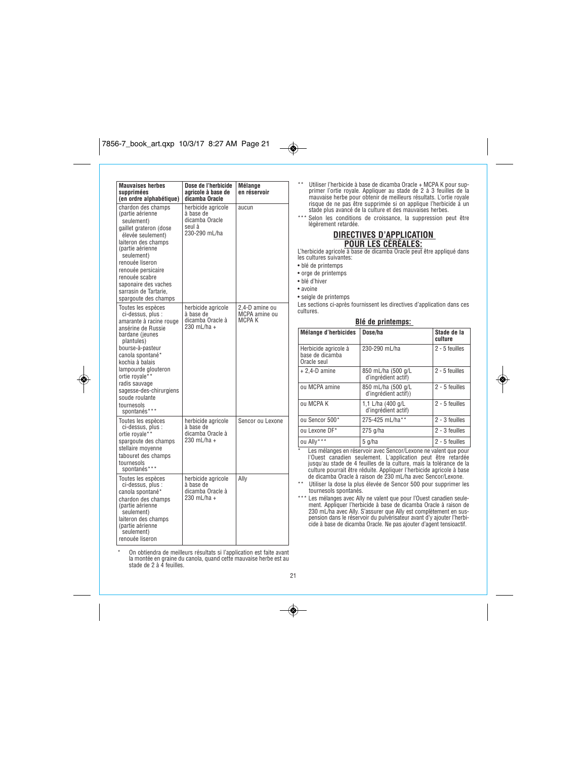| Mauvaises herbes supprimées (en ordre alphabétique) | Dose de l'herbicide agricole à base de dicamba Oracle | Mélange en réservoir |
|---|---|---|
| chardon des champs (partie aérienne seulement)<br>gaillet grateron (dose élevée seulement)<br>laiteron des champs (partie aérienne seulement)<br>renouée liseron<br>renouée persicaire<br>renouée scabre<br>saponaire des vaches<br>sarrasin de Tartarie,<br>spargoute des champs | herbicide agricole à base de dicamba Oracle seul à 230-290 mL/ha | aucun |
| Toutes les espèces ci-dessus, plus :<br>amarante à racine rouge<br>ansérine de Russie<br>bardane (jeunes plantules)<br>bourse-à-pasteur<br>canola spontané*<br>kochia à balais<br>lampourde glouteron<br>ortie royale**<br>radis sauvage<br>sagesse-des-chirurgiens<br>soude roulante<br>tournesols spontanés*** | herbicide agricole à base de dicamba Oracle à 230 mL/ha + | 2,4-D amine ou MCPA amine ou MCPA K |
| Toutes les espèces ci-dessus, plus :<br>ortie royale**<br>spargoute des champs<br>stellaire moyenne<br>tabouret des champs<br>tournesols spontanés*** | herbicide agricole à base de dicamba Oracle à 230 mL/ha + | Sencor ou Lexone |
| Toutes les espèces ci-dessus, plus :<br>canola spontané*<br>chardon des champs (partie aérienne seulement)<br>laiteron des champs (partie aérienne seulement)<br>renouée liseron | herbicide agricole à base de dicamba Oracle à 230 mL/ha + | Ally |

\* On obtiendra de meilleurs résultats si l'application est faite avant la montée en graine du canola, quand cette mauvaise herbe est au stade de 2 à 4 feuilles.

\*\* Utiliser l'herbicide à base de dicamba Oracle + MCPA K pour supprimer l'ortie royale. Appliquer au stade de 2 à 3 feuilles de la mauvaise herbe pour obtenir de meilleurs résultats. L'ortie royale risque de ne pas être supprimée si on applique l'herbicide à un stade plus avancé de la culture et des mauvaises herbes.

\*\*\* Selon les conditions de croissance, la suppression peut être légèrement retardée.

## DIRECTIVES D'APPLICATION POUR LES CÉRÉALES:

L'herbicide agricole à base de dicamba Oracle peut être appliqué dans les cultures suivantes:

- blé de printemps
- orge de printemps
- blé d'hiver
- avoine
- seigle de printemps

Les sections ci-après fournissent les directives d'application dans ces cultures.

### Blé de printemps:

| Mélange d'herbicides | Dose/ha | Stade de la culture |
|---|---|---|
| Herbicide agricole à base de dicamba Oracle seul | 230-290 mL/ha | 2 - 5 feuilles |
| + 2,4-D amine | 850 mL/ha (500 g/L d'ingrédient actif) | 2 - 5 feuilles |
| ou MCPA amine | 850 mL/ha (500 g/L d'ingrédient actif)) | 2 - 5 feuilles |
| ou MCPA K | 1,1 L/ha (400 g/L d'ingrédient actif) | 2 - 5 feuilles |
| ou Sencor 500* | 275-425 mL/ha** | 2 - 3 feuilles |
| ou Lexone DF* | 275 g/ha | 2 - 3 feuilles |
| ou Ally*** | 5 g/ha | 2 - 5 feuilles |

\* Les mélanges en réservoir avec Sencor/Lexone ne valent que pour l'Ouest canadien seulement. L'application peut être retardée jusqu'au stade de 4 feuilles de la culture, mais la tolérance de la culture pourrait être réduite. Appliquer l'herbicide agricole à base de dicamba Oracle à raison de 230 mL/ha avec Sencor/Lexone.

\*\* Utiliser la dose la plus élevée de Sencor 500 pour supprimer les tournesols spontanés.

\*\*\* Les mélanges avec Ally ne valent que pour l'Ouest canadien seulement. Appliquer l'herbicide à base de dicamba Oracle à raison de 230 mL/ha avec Ally. S'assurer que Ally est complètement en suspension dans le réservoir du pulvérisateur avant d'y ajouter l'herbicide à base de dicamba Oracle. Ne pas ajouter d'agent tensioactif.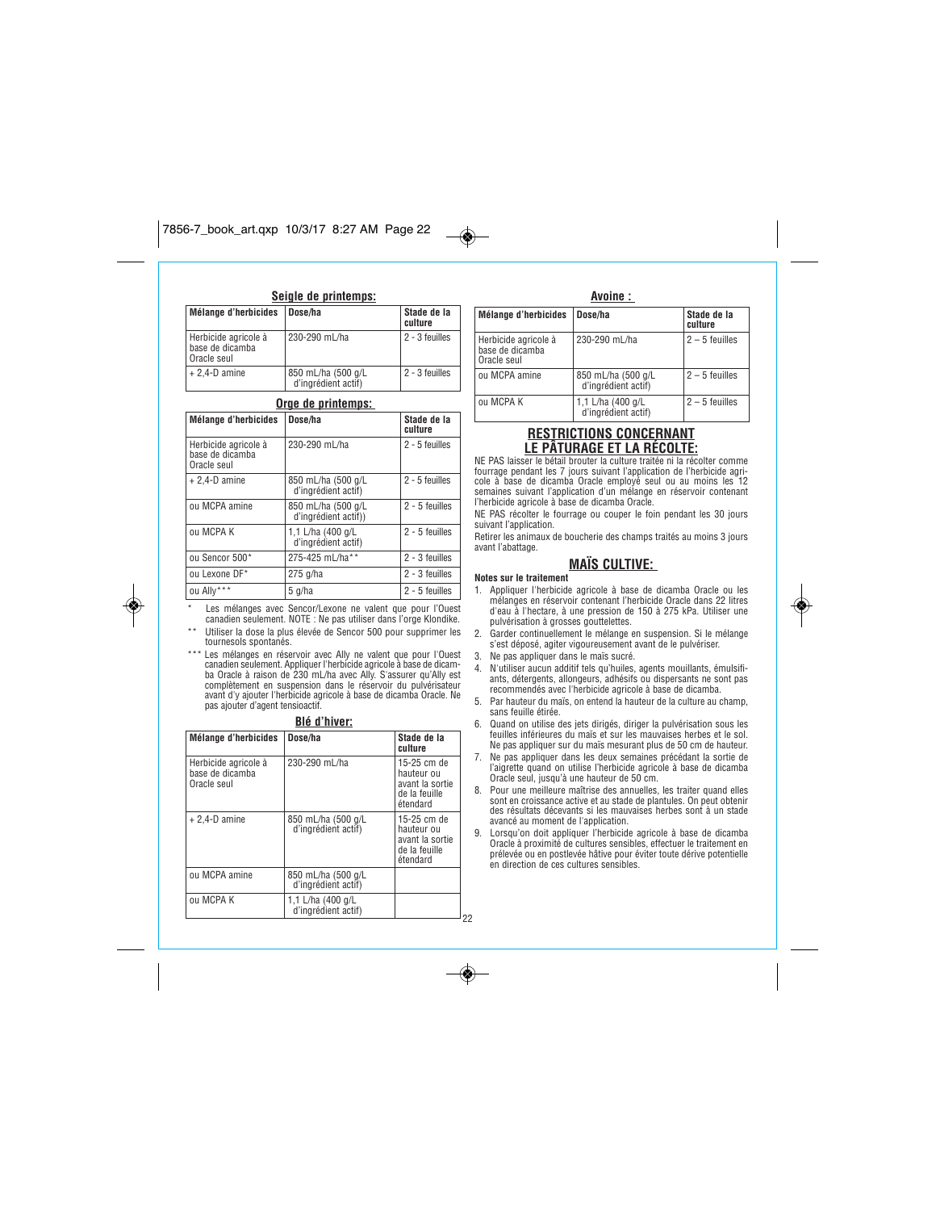## Seigle de printemps:

| Mélange d'herbicides | Dose/ha | Stade de la culture |
|---|---|---|
| Herbicide agricole à base de dicamba Oracle seul | 230-290 mL/ha | 2 - 3 feuilles |
| + 2,4-D amine | 850 mL/ha (500 g/L d'ingrédient actif) | 2 - 3 feuilles |

## Orge de printemps:

| Mélange d'herbicides | Dose/ha | Stade de la culture |
|---|---|---|
| Herbicide agricole à base de dicamba Oracle seul | 230-290 mL/ha | 2 - 5 feuilles |
| + 2,4-D amine | 850 mL/ha (500 g/L d'ingrédient actif) | 2 - 5 feuilles |
| ou MCPA amine | 850 mL/ha (500 g/L d'ingrédient actif)) | 2 - 5 feuilles |
| ou MCPA K | 1,1 L/ha (400 g/L d'ingrédient actif) | 2 - 5 feuilles |
| ou Sencor 500* | 275-425 mL/ha** | 2 - 3 feuilles |
| ou Lexone DF* | 275 g/ha | 2 - 3 feuilles |
| ou Ally*** | 5 g/ha | 2 - 5 feuilles |

\* Les mélanges avec Sencor/Lexone ne valent que pour l'Ouest canadien seulement. NOTE : Ne pas utiliser dans l'orge Klondike.

\*\* Utiliser la dose la plus élevée de Sencor 500 pour supprimer les tournesols spontanés.

\*\*\* Les mélanges en réservoir avec Ally ne valent que pour l'Ouest canadien seulement. Appliquer l'herbicide agricole à base de dicamba Oracle à raison de 230 mL/ha avec Ally. S'assurer qu'Ally est complètement en suspension dans le réservoir du pulvérisateur avant d'y ajouter l'herbicide agricole à base de dicamba Oracle. Ne pas ajouter d'agent tensioactif.

## Blé d'hiver:

| Mélange d'herbicides | Dose/ha | Stade de la culture |
|---|---|---|
| Herbicide agricole à base de dicamba Oracle seul | 230-290 mL/ha | 15-25 cm de hauteur ou avant la sortie de la feuille étendard |
| + 2,4-D amine | 850 mL/ha (500 g/L d'ingrédient actif) | 15-25 cm de hauteur ou avant la sortie de la feuille étendard |
| ou MCPA amine | 850 mL/ha (500 g/L d'ingrédient actif) | |
| ou MCPA K | 1,1 L/ha (400 g/L d'ingrédient actif) | |

## Avoine :

| Mélange d'herbicides | Dose/ha | Stade de la culture |
|---|---|---|
| Herbicide agricole à base de dicamba Oracle seul | 230-290 mL/ha | 2 – 5 feuilles |
| ou MCPA amine | 850 mL/ha (500 g/L d'ingrédient actif) | 2 – 5 feuilles |
| ou MCPA K | 1,1 L/ha (400 g/L d'ingrédient actif) | 2 – 5 feuilles |

## RESTRICTIONS CONCERNANT LE PÂTURAGE ET LA RÉCOLTE:

NE PAS laisser le bétail brouter la culture traitée ni la récolter comme fourrage pendant les 7 jours suivant l'application de l'herbicide agricole à base de dicamba Oracle employé seul ou au moins les 12 semaines suivant l'application d'un mélange en réservoir contenant l'herbicide agricole à base de dicamba Oracle.

NE PAS récolter le fourrage ou couper le foin pendant les 30 jours suivant l'application.

Retirer les animaux de boucherie des champs traités au moins 3 jours avant l'abattage.

## MAÏS CULTIVE:

**Notes sur le traitement**

1. Appliquer l'herbicide agricole à base de dicamba Oracle ou les mélanges en réservoir contenant l'herbicide Oracle dans 22 litres d'eau à l'hectare, à une pression de 150 à 275 kPa. Utiliser une pulvérisation à grosses gouttelettes.
2. Garder continuellement le mélange en suspension. Si le mélange s'est déposé, agiter vigoureusement avant de le pulvériser.
3. Ne pas appliquer dans le maïs sucré.
4. N'utiliser aucun additif tels qu'huiles, agents mouillants, émulsifiants, détergents, allongeurs, adhésifs ou dispersants ne sont pas recommendés avec l'herbicide agricole à base de dicamba.
5. Par hauteur du maïs, on entend la hauteur de la culture au champ, sans feuille étirée.
6. Quand on utilise des jets dirigés, diriger la pulvérisation sous les feuilles inférieures du maïs et sur les mauvaises herbes et le sol. Ne pas appliquer sur du maïs mesurant plus de 50 cm de hauteur.
7. Ne pas appliquer dans les deux semaines précédant la sortie de l'aigrette quand on utilise l'herbicide agricole à base de dicamba Oracle seul, jusqu'à une hauteur de 50 cm.
8. Pour une meilleure maîtrise des annuelles, les traiter quand elles sont en croissance active et au stade de plantules. On peut obtenir des résultats décevants si les mauvaises herbes sont à un stade avancé au moment de l'application.
9. Lorsqu'on doit appliquer l'herbicide agricole à base de dicamba Oracle à proximité de cultures sensibles, effectuer le traitement en prélevée ou en postlevée hâtive pour éviter toute dérive potentielle en direction de ces cultures sensibles.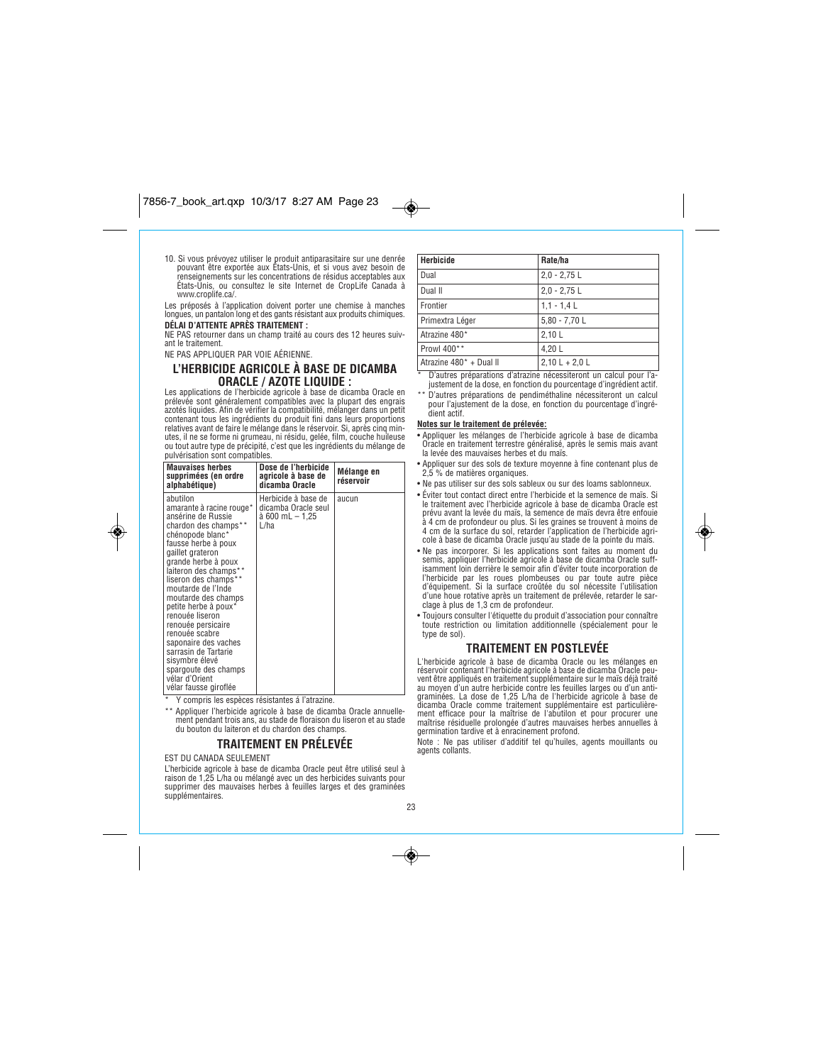10. Si vous prévoyez utiliser le produit antiparasitaire sur une denrée pouvant être exportée aux États-Unis, et si vous avez besoin de renseignements sur les concentrations de résidus acceptables aux États-Unis, ou consultez le site Internet de CropLife Canada à www.croplife.ca/.

Les préposés à l'application doivent porter une chemise à manches longues, un pantalon long et des gants résistant aux produits chimiques.

**DÉLAI D'ATTENTE APRÈS TRAITEMENT :**

NE PAS retourner dans un champ traité au cours des 12 heures suivant le traitement.

NE PAS APPLIQUER PAR VOIE AÉRIENNE.

## L'HERBICIDE AGRICOLE À BASE DE DICAMBA ORACLE / AZOTE LIQUIDE :

Les applications de l'herbicide agricole à base de dicamba Oracle en prélevée sont généralement compatibles avec la plupart des engrais azotés liquides. Afin de vérifier la compatibilité, mélanger dans un petit contenant tous les ingrédients du produit fini dans leurs proportions relatives avant de faire le mélange dans le réservoir. Si, après cinq minutes, il ne se forme ni grumeau, ni résidu, gelée, film, couche huileuse ou tout autre type de précipité, c'est que les ingrédients du mélange de pulvérisation sont compatibles.

| Mauvaises herbes supprimées (en ordre alphabétique) | Dose de l'herbicide agricole à base de dicamba Oracle | Mélange en réservoir |
|---|---|---|
| abutilon<br>amarante à racine rouge*<br>ansérine de Russie<br>chardon des champs**<br>chénopode blanc*<br>fausse herbe à poux<br>gaillet grateron<br>grande herbe à poux<br>laiteron des champs**<br>liseron des champs**<br>moutarde de l'Inde<br>moutarde des champs<br>petite herbe à poux*<br>renouée liseron<br>renouée persicaire<br>renouée scabre<br>saponaire des vaches<br>sarrasin de Tartarie<br>sisymbre élevé<br>spargoute des champs<br>vélar d'Orient<br>vélar fausse giroflée | Herbicide à base de dicamba Oracle seul à 600 mL – 1,25 L/ha | aucun |

\* Y compris les espèces résistantes à l'atrazine.

\*\* Appliquer l'herbicide agricole à base de dicamba Oracle annuellement pendant trois ans, au stade de floraison du liseron et au stade du bouton du laiteron et du chardon des champs.

## TRAITEMENT EN PRÉLEVÉE

EST DU CANADA SEULEMENT

L'herbicide agricole à base de dicamba Oracle peut être utilisé seul à raison de 1,25 L/ha ou mélangé avec un des herbicides suivants pour supprimer des mauvaises herbes à feuilles larges et des graminées supplémentaires.

| Herbicide | Rate/ha |
|---|---|
| Dual | 2,0 - 2,75 L |
| Dual II | 2,0 - 2,75 L |
| Frontier | 1,1 - 1,4 L |
| Primextra Léger | 5,80 - 7,70 L |
| Atrazine 480* | 2,10 L |
| Prowl 400** | 4,20 L |
| Atrazine 480* + Dual II | 2,10 L + 2,0 L |

\* D'autres préparations d'atrazine nécessiteront un calcul pour l'ajustement de la dose, en fonction du pourcentage d'ingrédient actif.

\*\* D'autres préparations de pendiméthaline nécessiteront un calcul pour l'ajustement de la dose, en fonction du pourcentage d'ingrédient actif.

**Notes sur le traitement de prélevée:**

- Appliquer les mélanges de l'herbicide agricole à base de dicamba Oracle en traitement terrestre généralisé, après le semis mais avant la levée des mauvaises herbes et du maïs.
- Appliquer sur des sols de texture moyenne à fine contenant plus de 2,5 % de matières organiques.
- Ne pas utiliser sur des sols sableux ou sur des loams sablonneux.
- Éviter tout contact direct entre l'herbicide et la semence de maïs. Si le traitement avec l'herbicide agricole à base de dicamba Oracle est prévu avant la levée du maïs, la semence de maïs devra être enfouie à 4 cm de profondeur ou plus. Si les graines se trouvent à moins de 4 cm de la surface du sol, retarder l'application de l'herbicide agricole à base de dicamba Oracle jusqu'au stade de la pointe du maïs.
- Ne pas incorporer. Si les applications sont faites au moment du semis, appliquer l'herbicide agricole à base de dicamba Oracle suffisamment loin derrière le semoir afin d'éviter toute incorporation de l'herbicide par les roues plombeuses ou par toute autre pièce d'équipement. Si la surface croûtée du sol nécessite l'utilisation d'une houe rotative après un traitement de prélevée, retarder le sarclage à plus de 1,3 cm de profondeur.
- Toujours consulter l'étiquette du produit d'association pour connaître toute restriction ou limitation additionnelle (spécialement pour le type de sol).

## TRAITEMENT EN POSTLEVÉE

L'herbicide agricole à base de dicamba Oracle ou les mélanges en réservoir contenant l'herbicide agricole à base de dicamba Oracle peuvent être appliqués en traitement supplémentaire sur le maïs déjà traité au moyen d'un autre herbicide contre les feuilles larges ou d'un antigraminées. La dose de 1,25 L/ha de l'herbicide agricole à base de dicamba Oracle comme traitement supplémentaire est particulièrement efficace pour la maîtrise de l'abutilon et pour procurer une maîtrise résiduelle prolongée d'autres mauvaises herbes annuelles à germination tardive et à enracinement profond.

Note : Ne pas utiliser d'additif tel qu'huiles, agents mouillants ou agents collants.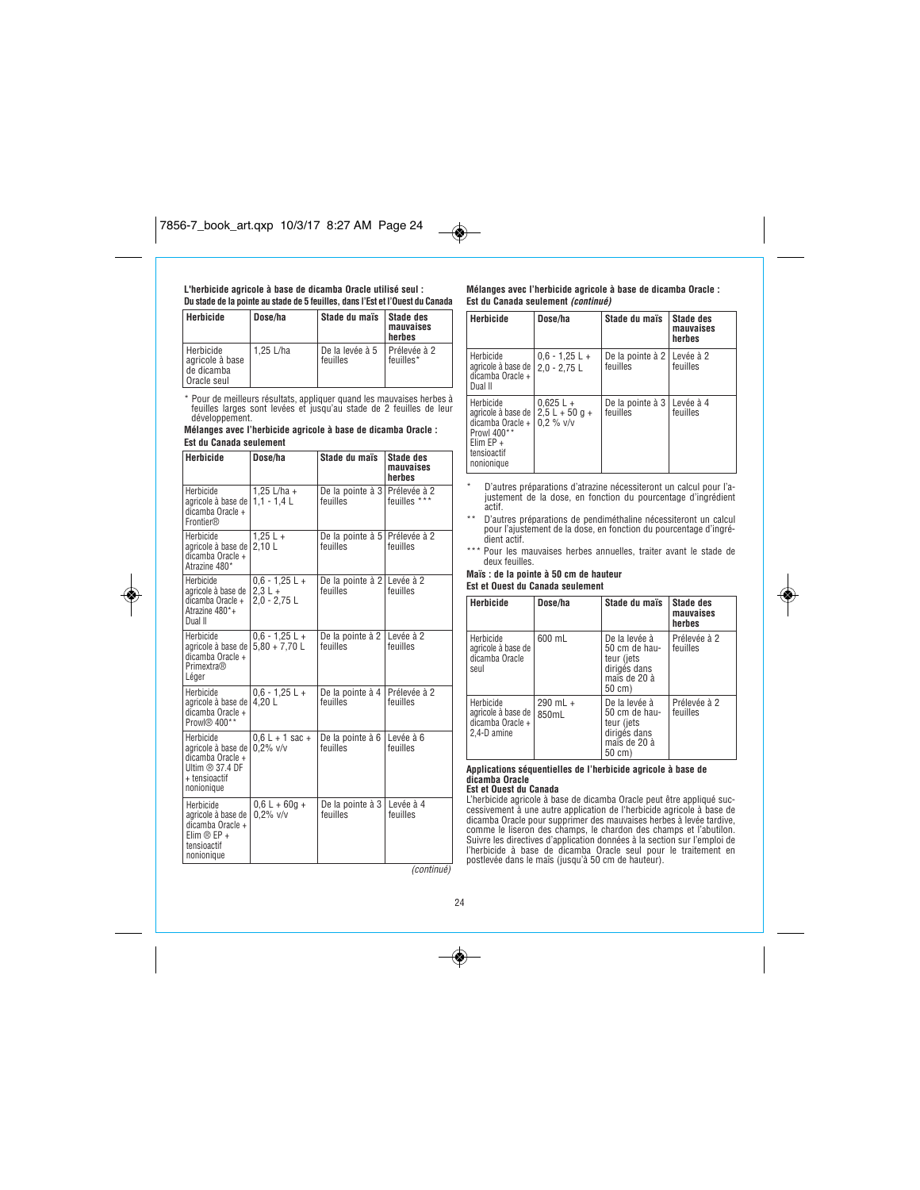**L'herbicide agricole à base de dicamba Oracle utilisé seul :**
**Du stade de la pointe au stade de 5 feuilles, dans l'Est et l'Ouest du Canada**

| Herbicide | Dose/ha | Stade du maïs | Stade des mauvaises herbes |
|---|---|---|---|
| Herbicide agricole à base de dicamba Oracle seul | 1,25 L/ha | De la levée à 5 feuilles | Prélevée à 2 feuilles* |

\* Pour de meilleurs résultats, appliquer quand les mauvaises herbes à feuilles larges sont levées et jusqu'au stade de 2 feuilles de leur développement.

**Mélanges avec l'herbicide agricole à base de dicamba Oracle :**
**Est du Canada seulement**

| Herbicide | Dose/ha | Stade du maïs | Stade des mauvaises herbes |
|---|---|---|---|
| Herbicide agricole à base de dicamba Oracle + Frontier® | 1,25 L/ha + 1,1 - 1,4 L | De la pointe à 3 feuilles | Prélevée à 2 feuilles *** |
| Herbicide agricole à base de dicamba Oracle + Atrazine 480* | 1,25 L + 2,10 L | De la pointe à 5 feuilles | Prélevée à 2 feuilles |
| Herbicide agricole à base de dicamba Oracle + Atrazine 480*+ Dual II | 0,6 - 1,25 L + 2,3 L + 2,0 - 2,75 L | De la pointe à 2 feuilles | Levée à 2 feuilles |
| Herbicide agricole à base de dicamba Oracle + Primextra® Léger | 0,6 - 1,25 L + 5,80 + 7,70 L | De la pointe à 2 feuilles | Levée à 2 feuilles |
| Herbicide agricole à base de dicamba Oracle + Prowl® 400** | 0,6 - 1,25 L + 4,20 L | De la pointe à 4 feuilles | Prélevée à 2 feuilles |
| Herbicide agricole à base de dicamba Oracle + Ultim ® 37.4 DF + tensioactif nonionique | 0,6 L + 1 sac + 0,2% v/v | De la pointe à 6 feuilles | Levée à 6 feuilles |
| Herbicide agricole à base de dicamba Oracle + Elim ® EP + tensioactif nonionique | 0,6 L + 60g + 0,2% v/v | De la pointe à 3 feuilles | Levée à 4 feuilles |

*(continué)*

**Mélanges avec l'herbicide agricole à base de dicamba Oracle :**
**Est du Canada seulement** ***(continué)***

| Herbicide | Dose/ha | Stade du maïs | Stade des mauvaises herbes |
|---|---|---|---|
| Herbicide agricole à base de dicamba Oracle + Dual II | 0,6 - 1,25 L + 2,0 - 2,75 L | De la pointe à 2 feuilles | Levée à 2 feuilles |
| Herbicide agricole à base de dicamba Oracle + Prowl 400** Elim EP + tensioactif nonionique | 0,625 L + 2,5 L + 50 g + 0,2 % v/v | De la pointe à 3 feuilles | Levée à 4 feuilles |

\* D'autres préparations d'atrazine nécessiteront un calcul pour l'ajustement de la dose, en fonction du pourcentage d'ingrédient actif.

\*\* D'autres préparations de pendiméthaline nécessiteront un calcul pour l'ajustement de la dose, en fonction du pourcentage d'ingrédient actif.

\*\*\* Pour les mauvaises herbes annuelles, traiter avant le stade de deux feuilles.

**Maïs : de la pointe à 50 cm de hauteur**
**Est et Ouest du Canada seulement**

| Herbicide | Dose/ha | Stade du maïs | Stade des mauvaises herbes |
|---|---|---|---|
| Herbicide agricole à base de dicamba Oracle seul | 600 mL | De la levée à 50 cm de hauteur (jets dirigés dans maïs de 20 à 50 cm) | Prélevée à 2 feuilles |
| Herbicide agricole à base de dicamba Oracle + 2,4-D amine | 290 mL + 850mL | De la levée à 50 cm de hauteur (jets dirigés dans maïs de 20 à 50 cm) | Prélevée à 2 feuilles |

**Applications séquentielles de l'herbicide agricole à base de dicamba Oracle**
**Est et Ouest du Canada**

L'herbicide agricole à base de dicamba Oracle peut être appliqué successivement à une autre application de l'herbicide agricole à base de dicamba Oracle pour supprimer des mauvaises herbes à levée tardive, comme le liseron des champs, le chardon des champs et l'abutilon. Suivre les directives d'application données à la section sur l'emploi de l'herbicide à base de dicamba Oracle seul pour le traitement en postlevée dans le maïs (jusqu'à 50 cm de hauteur).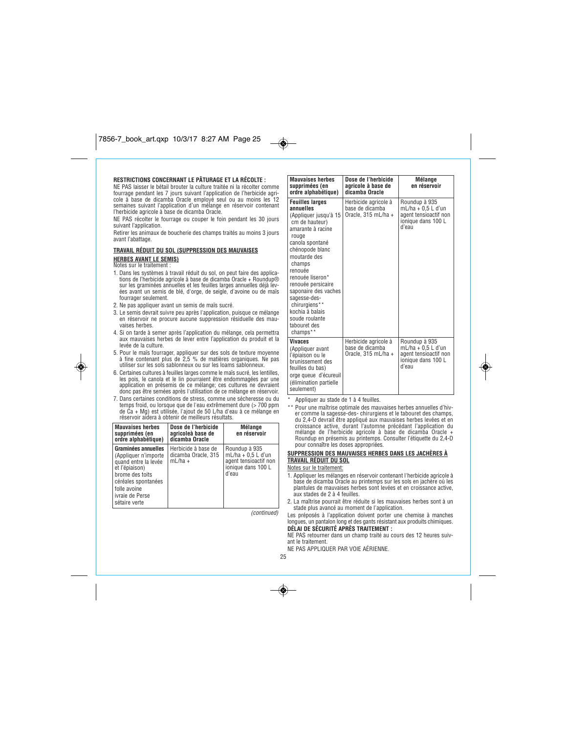**RESTRICTIONS CONCERNANT LE PÂTURAGE ET LA RÉCOLTE :**

NE PAS laisser le bétail brouter la culture traitée ni la récolter comme fourrage pendant les 7 jours suivant l'application de l'herbicide agricole à base de dicamba Oracle employé seul ou au moins les 12 semaines suivant l'application d'un mélange en réservoir contenant l'herbicide agricole à base de dicamba Oracle.

NE PAS récolter le fourrage ou couper le foin pendant les 30 jours suivant l'application.

Retirer les animaux de boucherie des champs traités au moins 3 jours avant l'abattage.

## TRAVAIL RÉDUIT DU SOL (SUPPRESSION DES MAUVAISES HERBES AVANT LE SEMIS)

Notes sur le traitement :

1. Dans les systèmes à travail réduit du sol, on peut faire des applications de l'herbicide agricole à base de dicamba Oracle + Roundup® sur les graminées annuelles et les feuilles larges annuelles déjà levées avant un semis de blé, d'orge, de seigle, d'avoine ou de maïs fourrager seulement.
2. Ne pas appliquer avant un semis de maïs sucré.
3. Le semis devrait suivre peu après l'application, puisque ce mélange en réservoir ne procure aucune suppression résiduelle des mauvaises herbes.
4. Si on tarde à semer après l'application du mélange, cela permettra aux mauvaises herbes de lever entre l'application du produit et la levée de la culture.
5. Pour le maïs fourrager, appliquer sur des sols de texture moyenne à fine contenant plus de 2,5 % de matières organiques. Ne pas utiliser sur les sols sablonneux ou sur les loams sablonneux.
6. Certaines cultures à feuilles larges comme le maïs sucré, les lentilles, les pois, le canola et le lin pourraient être endommagées par une application en présemis de ce mélange; ces cultures ne devraient donc pas être semées après l'utilisation de ce mélange en réservoir.
7. Dans certaines conditions de stress, comme une sécheresse ou du temps froid, ou lorsque que de l'eau extrêmement dure (> 700 ppm de Ca + Mg) est utilisée, l'ajout de 50 L/ha d'eau à ce mélange en réservoir aidera à obtenir de meilleurs résultats.

| Mauvaises herbes supprimées (en ordre alphabétique) | Dose de l'herbicide agricoleà base de dicamba Oracle | Mélange en réservoir |
|---|---|---|
| **Graminées annuelles** (Appliquer n'importe quand entre la levée et l'épiaison) brome des toits céréales spontanées folle avoine ivraie de Perse sétaire verte | Herbicide à base de dicamba Oracle, 315 mL/ha + | Roundup à 935 mL/ha + 0,5 L d'un agent tensioactif non ionique dans 100 L d'eau |
| **Feuilles larges annuelles** (Appliquer jusqu'à 15 cm de hauteur) amarante à racine rouge canola spontané chénopode blanc moutarde des champs renouée renouée liseron* renouée persicaire saponaire des vaches sagesse-des-chirurgiens** kochia à balais soude roulante tabouret des champs** | Herbicide agricole à base de dicamba Oracle, 315 mL/ha + | Roundup à 935 mL/ha + 0,5 L d'un agent tensioactif non ionique dans 100 L d'eau |
| **Vivaces** (Appliquer avant l'épiaison ou le brunissement des feuilles du bas) orge queue d'écureuil (élimination partielle seulement) | Herbicide agricole à base de dicamba Oracle, 315 mL/ha + | Roundup à 935 mL/ha + 0,5 L d'un agent tensioactif non ionique dans 100 L d'eau |

\* Appliquer au stade de 1 à 4 feuilles.

\*\* Pour une maîtrise optimale des mauvaises herbes annuelles d'hiver comme la sagesse-des- chirurgiens et le tabouret des champs, du 2,4-D devrait être appliqué aux mauvaises herbes levées et en croissance active, durant l'automne précédant l'application du mélange de l'herbicide agricole à base de dicamba Oracle + Roundup en présemis au printemps. Consulter l'étiquette du 2,4-D pour connaître les doses appropriées.

## SUPPRESSION DES MAUVAISES HERBES DANS LES JACHÈRES À TRAVAIL RÉDUIT DU SOL

Notes sur le traitement:

1. Appliquer les mélanges en réservoir contenant l'herbicide agricole à base de dicamba Oracle au printemps sur les sols en jachère où les plantules de mauvaises herbes sont levées et en croissance active, aux stades de 2 à 4 feuilles.
2. La maîtrise pourrait être réduite si les mauvaises herbes sont à un stade plus avancé au moment de l'application.

Les préposés à l'application doivent porter une chemise à manches longues, un pantalon long et des gants résistant aux produits chimiques.

**DÉLAI DE SÉCURITÉ APRÈS TRAITEMENT :**

NE PAS retourner dans un champ traité au cours des 12 heures suivant le traitement.

NE PAS APPLIQUER PAR VOIE AÉRIENNE.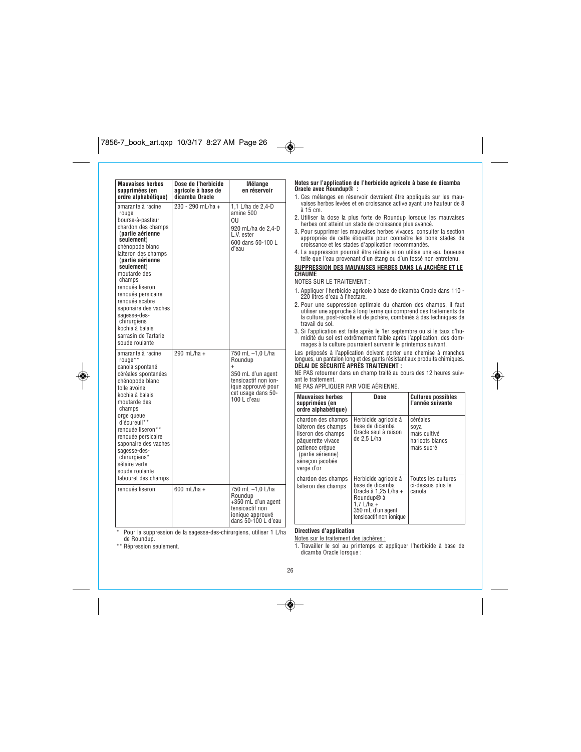| Mauvaises herbes supprimées (en ordre alphabétique) | Dose de l'herbicide agricole à base de dicamba Oracle | Mélange en réservoir |
|---|---|---|
| amarante à racine rouge<br>bourse-à-pasteur<br>chardon des champs (**partie aérienne seulement**)<br>chénopode blanc<br>laiteron des champs (**partie aérienne seulement**)<br>moutarde des champs<br>renouée liseron<br>renouée persicaire<br>renouée scabre<br>saponaire des vaches<br>sagesse-des-chirurgiens<br>kochia à balais<br>sarrasin de Tartarie<br>soude roulante | 230 - 290 mL/ha + | 1,1 L/ha de 2,4-D amine 500<br>OU<br>920 mL/ha de 2,4-D L.V. ester<br>600 dans 50-100 L d'eau |
| amarante à racine rouge**<br>canola spontané<br>céréales spontanées<br>chénopode blanc<br>folle avoine<br>kochia à balais<br>moutarde des champs<br>orge queue d'écureuil**<br>renouée liseron**<br>renouée persicaire<br>saponaire des vaches<br>sagesse-des-chirurgiens*<br>sétaire verte<br>soude roulante<br>tabouret des champs | 290 mL/ha + | 750 mL –1,0 L/ha Roundup<br>+<br>350 mL d'un agent tensioactif non ionique approuvé pour cet usage dans 50-100 L d'eau |
| renouée liseron | 600 mL/ha + | 750 mL –1,0 L/ha Roundup +350 mL d'un agent tensioactif non ionique approuvé dans 50-100 L d'eau |

\* Pour la suppression de la sagesse-des-chirurgiens, utiliser 1 L/ha de Roundup.

\*\* Répression seulement.

**Notes sur l'application de l'herbicide agricole à base de dicamba Oracle avec Roundup® :**

1. Ces mélanges en réservoir devraient être appliqués sur les mauvaises herbes levées et en croissance active ayant une hauteur de 8 à 15 cm.
2. Utiliser la dose la plus forte de Roundup lorsque les mauvaises herbes ont atteint un stade de croissance plus avancé.
3. Pour supprimer les mauvaises herbes vivaces, consulter la section appropriée de cette étiquette pour connaître les bons stades de croissance et les stades d'application recommandés.
4. La suppression pourrait être réduite si on utilise une eau boueuse telle que l'eau provenant d'un étang ou d'un fossé non entretenu.

**<u>SUPPRESSION DES MAUVAISES HERBES DANS LA JACHÈRE ET LE CHAUME</u>**

<u>NOTES SUR LE TRAITEMENT :</u>

1. Appliquer l'herbicide agricole à base de dicamba Oracle dans 110 - 220 litres d'eau à l'hectare.
2. Pour une suppression optimale du chardon des champs, il faut utiliser une approche à long terme qui comprend des traitements de la culture, post-récolte et de jachère, combinés à des techniques de travail du sol.
3. Si l'application est faite après le 1er septembre ou si le taux d'humidité du sol est extrêmement faible après l'application, des dommages à la culture pourraient survenir le printemps suivant.

Les préposés à l'application doivent porter une chemise à manches longues, un pantalon long et des gants résistant aux produits chimiques.

**DÉLAI DE SÉCURITÉ APRÈS TRAITEMENT :**

NE PAS retourner dans un champ traité au cours des 12 heures suivant le traitement.

NE PAS APPLIQUER PAR VOIE AÉRIENNE.

| Mauvaises herbes supprimées (en ordre alphabétique) | Dose | Cultures possibles l'année suivante |
|---|---|---|
| chardon des champs<br>laiteron des champs<br>liseron des champs<br>pâquerette vivace<br>patience crépue (partie aérienne)<br>séneçon jacobée<br>verge d'or | Herbicide agricole à base de dicamba Oracle seul à raison de 2,5 L/ha | céréales<br>soya<br>maïs cultivé<br>haricots blancs<br>maïs sucré |
| chardon des champs<br>laiteron des champs | Herbicide agricole à base de dicamba Oracle à 1,25 L/ha + Roundup® à 1,7 L/ha + 350 mL d'un agent tensioactif non ionique | Toutes les cultures ci-dessus plus le canola |

**Directives d'application**

<u>Notes sur le traitement des jachères :</u>

1. Travailler le sol au printemps et appliquer l'herbicide à base de dicamba Oracle lorsque :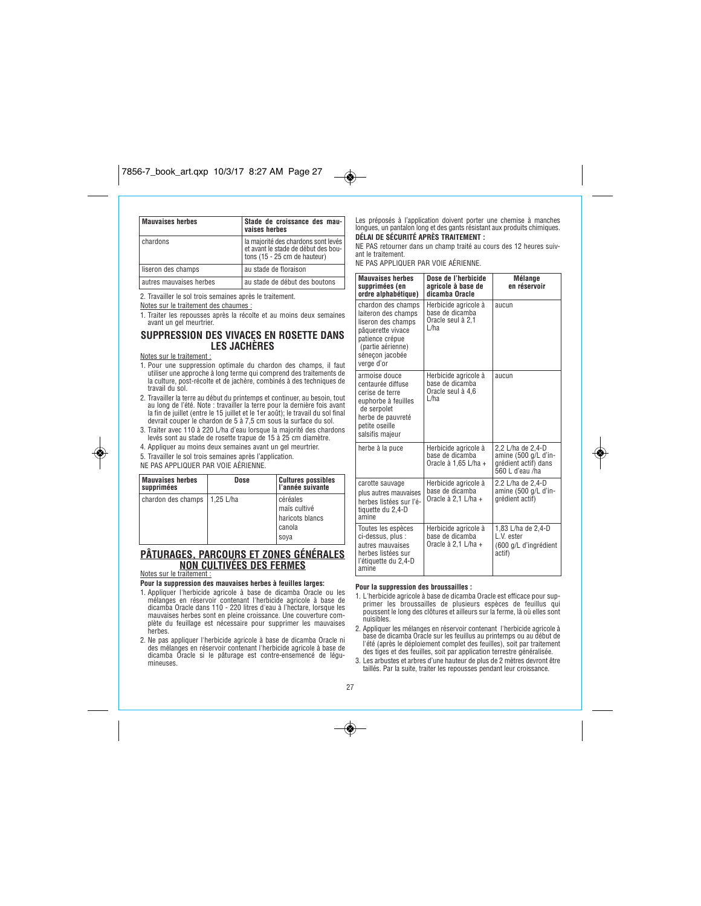| Mauvaises herbes | Stade de croissance des mauvaises herbes |
|---|---|
| chardons | la majorité des chardons sont levés et avant le stade de début des boutons (15 - 25 cm de hauteur) |
| liseron des champs | au stade de floraison |
| autres mauvaises herbes | au stade de début des boutons |

2. Travailler le sol trois semaines après le traitement.

Notes sur le traitement des chaumes :

1. Traiter les repousses après la récolte et au moins deux semaines avant un gel meurtrier.

## SUPPRESSION DES VIVACES EN ROSETTE DANS LES JACHÈRES

Notes sur le traitement :

1. Pour une suppression optimale du chardon des champs, il faut utiliser une approche à long terme qui comprend des traitements de la culture, post-récolte et de jachère, combinés à des techniques de travail du sol.
2. Travailler la terre au début du printemps et continuer, au besoin, tout au long de l'été. Note : travailler la terre pour la dernière fois avant la fin de juillet (entre le 15 juillet et le 1er août); le travail du sol final devrait couper le chardon de 5 à 7,5 cm sous la surface du sol.
3. Traiter avec 110 à 220 L/ha d'eau lorsque la majorité des chardons levés sont au stade de rosette trapue de 15 à 25 cm diamètre.
4. Appliquer au moins deux semaines avant un gel meurtrier.
5. Travailler le sol trois semaines après l'application.

NE PAS APPLIQUER PAR VOIE AÉRIENNE.

| Mauvaises herbes supprimées | Dose | Cultures possibles l'année suivante |
|---|---|---|
| chardon des champs | 1,25 L/ha | céréales<br>maïs cultivé<br>haricots blancs<br>canola<br>soya |

## PÂTURAGES, PARCOURS ET ZONES GÉNÉRALES NON CULTIVÉES DES FERMES

Notes sur le traitement :

**Pour la suppression des mauvaises herbes à feuilles larges:**

1. Appliquer l'herbicide agricole à base de dicamba Oracle ou les mélanges en réservoir contenant l'herbicide agricole à base de dicamba Oracle dans 110 - 220 litres d'eau à l'hectare, lorsque les mauvaises herbes sont en pleine croissance. Une couverture complète du feuillage est nécessaire pour supprimer les mauvaises herbes.
2. Ne pas appliquer l'herbicide agricole à base de dicamba Oracle ni des mélanges en réservoir contenant l'herbicide agricole à base de dicamba Oracle si le pâturage est contre-ensemencé de légumineuses.

Les préposés à l'application doivent porter une chemise à manches longues, un pantalon long et des gants résistant aux produits chimiques.

**DÉLAI DE SÉCURITÉ APRÈS TRAITEMENT :**

NE PAS retourner dans un champ traité au cours des 12 heures suivant le traitement.

NE PAS APPLIQUER PAR VOIE AÉRIENNE.

| Mauvaises herbes supprimées (en ordre alphabétique) | Dose de l'herbicide agricole à base de dicamba Oracle | Mélange en réservoir |
|---|---|---|
| chardon des champs<br>laiteron des champs<br>liseron des champs<br>pâquerette vivace<br>patience crépue (partie aérienne)<br>séneçon jacobée<br>verge d'or | Herbicide agricole à base de dicamba Oracle seul à 2,1 L/ha | aucun |
| armoise douce<br>centaurée diffuse<br>cerise de terre<br>euphorbe à feuilles de serpolet<br>herbe de pauvreté<br>petite oseille<br>salsifis majeur | Herbicide agricole à base de dicamba Oracle seul à 4,6 L/ha | aucun |
| herbe à la puce | Herbicide agricole à base de dicamba Oracle à 1,65 L/ha + | 2,2 L/ha de 2,4-D amine (500 g/L d'ingrédient actif) dans 560 L d'eau /ha |
| carotte sauvage<br>plus autres mauvaises herbes listées sur l'étiquette du 2,4-D amine | Herbicide agricole à base de dicamba Oracle à 2,1 L/ha + | 2.2 L/ha de 2,4-D amine (500 g/L d'ingrédient actif) |
| Toutes les espèces ci-dessus, plus : autres mauvaises herbes listées sur l'étiquette du 2,4-D amine | Herbicide agricole à base de dicamba Oracle à 2,1 L/ha + | 1,83 L/ha de 2,4-D L.V. ester (600 g/L d'ingrédient actif) |

**Pour la suppression des broussailles :**

1. L'herbicide agricole à base de dicamba Oracle est efficace pour supprimer les broussailles de plusieurs espèces de feuillus qui poussent le long des clôtures et ailleurs sur la ferme, là où elles sont nuisibles.
2. Appliquer les mélanges en réservoir contenant l'herbicide agricole à base de dicamba Oracle sur les feuillus au printemps ou au début de l'été (après le déploiement complet des feuilles), soit par traitement des tiges et des feuilles, soit par application terrestre généralisée.
3. Les arbustes et arbres d'une hauteur de plus de 2 mètres devront être taillés. Par la suite, traiter les repousses pendant leur croissance.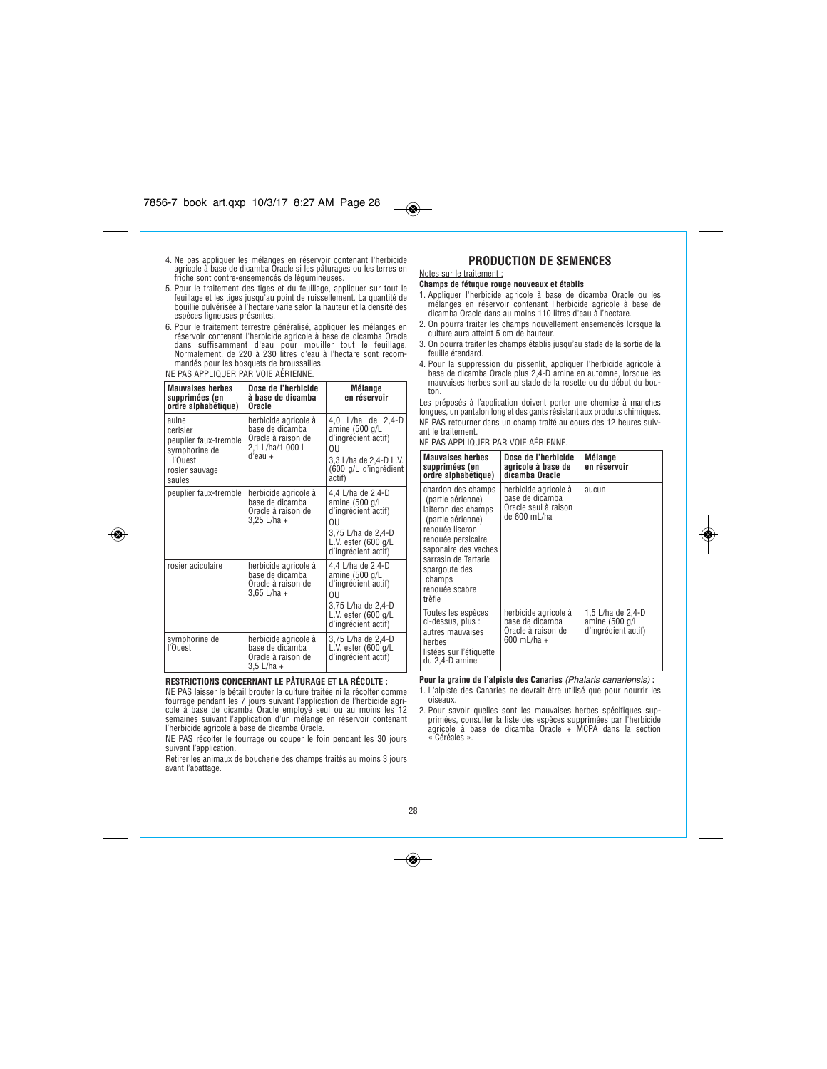4. Ne pas appliquer les mélanges en réservoir contenant l'herbicide agricole à base de dicamba Oracle si les pâturages ou les terres en friche sont contre-ensemencés de légumineuses.
5. Pour le traitement des tiges et du feuillage, appliquer sur tout le feuillage et les tiges jusqu'au point de ruissellement. La quantité de bouillie pulvérisée à l'hectare varie selon la hauteur et la densité des espèces ligneuses présentes.
6. Pour le traitement terrestre généralisé, appliquer les mélanges en réservoir contenant l'herbicide agricole à base de dicamba Oracle dans suffisamment d'eau pour mouiller tout le feuillage. Normalement, de 220 à 230 litres d'eau à l'hectare sont recommandés pour les bosquets de broussailles.

NE PAS APPLIQUER PAR VOIE AÉRIENNE.

| Mauvaises herbes supprimées (en ordre alphabétique) | Dose de l'herbicide à base de dicamba Oracle | Mélange en réservoir |
|---|---|---|
| aulne<br>cerisier<br>peuplier faux-tremble<br>symphorine de l'Ouest<br>rosier sauvage<br>saules | herbicide agricole à base de dicamba Oracle à raison de 2,1 L/ha/1 000 L d'eau + | 4,0 L/ha de 2,4-D amine (500 g/L d'ingrédient actif)<br>OU<br>3,3 L/ha de 2,4-D L.V. (600 g/L d'ingrédient actif) |
| peuplier faux-tremble | herbicide agricole à base de dicamba Oracle à raison de 3,25 L/ha + | 4,4 L/ha de 2,4-D amine (500 g/L d'ingrédient actif)<br>OU<br>3,75 L/ha de 2,4-D L.V. ester (600 g/L d'ingrédient actif) |
| rosier aciculaire | herbicide agricole à base de dicamba Oracle à raison de 3,65 L/ha + | 4,4 L/ha de 2,4-D amine (500 g/L d'ingrédient actif)<br>OU<br>3,75 L/ha de 2,4-D L.V. ester (600 g/L d'ingrédient actif) |
| symphorine de l'Ouest | herbicide agricole à base de dicamba Oracle à raison de 3,5 L/ha + | 3,75 L/ha de 2,4-D L.V. ester (600 g/L d'ingrédient actif) |

**RESTRICTIONS CONCERNANT LE PÂTURAGE ET LA RÉCOLTE :**

NE PAS laisser le bétail brouter la culture traitée ni la récolter comme fourrage pendant les 7 jours suivant l'application de l'herbicide agricole à base de dicamba Oracle employé seul ou au moins les 12 semaines suivant l'application d'un mélange en réservoir contenant l'herbicide agricole à base de dicamba Oracle.

NE PAS récolter le fourrage ou couper le foin pendant les 30 jours suivant l'application.

Retirer les animaux de boucherie des champs traités au moins 3 jours avant l'abattage.

## PRODUCTION DE SEMENCES

Notes sur le traitement :

**Champs de fétuque rouge nouveaux et établis**

1. Appliquer l'herbicide agricole à base de dicamba Oracle ou les mélanges en réservoir contenant l'herbicide agricole à base de dicamba Oracle dans au moins 110 litres d'eau à l'hectare.
2. On pourra traiter les champs nouvellement ensemencés lorsque la culture aura atteint 5 cm de hauteur.
3. On pourra traiter les champs établis jusqu'au stade de la sortie de la feuille étendard.
4. Pour la suppression du pissenlit, appliquer l'herbicide agricole à base de dicamba Oracle plus 2,4-D amine en automne, lorsque les mauvaises herbes sont au stade de la rosette ou du début du bouton.

Les préposés à l'application doivent porter une chemise à manches longues, un pantalon long et des gants résistant aux produits chimiques.

NE PAS retourner dans un champ traité au cours des 12 heures suivant le traitement.

NE PAS APPLIQUER PAR VOIE AÉRIENNE.

| Mauvaises herbes supprimées (en ordre alphabétique) | Dose de l'herbicide agricole à base de dicamba Oracle | Mélange en réservoir |
|---|---|---|
| chardon des champs (partie aérienne)<br>laiteron des champs (partie aérienne)<br>renouée liseron<br>renouée persicaire<br>saponaire des vaches<br>sarrasin de Tartarie<br>spargoute des champs<br>renouée scabre<br>trèfle | herbicide agricole à base de dicamba Oracle seul à raison de 600 mL/ha | aucun |
| Toutes les espèces ci-dessus, plus :<br>autres mauvaises herbes listées sur l'étiquette du 2,4-D amine | herbicide agricole à base de dicamba Oracle à raison de 600 mL/ha + | 1,5 L/ha de 2,4-D amine (500 g/L d'ingrédient actif) |

**Pour la graine de l'alpiste des Canaries** *(Phalaris canariensis)* **:**

1. L'alpiste des Canaries ne devrait être utilisé que pour nourrir les oiseaux.
2. Pour savoir quelles sont les mauvaises herbes spécifiques supprimées, consulter la liste des espèces supprimées par l'herbicide agricole à base de dicamba Oracle + MCPA dans la section « Céréales ».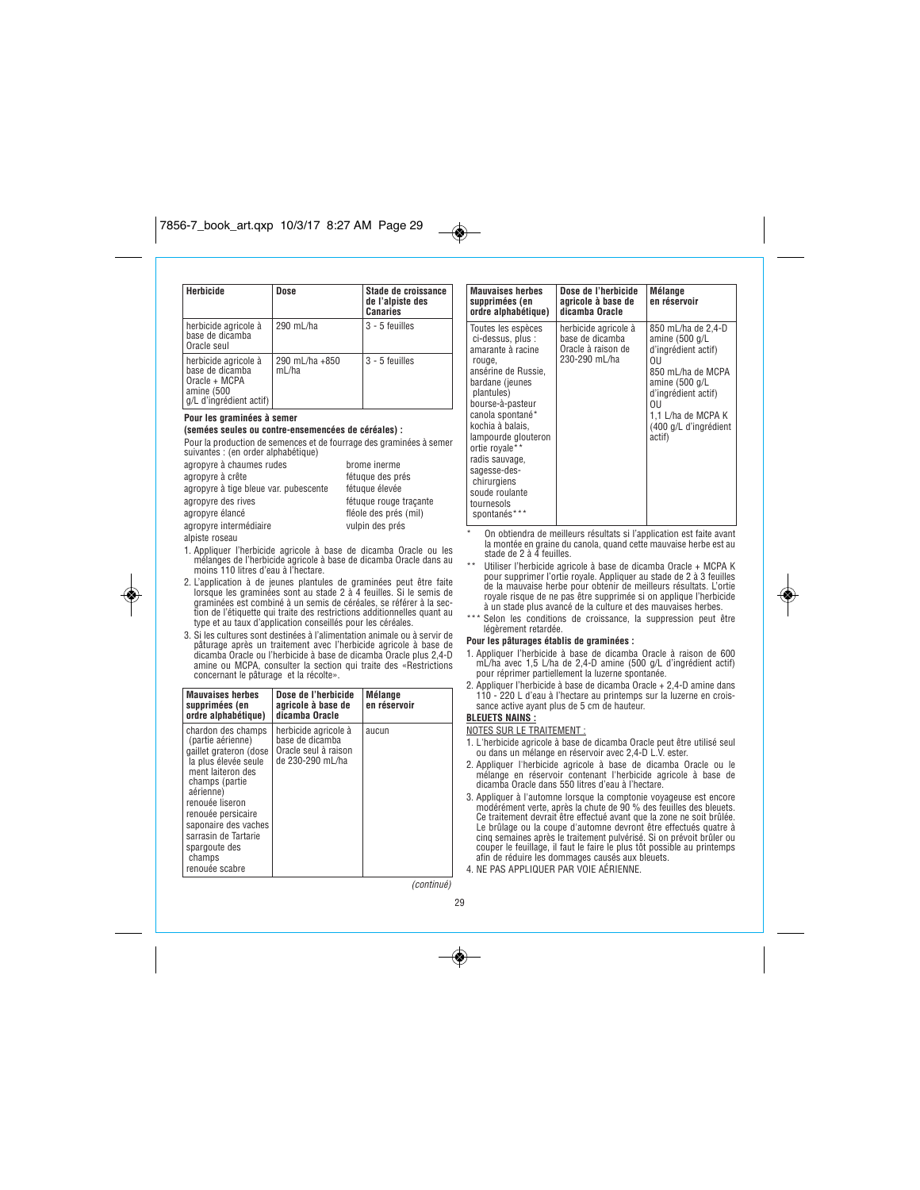| Herbicide | Dose | Stade de croissance de l'alpiste des Canaries |
|---|---|---|
| herbicide agricole à base de dicamba Oracle seul | 290 mL/ha | 3 - 5 feuilles |
| herbicide agricole à base de dicamba Oracle + MCPA amine (500 g/L d'ingrédient actif) | 290 mL/ha +850 mL/ha | 3 - 5 feuilles |

**Pour les graminées à semer**
**(semées seules ou contre-ensemencées de céréales) :**

Pour la production de semences et de fourrage des graminées à semer suivantes : (en order alphabétique)

- agropyre à chaumes rudes
- agropyre à crête
- agropyre à tige bleue var. pubescente
- agropyre des rives
- agropyre élancé
- agropyre intermédiaire
- alpiste roseau
- brome inerme
- fétuque des prés
- fétuque élevée
- fétuque rouge traçante
- fléole des prés (mil)
- vulpin des prés

1. Appliquer l'herbicide agricole à base de dicamba Oracle ou les mélanges de l'herbicide agricole à base de dicamba Oracle dans au moins 110 litres d'eau à l'hectare.
2. L'application à de jeunes plantules de graminées peut être faite lorsque les graminées sont au stade 2 à 4 feuilles. Si le semis de graminées est combiné à un semis de céréales, se référer à la section de l'étiquette qui traite des restrictions additionnelles quant au type et au taux d'application conseillés pour les céréales.
3. Si les cultures sont destinées à l'alimentation animale ou à servir de pâturage après un traitement avec l'herbicide agricole à base de dicamba Oracle ou l'herbicide à base de dicamba Oracle plus 2,4-D amine ou MCPA, consulter la section qui traite des «Restrictions concernant le pâturage et la récolte».

| Mauvaises herbes supprimées (en ordre alphabétique) | Dose de l'herbicide agricole à base de dicamba Oracle | Mélange en réservoir |
|---|---|---|
| chardon des champs (partie aérienne) gaillet grateron (dose la plus élevée seulement) laiteron des champs (partie aérienne) renouée liseron renouée persicaire saponaire des vaches sarrasin de Tartarie spargoute des champs renouée scabre | herbicide agricole à base de dicamba Oracle seul à raison de 230-290 mL/ha | aucun |
| Toutes les espèces ci-dessus, plus : amarante à racine rouge, ansérine de Russie, bardane (jeunes plantules) bourse-à-pasteur canola spontané* kochia à balais, lampourde glouteron ortie royale** radis sauvage, sagesse-des-chirurgiens soude roulante tournesols spontanés*** | herbicide agricole à base de dicamba Oracle à raison de 230-290 mL/ha | 850 mL/ha de 2,4-D amine (500 g/L d'ingrédient actif) OU 850 mL/ha de MCPA amine (500 g/L d'ingrédient actif) OU 1,1 L/ha de MCPA K (400 g/L d'ingrédient actif) |

\* On obtiendra de meilleurs résultats si l'application est faite avant la montée en graine du canola, quand cette mauvaise herbe est au stade de 2 à 4 feuilles.

\*\* Utiliser l'herbicide agricole à base de dicamba Oracle + MCPA K pour supprimer l'ortie royale. Appliquer au stade de 2 à 3 feuilles de la mauvaise herbe pour obtenir de meilleurs résultats. L'ortie royale risque de ne pas être supprimée si on applique l'herbicide à un stade plus avancé de la culture et des mauvaises herbes.

\*\*\* Selon les conditions de croissance, la suppression peut être légèrement retardée.

**Pour les pâturages établis de graminées :**

1. Appliquer l'herbicide à base de dicamba Oracle à raison de 600 mL/ha avec 1,5 L/ha de 2,4-D amine (500 g/L d'ingrédient actif) pour réprimer partiellement la luzerne spontanée.
2. Appliquer l'herbicide à base de dicamba Oracle + 2,4-D amine dans 110 - 220 L d'eau à l'hectare au printemps sur la luzerne en croissance active ayant plus de 5 cm de hauteur.

**BLEUETS NAINS :**

NOTES SUR LE TRAITEMENT :

1. L'herbicide agricole à base de dicamba Oracle peut être utilisé seul ou dans un mélange en réservoir avec 2,4-D L.V. ester.
2. Appliquer l'herbicide agricole à base de dicamba Oracle ou le mélange en réservoir contenant l'herbicide agricole à base de dicamba Oracle dans 550 litres d'eau à l'hectare.
3. Appliquer à l'automne lorsque la comptonie voyageuse est encore modérément verte, après la chute de 90 % des feuilles des bleuets. Ce traitement devrait être effectué avant que la zone ne soit brûlée. Le brûlage ou la coupe d'automne devront être effectués quatre à cinq semaines après le traitement pulvérisé. Si on prévoit brûler ou couper le feuillage, il faut le faire le plus tôt possible au printemps afin de réduire les dommages causés aux bleuets.
4. NE PAS APPLIQUER PAR VOIE AÉRIENNE.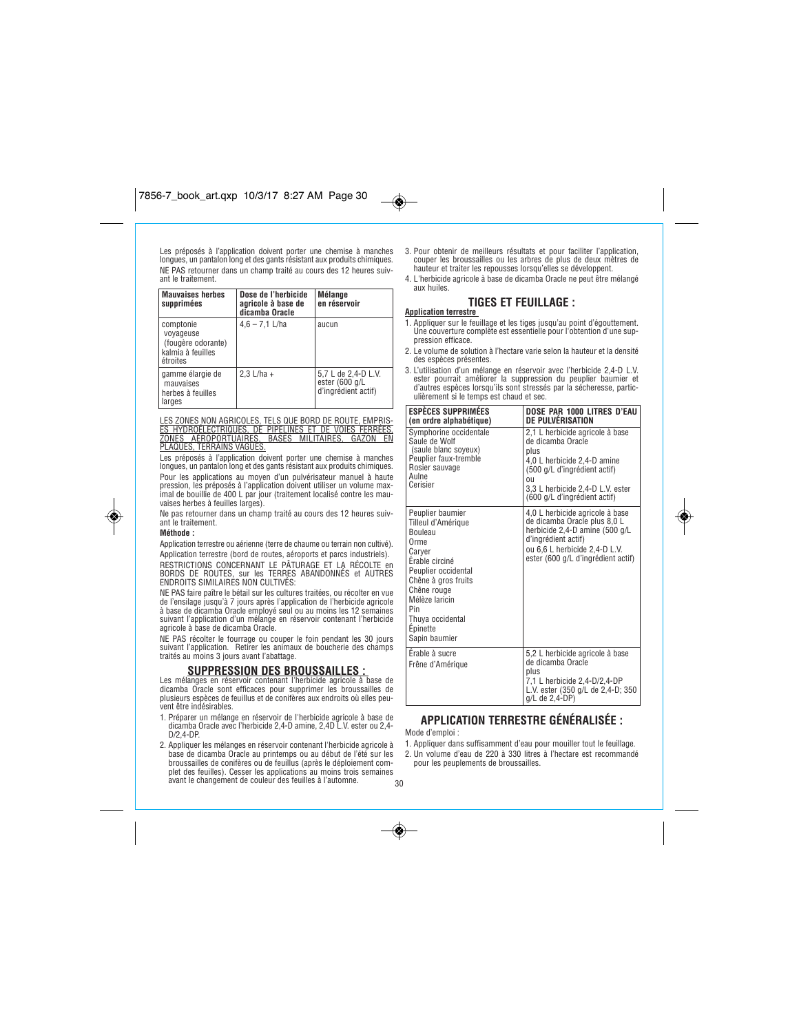Les préposés à l'application doivent porter une chemise à manches longues, un pantalon long et des gants résistant aux produits chimiques.

NE PAS retourner dans un champ traité au cours des 12 heures suivant le traitement.

| Mauvaises herbes supprimées | Dose de l'herbicide agricole à base de dicamba Oracle | Mélange en réservoir |
|---|---|---|
| comptonie voyageuse (fougère odorante) kalmia à feuilles étroites | 4,6 – 7,1 L/ha | aucun |
| gamme élargie de mauvaises herbes à feuilles larges | 2,3 L/ha + | 5,7 L de 2,4-D L.V. ester (600 g/L d'ingrédient actif) |

LES ZONES NON AGRICOLES, TELS QUE BORD DE ROUTE, EMPRISES HYDROÉLECTRIQUES, DE PIPELINES ET DE VOIES FERRÉES, ZONES AÉROPORTUAIRES, BASES MILITAIRES, GAZON EN PLAQUES, TERRAINS VAGUES.

Les préposés à l'application doivent porter une chemise à manches longues, un pantalon long et des gants résistant aux produits chimiques.

Pour les applications au moyen d'un pulvérisateur manuel à haute pression, les préposés à l'application doivent utiliser un volume maximal de bouillie de 400 L par jour (traitement localisé contre les mauvaises herbes à feuilles larges).

Ne pas retourner dans un champ traité au cours des 12 heures suivant le traitement.

**Méthode :**

Application terrestre ou aérienne (terre de chaume ou terrain non cultivé).

Application terrestre (bord de routes, aéroports et parcs industriels).

RESTRICTIONS CONCERNANT LE PÂTURAGE ET LA RÉCOLTE en BORDS DE ROUTES, sur les TERRES ABANDONNÉS et AUTRES ENDROITS SIMILAIRES NON CULTIVÉS:

NE PAS faire paître le bétail sur les cultures traitées, ou récolter en vue de l'ensilage jusqu'à 7 jours après l'application de l'herbicide agricole à base de dicamba Oracle employé seul ou au moins les 12 semaines suivant l'application d'un mélange en réservoir contenant l'herbicide agricole à base de dicamba Oracle.

NE PAS récolter le fourrage ou couper le foin pendant les 30 jours suivant l'application. Retirer les animaux de boucherie des champs traités au moins 3 jours avant l'abattage.

## SUPPRESSION DES BROUSSAILLES :

Les mélanges en réservoir contenant l'herbicide agricole à base de dicamba Oracle sont efficaces pour supprimer les broussailles de plusieurs espèces de feuillus et de conifères aux endroits où elles peuvent être indésirables.

1. Préparer un mélange en réservoir de l'herbicide agricole à base de dicamba Oracle avec l'herbicide 2,4-D amine, 2,4D L.V. ester ou 2,4-D/2,4-DP.
2. Appliquer les mélanges en réservoir contenant l'herbicide agricole à base de dicamba Oracle au printemps ou au début de l'été sur les broussailles de conifères ou de feuillus (après le déploiement complet des feuilles). Cesser les applications au moins trois semaines avant le changement de couleur des feuilles à l'automne.
3. Pour obtenir de meilleurs résultats et pour faciliter l'application, couper les broussailles ou les arbres de plus de deux mètres de hauteur et traiter les repousses lorsqu'elles se développent.
4. L'herbicide agricole à base de dicamba Oracle ne peut être mélangé aux huiles.

## TIGES ET FEUILLAGE :

**Application terrestre**

1. Appliquer sur le feuillage et les tiges jusqu'au point d'égouttement. Une couverture complète est essentielle pour l'obtention d'une suppression efficace.
2. Le volume de solution à l'hectare varie selon la hauteur et la densité des espèces présentes.
3. L'utilisation d'un mélange en réservoir avec l'herbicide 2,4-D L.V. ester pourrait améliorer la suppression du peuplier baumier et d'autres espèces lorsqu'ils sont stressés par la sécheresse, particulièrement si le temps est chaud et sec.

| ESPÈCES SUPPRIMÉES (en ordre alphabétique) | DOSE PAR 1000 LITRES D'EAU DE PULVÉRISATION |
|---|---|
| Symphorine occidentale<br>Saule de Wolf (saule blanc soyeux)<br>Peuplier faux-tremble<br>Rosier sauvage<br>Aulne<br>Cerisier | 2,1 L herbicide agricole à base de dicamba Oracle<br>plus<br>4,0 L herbicide 2,4-D amine (500 g/L d'ingrédient actif)<br>ou<br>3,3 L herbicide 2,4-D L.V. ester (600 g/L d'ingrédient actif) |
| Peuplier baumier<br>Tilleul d'Amérique<br>Bouleau<br>Orme<br>Caryer<br>Érable circiné<br>Peuplier occidental<br>Chêne à gros fruits<br>Chêne rouge<br>Mélèze laricin<br>Pin<br>Thuya occidental<br>Épinette<br>Sapin baumier | 4,0 L herbicide agricole à base de dicamba Oracle plus 8,0 L herbicide 2,4-D amine (500 g/L d'ingrédient actif)<br>ou 6,6 L herbicide 2,4-D L.V. ester (600 g/L d'ingrédient actif) |
| Érable à sucre<br>Frêne d'Amérique | 5,2 L herbicide agricole à base de dicamba Oracle<br>plus<br>7,1 L herbicide 2,4-D/2,4-DP L.V. ester (350 g/L de 2,4-D; 350 g/L de 2,4-DP) |

## APPLICATION TERRESTRE GÉNÉRALISÉE :

Mode d'emploi :

1. Appliquer dans suffisamment d'eau pour mouiller tout le feuillage.
2. Un volume d'eau de 220 à 330 litres à l'hectare est recommandé pour les peuplements de broussailles.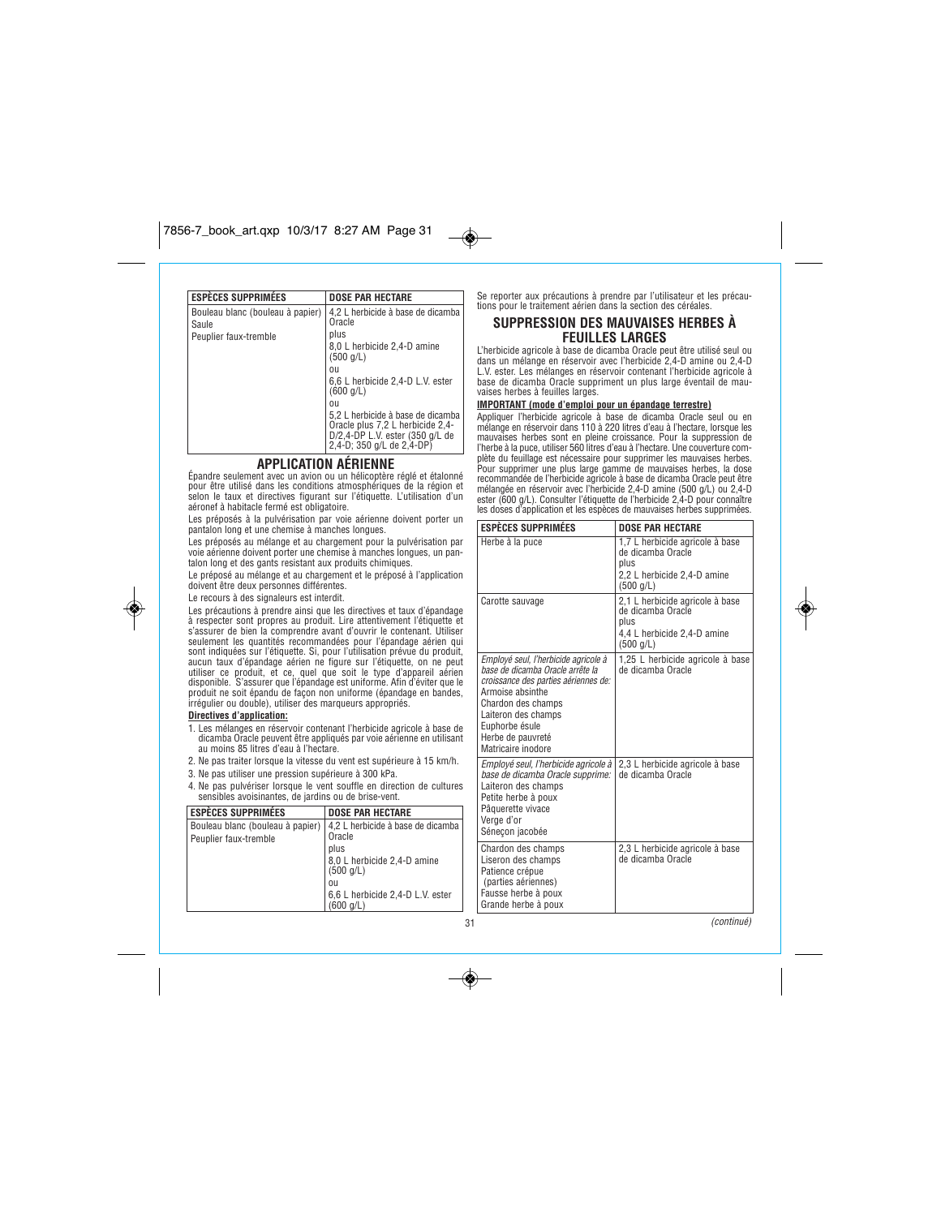| ESPÈCES SUPPRIMÉES | DOSE PAR HECTARE |
|---|---|
| Bouleau blanc (bouleau à papier)<br>Saule<br>Peuplier faux-tremble | 4,2 L herbicide à base de dicamba Oracle<br>plus<br>8,0 L herbicide 2,4-D amine (500 g/L)<br>ou<br>6,6 L herbicide 2,4-D L.V. ester (600 g/L)<br>ou<br>5,2 L herbicide à base de dicamba Oracle plus 7,2 L herbicide 2,4-D/2,4-DP L.V. ester (350 g/L de 2,4-D; 350 g/L de 2,4-DP) |

## APPLICATION AÉRIENNE

Épandre seulement avec un avion ou un hélicoptère réglé et étalonné pour être utilisé dans les conditions atmosphériques de la région et selon le taux et directives figurant sur l'étiquette. L'utilisation d'un aéronef à habitacle fermé est obligatoire.

Les préposés à la pulvérisation par voie aérienne doivent porter un pantalon long et une chemise à manches longues.

Les préposés au mélange et au chargement pour la pulvérisation par voie aérienne doivent porter une chemise à manches longues, un pantalon long et des gants resistant aux produits chimiques.

Le préposé au mélange et au chargement et le préposé à l'application doivent être deux personnes différentes.

Le recours à des signaleurs est interdit.

Les précautions à prendre ainsi que les directives et taux d'épandage à respecter sont propres au produit. Lire attentivement l'étiquette et s'assurer de bien la comprendre avant d'ouvrir le contenant. Utiliser seulement les quantités recommandées pour l'épandage aérien qui sont indiquées sur l'étiquette. Si, pour l'utilisation prévue du produit, aucun taux d'épandage aérien ne figure sur l'étiquette, on ne peut utiliser ce produit, et ce, quel que soit le type d'appareil aérien disponible. S'assurer que l'épandage est uniforme. Afin d'éviter que le produit ne soit épandu de façon non uniforme (épandage en bandes, irrégulier ou double), utiliser des marqueurs appropriés.

**Directives d'application:**

1. Les mélanges en réservoir contenant l'herbicide agricole à base de dicamba Oracle peuvent être appliqués par voie aérienne en utilisant au moins 85 litres d'eau à l'hectare.
2. Ne pas traiter lorsque la vitesse du vent est supérieure à 15 km/h.
3. Ne pas utiliser une pression supérieure à 300 kPa.
4. Ne pas pulvériser lorsque le vent souffle en direction de cultures sensibles avoisinantes, de jardins ou de brise-vent.

| ESPÈCES SUPPRIMÉES | DOSE PAR HECTARE |
|---|---|
| Bouleau blanc (bouleau à papier)<br>Peuplier faux-tremble | 4,2 L herbicide à base de dicamba Oracle<br>plus<br>8,0 L herbicide 2,4-D amine (500 g/L)<br>ou<br>6,6 L herbicide 2,4-D L.V. ester (600 g/L) |

Se reporter aux précautions à prendre par l'utilisateur et les précautions pour le traitement aérien dans la section des céréales.

## SUPPRESSION DES MAUVAISES HERBES À FEUILLES LARGES

L'herbicide agricole à base de dicamba Oracle peut être utilisé seul ou dans un mélange en réservoir avec l'herbicide 2,4-D amine ou 2,4-D L.V. ester. Les mélanges en réservoir contenant l'herbicide agricole à base de dicamba Oracle suppriment un plus large éventail de mauvaises herbes à feuilles larges.

**IMPORTANT (mode d'emploi pour un épandage terrestre)**

Appliquer l'herbicide agricole à base de dicamba Oracle seul ou en mélange en réservoir dans 110 à 220 litres d'eau à l'hectare, lorsque les mauvaises herbes sont en pleine croissance. Pour la suppression de l'herbe à la puce, utiliser 560 litres d'eau à l'hectare. Une couverture complète du feuillage est nécessaire pour supprimer les mauvaises herbes. Pour supprimer une plus large gamme de mauvaises herbes, la dose recommandée de l'herbicide agricole à base de dicamba Oracle peut être mélangée en réservoir avec l'herbicide 2,4-D amine (500 g/L) ou 2,4-D ester (600 g/L). Consulter l'étiquette de l'herbicide 2,4-D pour connaître les doses d'application et les espèces de mauvaises herbes supprimées.

| ESPÈCES SUPPRIMÉES | DOSE PAR HECTARE |
|---|---|
| Herbe à la puce | 1,7 L herbicide agricole à base de dicamba Oracle<br>plus<br>2,2 L herbicide 2,4-D amine (500 g/L) |
| Carotte sauvage | 2,1 L herbicide agricole à base de dicamba Oracle<br>plus<br>4,4 L herbicide 2,4-D amine (500 g/L) |
| *Employé seul, l'herbicide agricole à base de dicamba Oracle arrête la croissance des parties aériennes de:*<br>Armoise absinthe<br>Chardon des champs<br>Laiteron des champs<br>Euphorbe ésule<br>Herbe de pauvreté<br>Matricaire inodore | 1,25 L herbicide agricole à base de dicamba Oracle |
| *Employé seul, l'herbicide agricole à base de dicamba Oracle supprime:*<br>Laiteron des champs<br>Petite herbe à poux<br>Pâquerette vivace<br>Verge d'or<br>Séneçon jacobée | 2,3 L herbicide agricole à base de dicamba Oracle |
| Chardon des champs<br>Liseron des champs<br>Patience crépue (parties aériennes)<br>Fausse herbe à poux<br>Grande herbe à poux | 2,3 L herbicide agricole à base de dicamba Oracle |

*(continué)*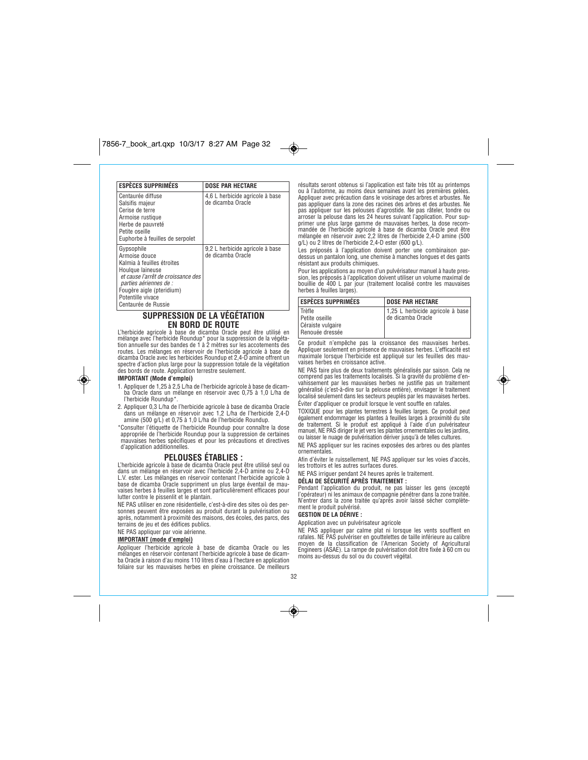| ESPÈCES SUPPRIMÉES | DOSE PAR HECTARE |
|---|---|
| Centaurée diffuse<br>Salsifis majeur<br>Cerise de terre<br>Armoise rustique<br>Herbe de pauvreté<br>Petite oseille<br>Euphorbe à feuilles de serpolet | 4,6 L herbicide agricole à base de dicamba Oracle |
| Gypsophile<br>Armoise douce<br>Kalmia à feuilles étroites<br>Houlque laineuse<br>*et cause l'arrêt de croissance des parties aériennes de :*<br>Fougère aigle (pteridium)<br>Potentille vivace<br>Centaurée de Russie | 9,2 L herbicide agricole à base de dicamba Oracle |

## SUPPRESSION DE LA VÉGÉTATION EN BORD DE ROUTE

L'herbicide agricole à base de dicamba Oracle peut être utilisé en mélange avec l'herbicide Roundup* pour la suppression de la végétation annuelle sur des bandes de 1 à 2 mètres sur les accotements des routes. Les mélanges en réservoir de l'herbicide agricole à base de dicamba Oracle avec les herbicides Roundup et 2,4-D amine offrent un spectre d'action plus large pour la suppression totale de la végétation des bords de route. Application terrestre seulement.

**IMPORTANT (Mode d'emploi)**

1. Appliquer de 1,25 à 2,5 L/ha de l'herbicide agricole à base de dicamba Oracle dans un mélange en réservoir avec 0,75 à 1,0 L/ha de l'herbicide Roundup*.
2. Appliquer 0,3 L/ha de l'herbicide agricole à base de dicamba Oracle dans un mélange en réservoir avec 1,2 L/ha de l'herbicide 2,4-D amine (500 g/L) et 0,75 à 1,0 L/ha de l'herbicide Roundup.

*Consulter l'étiquette de l'herbicide Roundup pour connaître la dose appropriée de l'herbicide Roundup pour la suppression de certaines mauvaises herbes spécifiques et pour les précautions et directives d'application additionnelles.

## PELOUSES ÉTABLIES :

L'herbicide agricole à base de dicamba Oracle peut être utilisé seul ou dans un mélange en réservoir avec l'herbicide 2,4-D amine ou 2,4-D L.V. ester. Les mélanges en réservoir contenant l'herbicide agricole à base de dicamba Oracle suppriment un plus large éventail de mauvaises herbes à feuilles larges et sont particulièrement efficaces pour lutter contre le pissenlit et le plantain.

NE PAS utiliser en zone résidentielle, c'est-à-dire des sites où des personnes peuvent être exposées au produit durant la pulvérisation ou après, notamment à proximité des maisons, des écoles, des parcs, des terrains de jeu et des édifices publics.

NE PAS appliquer par voie aérienne.

**IMPORTANT (mode d'emploi)**

Appliquer l'herbicide agricole à base de dicamba Oracle ou les mélanges en réservoir contenant l'herbicide agricole à base de dicamba Oracle à raison d'au moins 110 litres d'eau à l'hectare en application foliaire sur les mauvaises herbes en pleine croissance. De meilleurs résultats seront obtenus si l'application est faite très tôt au printemps ou à l'automne, au moins deux semaines avant les premières gelées. Appliquer avec précaution dans le voisinage des arbres et arbustes. Ne pas appliquer dans la zone des racines des arbres et des arbustes. Ne pas appliquer sur les pelouses d'agrostide. Ne pas râteler, tondre ou arroser la pelouse dans les 24 heures suivant l'application. Pour supprimer une plus large gamme de mauvaises herbes, la dose recommandée de l'herbicide agricole à base de dicamba Oracle peut être mélangée en réservoir avec 2,2 litres de l'herbicide 2,4-D amine (500 g/L) ou 2 litres de l'herbicide 2,4-D ester (600 g/L).

Les préposés à l'application doivent porter une combinaison pardessus un pantalon long, une chemise à manches longues et des gants résistant aux produits chimiques.

Pour les applications au moyen d'un pulvérisateur manuel à haute pression, les préposés à l'application doivent utiliser un volume maximal de bouillie de 400 L par jour (traitement localisé contre les mauvaises herbes à feuilles larges).

| ESPÈCES SUPPRIMÉES | DOSE PAR HECTARE |
|---|---|
| Trèfle<br>Petite oseille<br>Céraiste vulgaire<br>Renouée dressée | 1,25 L herbicide agricole à base de dicamba Oracle |

Ce produit n'empêche pas la croissance des mauvaises herbes. Appliquer seulement en présence de mauvaises herbes. L'efficacité est maximale lorsque l'herbicide est appliqué sur les feuilles des mauvaises herbes en croissance active.

NE PAS faire plus de deux traitements généralisés par saison. Cela ne comprend pas les traitements localisés. Si la gravité du problème d'envahissement par les mauvaises herbes ne justifie pas un traitement généralisé (c'est-à-dire sur la pelouse entière), envisager le traitement localisé seulement dans les secteurs peuplés par les mauvaises herbes.

Éviter d'appliquer ce produit lorsque le vent souffle en rafales.

TOXIQUE pour les plantes terrestres à feuilles larges. Ce produit peut également endommager les plantes à feuilles larges à proximité du site de traitement. Si le produit est appliqué à l'aide d'un pulvérisateur manuel, NE PAS diriger le jet vers les plantes ornementales ou les jardins, ou laisser le nuage de pulvérisation dériver jusqu'à de telles cultures.

NE PAS appliquer sur les racines exposées des arbres ou des plantes ornementales.

Afin d'éviter le ruissellement, NE PAS appliquer sur les voies d'accès, les trottoirs et les autres surfaces dures.

NE PAS irriguer pendant 24 heures après le traitement.

**DÉLAI DE SÉCURITÉ APRÈS TRAITEMENT :**

Pendant l'application du produit, ne pas laisser les gens (excepté l'opérateur) ni les animaux de compagnie pénétrer dans la zone traitée. N'entrer dans la zone traitée qu'après avoir laissé sécher complètement le produit pulvérisé.

**GESTION DE LA DÉRIVE :**

Application avec un pulvérisateur agricole

NE PAS appliquer par calme plat ni lorsque les vents soufflent en rafales. NE PAS pulvériser en gouttelettes de taille inférieure au calibre moyen de la classification de l'American Society of Agricultural Engineers (ASAE). La rampe de pulvérisation doit être fixée à 60 cm ou moins au-dessus du sol ou du couvert végétal.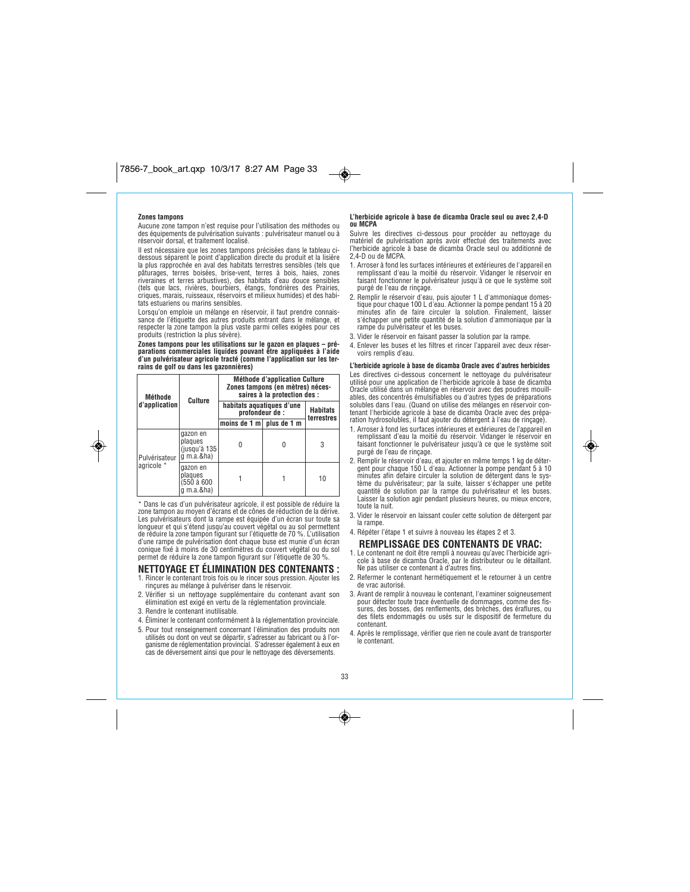**Zones tampons**

Aucune zone tampon n'est requise pour l'utilisation des méthodes ou des équipements de pulvérisation suivants : pulvérisateur manuel ou à réservoir dorsal, et traitement localisé.

Il est nécessaire que les zones tampons précisées dans le tableau ci-dessous séparent le point d'application directe du produit et la lisière la plus rapprochée en aval des habitats terrestres sensibles (tels que pâturages, terres boisées, brise-vent, terres à bois, haies, zones riveraines et terres arbustives), des habitats d'eau douce sensibles (tels que lacs, rivières, bourbiers, étangs, fondrières des Prairies, criques, marais, ruisseaux, réservoirs et milieux humides) et des habitats estuariens ou marins sensibles.

Lorsqu'on emploie un mélange en réservoir, il faut prendre connaissance de l'étiquette des autres produits entrant dans le mélange, et respecter la zone tampon la plus vaste parmi celles exigées pour ces produits (restriction la plus sévère).

**Zones tampons pour les utilisations sur le gazon en plaques – préparations commerciales liquides pouvant être appliquées à l'aide d'un pulvérisateur agricole tracté (comme l'application sur les terrains de golf ou dans les gazonnières)**

| Méthode d'application | Culture | Méthode d'application Culture Zones tampons (en mètres) nécessaires à la protection des : | | |
|---|---|---|---|---|
| | | habitats aquatiques d'une profondeur de : | | Habitats terrestres |
| | | moins de 1 m | plus de 1 m | |
| Pulvérisateur agricole * | gazon en plaques (jusqu'à 135 g m.a.&ha) | 0 | 0 | 3 |
| | gazon en plaques (550 à 600 g m.a.&ha) | 1 | 1 | 10 |

\* Dans le cas d'un pulvérisateur agricole, il est possible de réduire la zone tampon au moyen d'écrans et de cônes de réduction de la dérive. Les pulvérisateurs dont la rampe est équipée d'un écran sur toute sa longueur et qui s'étend jusqu'au couvert végétal ou au sol permettent de réduire la zone tampon figurant sur l'étiquette de 70 %. L'utilisation d'une rampe de pulvérisation dont chaque buse est munie d'un écran conique fixé à moins de 30 centimètres du couvert végétal ou du sol permet de réduire la zone tampon figurant sur l'étiquette de 30 %.

## NETTOYAGE ET ÉLIMINATION DES CONTENANTS :

1. Rincer le contenant trois fois ou le rincer sous pression. Ajouter les rinçures au mélange à pulvériser dans le réservoir.
2. Vérifier si un nettoyage supplémentaire du contenant avant son élimination est exigé en vertu de la réglementation provinciale.
3. Rendre le contenant inutilisable.
4. Éliminer le contenant conformément à la réglementation provinciale.
5. Pour tout renseignement concernant l'élimination des produits non utilisés ou dont on veut se départir, s'adresser au fabricant ou à l'organisme de réglementation provincial. S'adresser également à eux en cas de déversement ainsi que pour le nettoyage des déversements.

**L'herbicide agricole à base de dicamba Oracle seul ou avec 2,4-D ou MCPA**

Suivre les directives ci-dessous pour procéder au nettoyage du matériel de pulvérisation après avoir effectué des traitements avec l'herbicide agricole à base de dicamba Oracle seul ou additionné de 2,4-D ou de MCPA.

1. Arroser à fond les surfaces intérieures et extérieures de l'appareil en remplissant d'eau la moitié du réservoir. Vidanger le réservoir en faisant fonctionner le pulvérisateur jusqu'à ce que le système soit purgé de l'eau de rinçage.
2. Remplir le réservoir d'eau, puis ajouter 1 L d'ammoniaque domestique pour chaque 100 L d'eau. Actionner la pompe pendant 15 à 20 minutes afin de faire circuler la solution. Finalement, laisser s'échapper une petite quantité de la solution d'ammoniaque par la rampe du pulvérisateur et les buses.
3. Vider le réservoir en faisant passer la solution par la rampe.
4. Enlever les buses et les filtres et rincer l'appareil avec deux réservoirs remplis d'eau.

**L'herbicide agricole à base de dicamba Oracle avec d'autres herbicides**

Les directives ci-dessous concernent le nettoyage du pulvérisateur utilisé pour une application de l'herbicide agricole à base de dicamba Oracle utilisé dans un mélange en réservoir avec des poudres mouillables, des concentrés émulsifiables ou d'autres types de préparations solubles dans l'eau. (Quand on utilise des mélanges en réservoir contenant l'herbicide agricole à base de dicamba Oracle avec des préparation hydrosolubles, il faut ajouter du détergent à l'eau de rinçage).

1. Arroser à fond les surfaces intérieures et extérieures de l'appareil en remplissant d'eau la moitié du réservoir. Vidanger le réservoir en faisant fonctionner le pulvérisateur jusqu'à ce que le système soit purgé de l'eau de rinçage.
2. Remplir le réservoir d'eau, et ajouter en même temps 1 kg de détergent pour chaque 150 L d'eau. Actionner la pompe pendant 5 à 10 minutes afin defaire circuler la solution de détergent dans le système du pulvérisateur; par la suite, laisser s'échapper une petite quantité de solution par la rampe du pulvérisateur et les buses. Laisser la solution agir pendant plusieurs heures, ou mieux encore, toute la nuit.
3. Vider le réservoir en laissant couler cette solution de détergent par la rampe.
4. Répéter l'étape 1 et suivre à nouveau les étapes 2 et 3.

## REMPLISSAGE DES CONTENANTS DE VRAC:

1. Le contenant ne doit être rempli à nouveau qu'avec l'herbicide agricole à base de dicamba Oracle, par le distributeur ou le détaillant. Ne pas utiliser ce contenant à d'autres fins.
2. Refermer le contenant hermétiquement et le retourner à un centre de vrac autorisé.
3. Avant de remplir à nouveau le contenant, l'examiner soigneusement pour détecter toute trace éventuelle de dommages, comme des fissures, des bosses, des renflements, des brèches, des éraflures, ou des filets endommagés ou usés sur le dispositif de fermeture du contenant.
4. Après le remplissage, vérifier que rien ne coule avant de transporter le contenant.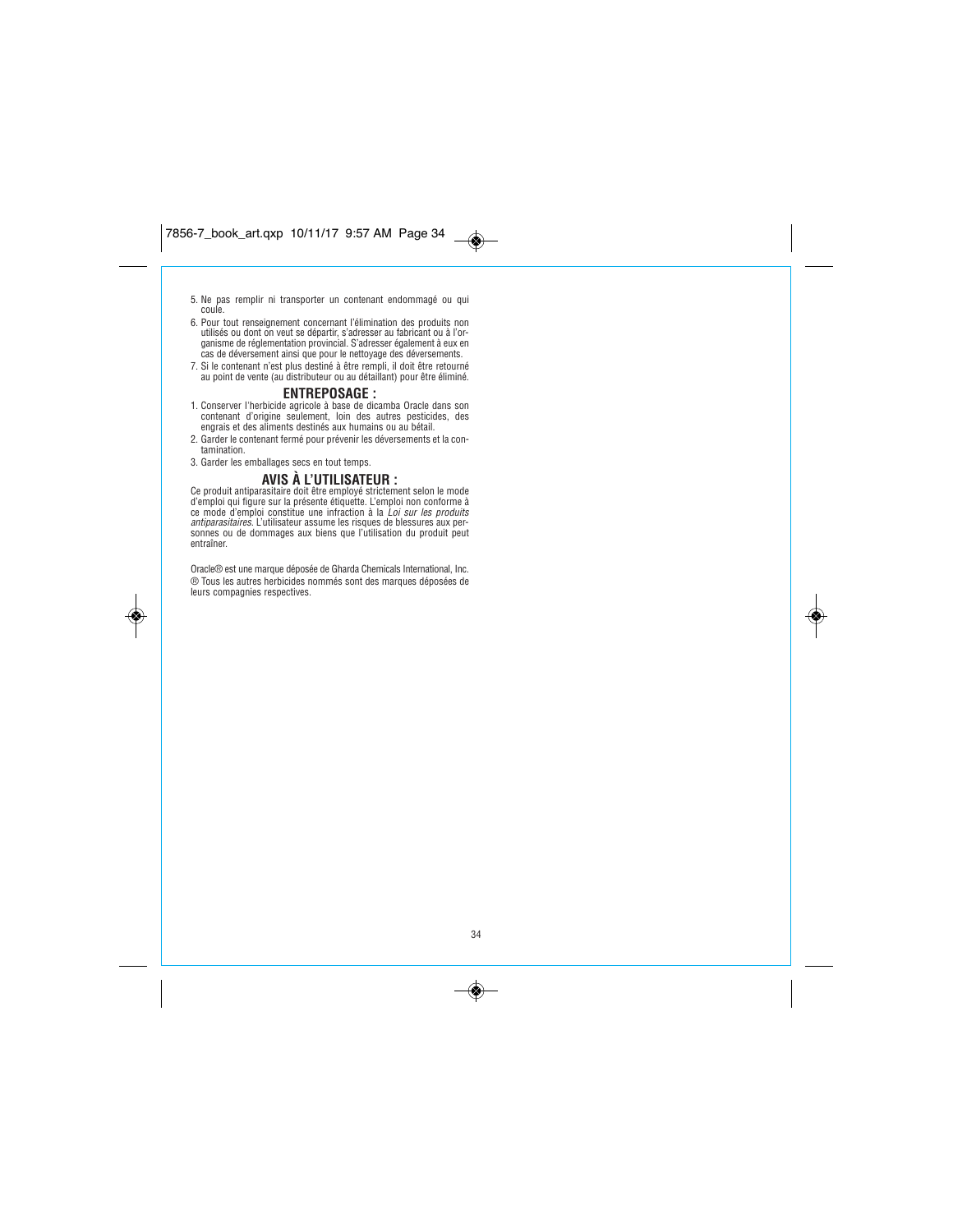5. Ne pas remplir ni transporter un contenant endommagé ou qui coule.
6. Pour tout renseignement concernant l'élimination des produits non utilisés ou dont on veut se départir, s'adresser au fabricant ou à l'organisme de réglementation provincial. S'adresser également à eux en cas de déversement ainsi que pour le nettoyage des déversements.
7. Si le contenant n'est plus destiné à être rempli, il doit être retourné au point de vente (au distributeur ou au détaillant) pour être éliminé.

## ENTREPOSAGE :

1. Conserver l'herbicide agricole à base de dicamba Oracle dans son contenant d'origine seulement, loin des autres pesticides, des engrais et des aliments destinés aux humains ou au bétail.
2. Garder le contenant fermé pour prévenir les déversements et la contamination.
3. Garder les emballages secs en tout temps.

## AVIS À L'UTILISATEUR :

Ce produit antiparasitaire doit être employé strictement selon le mode d'emploi qui figure sur la présente étiquette. L'emploi non conforme à ce mode d'emploi constitue une infraction à la *Loi sur les produits antiparasitaires*. L'utilisateur assume les risques de blessures aux personnes ou de dommages aux biens que l'utilisation du produit peut entraîner.

Oracle® est une marque déposée de Gharda Chemicals International, Inc.
® Tous les autres herbicides nommés sont des marques déposées de leurs compagnies respectives.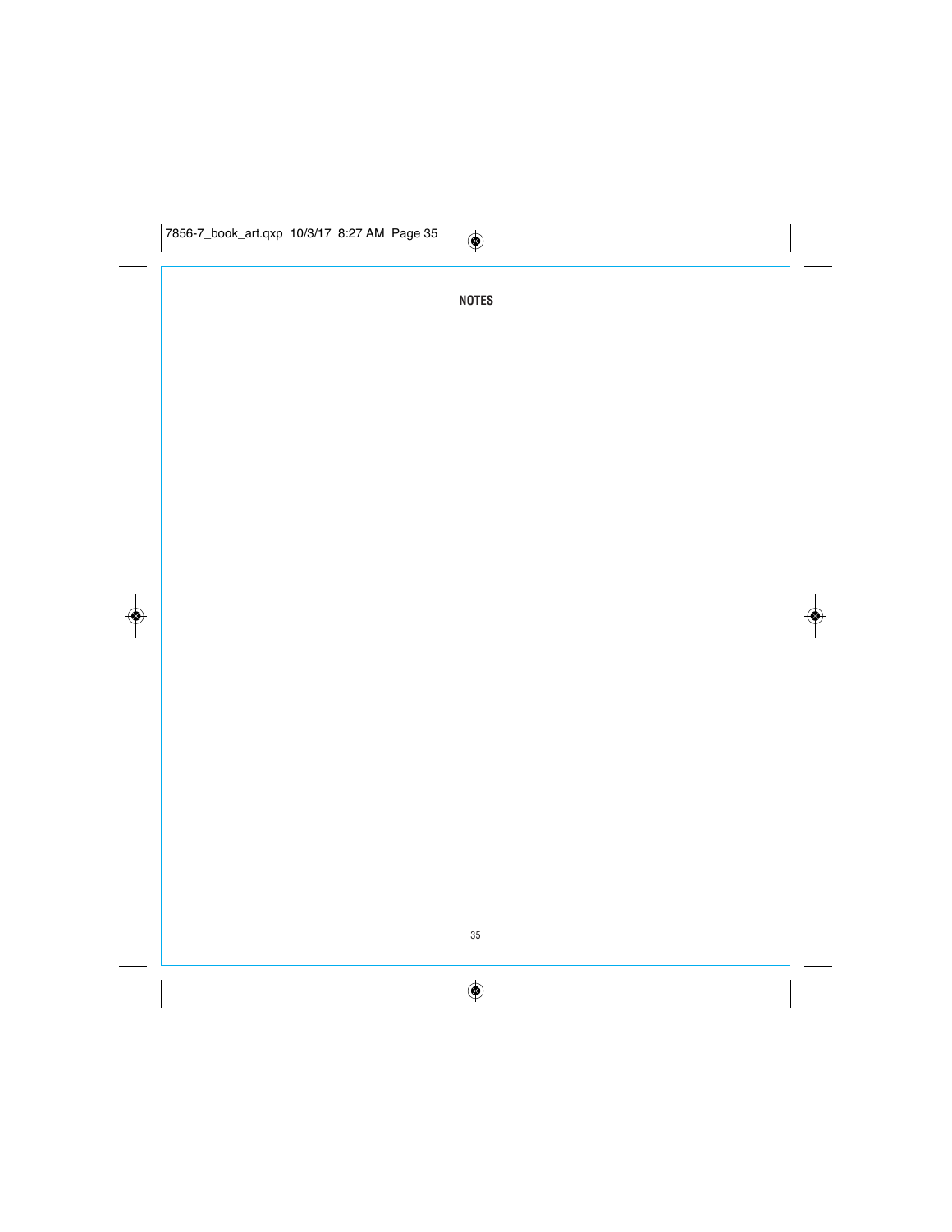# NOTES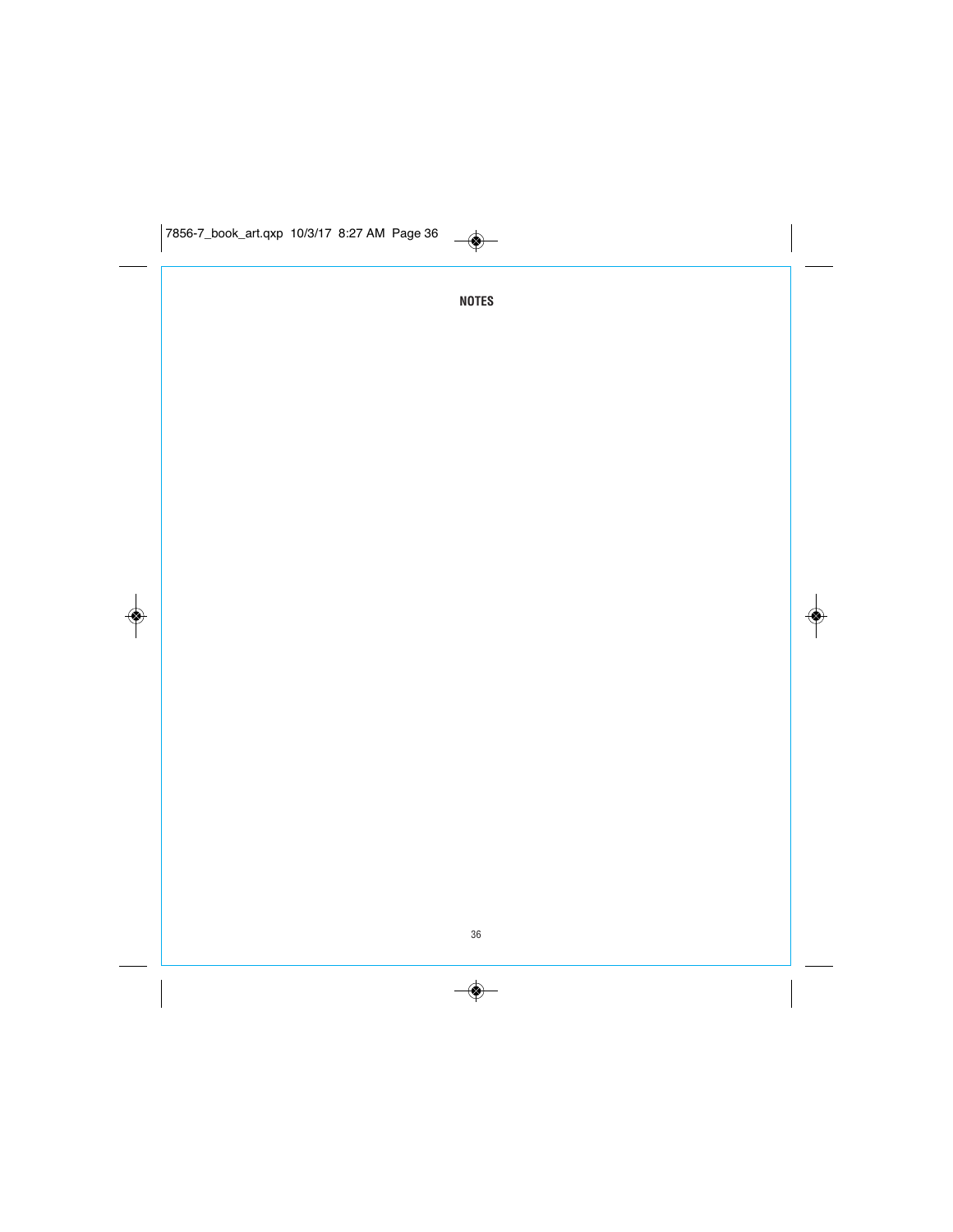**NOTES**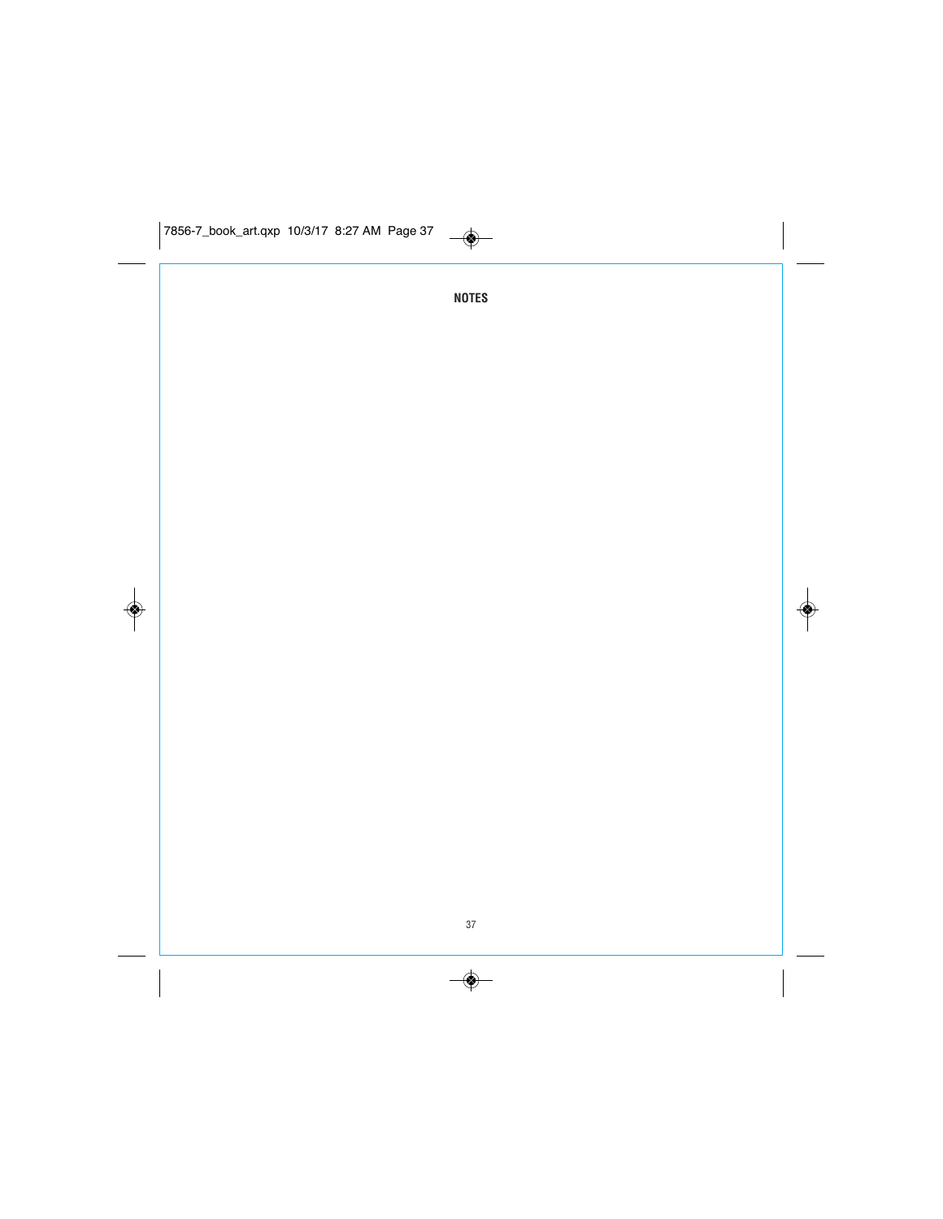## NOTES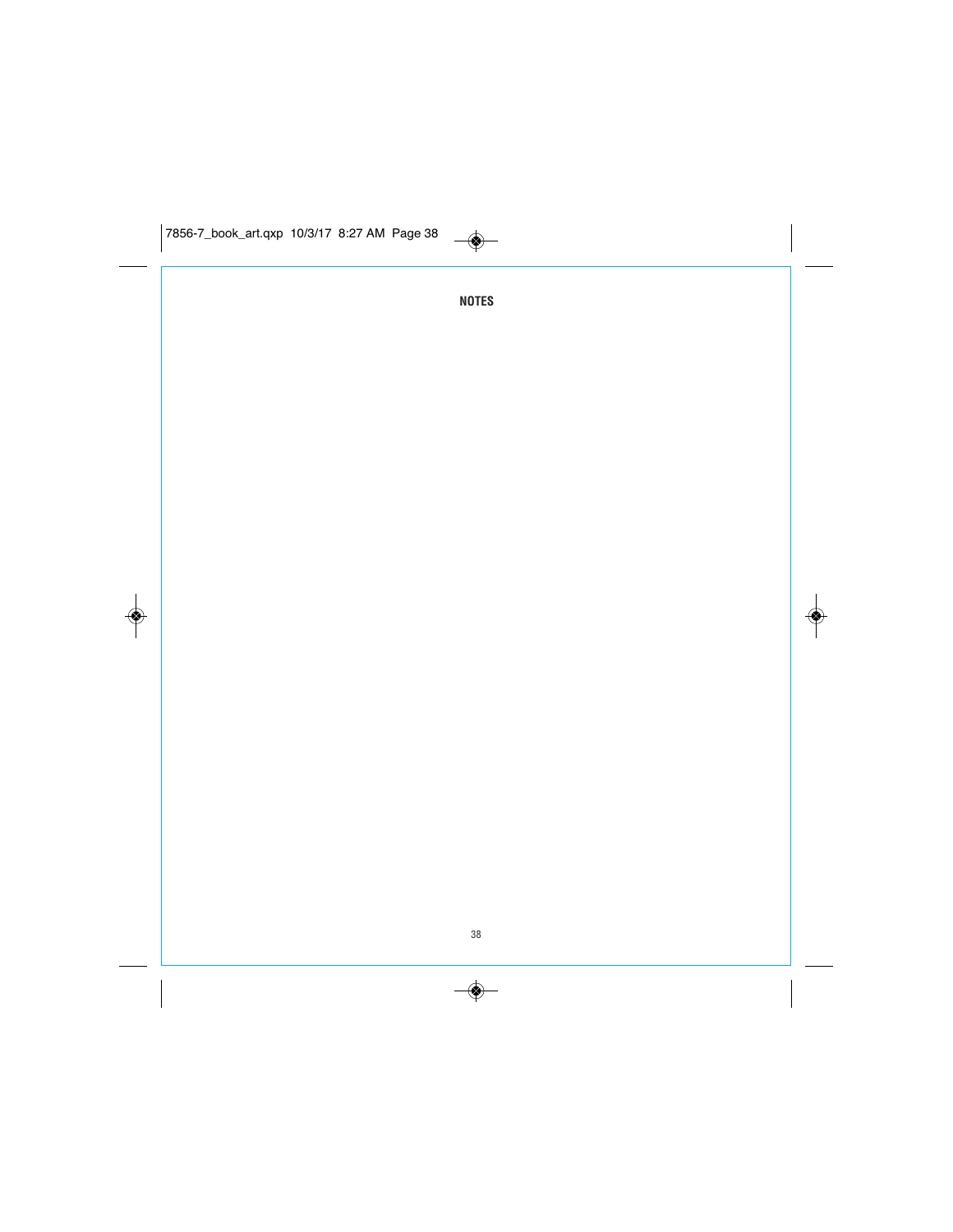## NOTES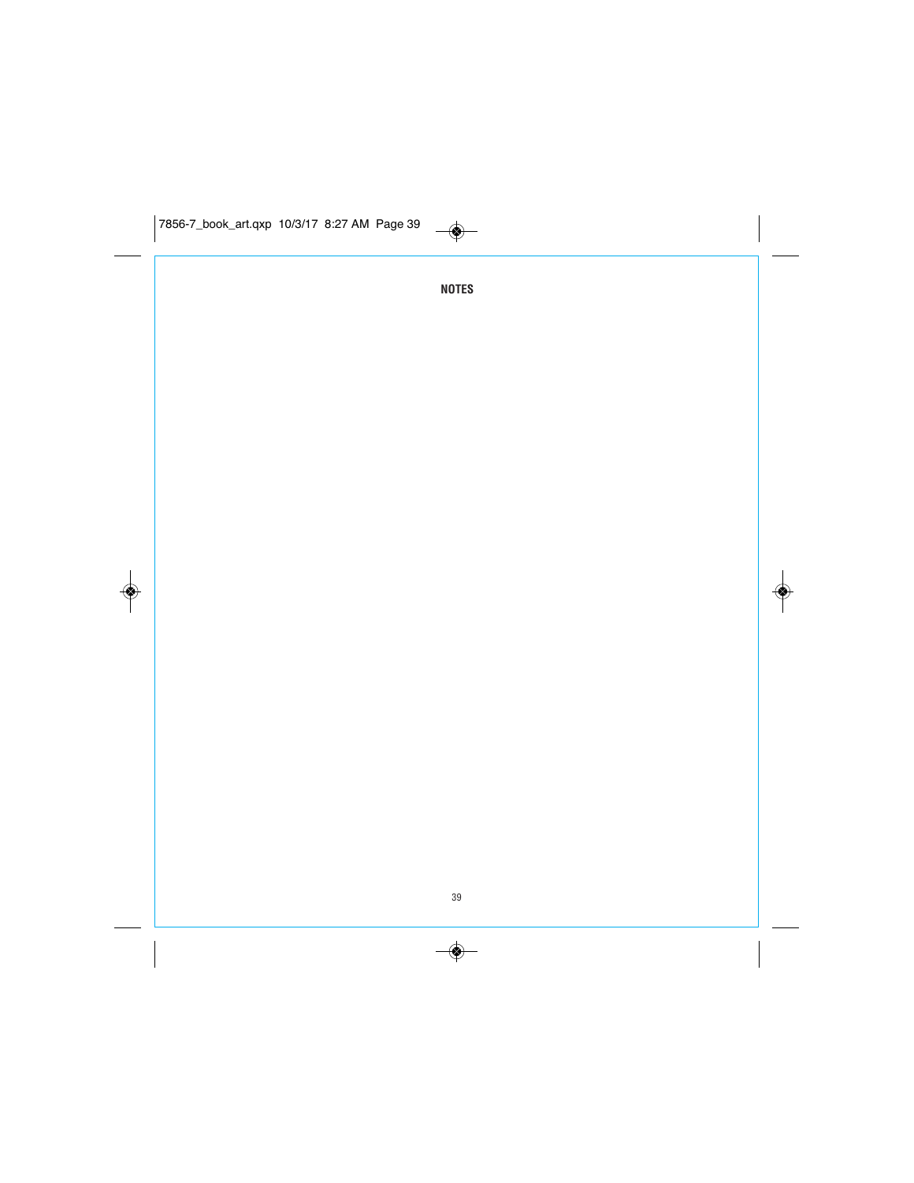## NOTES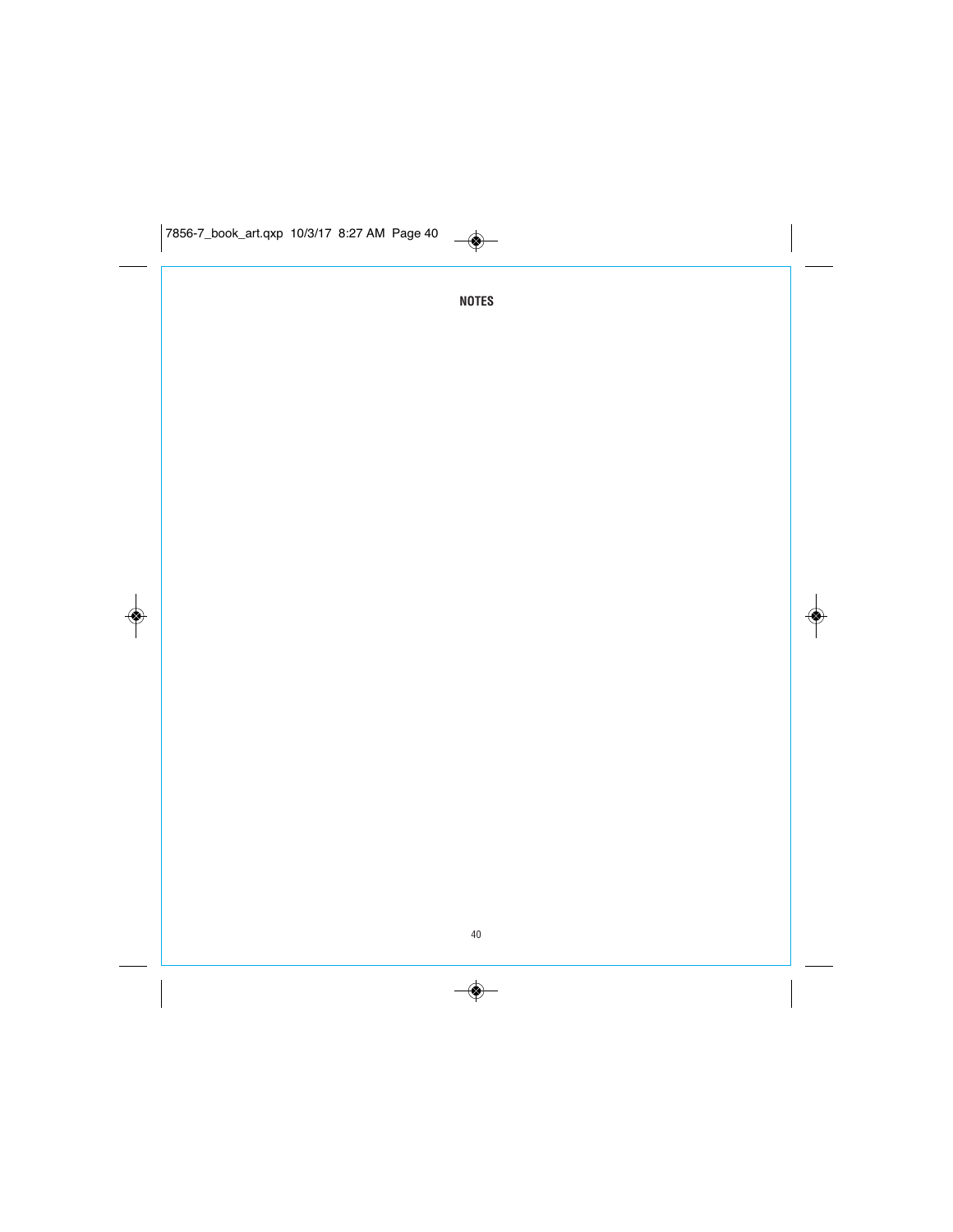## NOTES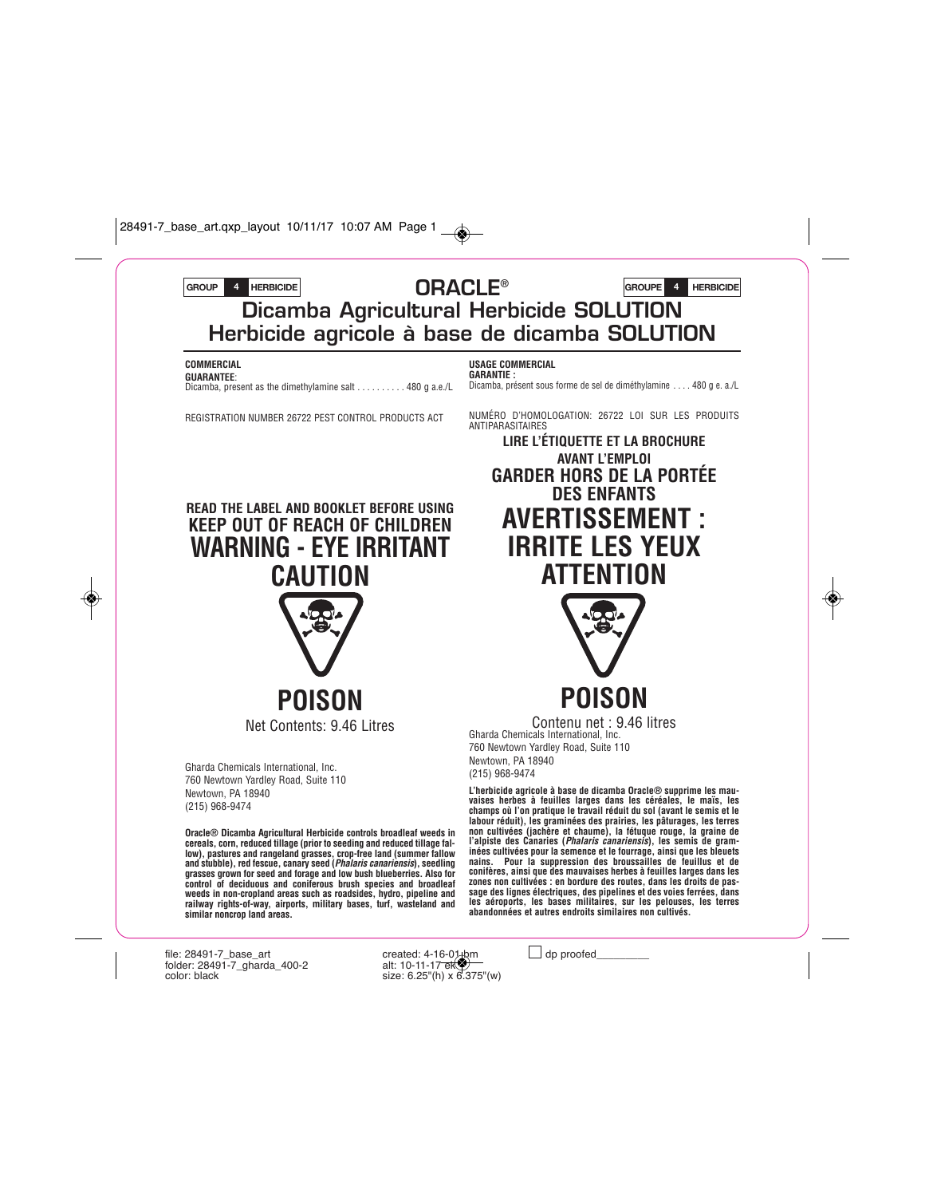GROUP 4 HERBICIDE

# ORACLE®

GROUPE 4 HERBICIDE

## Dicamba Agricultural Herbicide SOLUTION

## Herbicide agricole à base de dicamba SOLUTION

**COMMERCIAL**

**GUARANTEE**:
Dicamba, present as the dimethylamine salt . . . . . . . . . . 480 g a.e./L

REGISTRATION NUMBER 26722 PEST CONTROL PRODUCTS ACT

**READ THE LABEL AND BOOKLET BEFORE USING**

**KEEP OUT OF REACH OF CHILDREN**

**WARNING - EYE IRRITANT**

**CAUTION**

**POISON**

Net Contents: 9.46 Litres

Gharda Chemicals International, Inc.
760 Newtown Yardley Road, Suite 110
Newtown, PA 18940
(215) 968-9474

**Oracle® Dicamba Agricultural Herbicide controls broadleaf weeds in cereals, corn, reduced tillage (prior to seeding and reduced tillage fallow), pastures and rangeland grasses, crop-free land (summer fallow and stubble), red fescue, canary seed (*Phalaris canariensis*), seedling grasses grown for seed and forage and low bush blueberries. Also for control of deciduous and coniferous brush species and broadleaf weeds in non-cropland areas such as roadsides, hydro, pipeline and railway rights-of-way, airports, military bases, turf, wasteland and similar noncrop land areas.**

**USAGE COMMERCIAL**

**GARANTIE :**
Dicamba, présent sous forme de sel de diméthylamine . . . . 480 g e. a./L

NUMÉRO D'HOMOLOGATION: 26722 LOI SUR LES PRODUITS ANTIPARASITAIRES

**LIRE L'ÉTIQUETTE ET LA BROCHURE AVANT L'EMPLOI**

**GARDER HORS DE LA PORTÉE DES ENFANTS**

**AVERTISSEMENT : IRRITE LES YEUX**

**ATTENTION**

**POISON**

Contenu net : 9.46 litres

Gharda Chemicals International, Inc.
760 Newtown Yardley Road, Suite 110
Newtown, PA 18940
(215) 968-9474

**L'herbicide agricole à base de dicamba Oracle® supprime les mauvaises herbes à feuilles larges dans les céréales, le maïs, les champs où l'on pratique le travail réduit du sol (avant le semis et le labour réduit), les graminées des prairies, les pâturages, les terres non cultivées (jachère et chaume), la fétuque rouge, la graine de l'alpiste des Canaries (*Phalaris canariensis*), les semis de graminées cultivées pour la semence et le fourrage, ainsi que les bleuets nains. Pour la suppression des broussailles de feuillus et de conifères, ainsi que des mauvaises herbes à feuilles larges dans les zones non cultivées : en bordure des routes, dans les droits de passage des lignes électriques, des pipelines et des voies ferrées, dans les aéroports, les bases militaires, sur les pelouses, les terres abandonnées et autres endroits similaires non cultivés.**